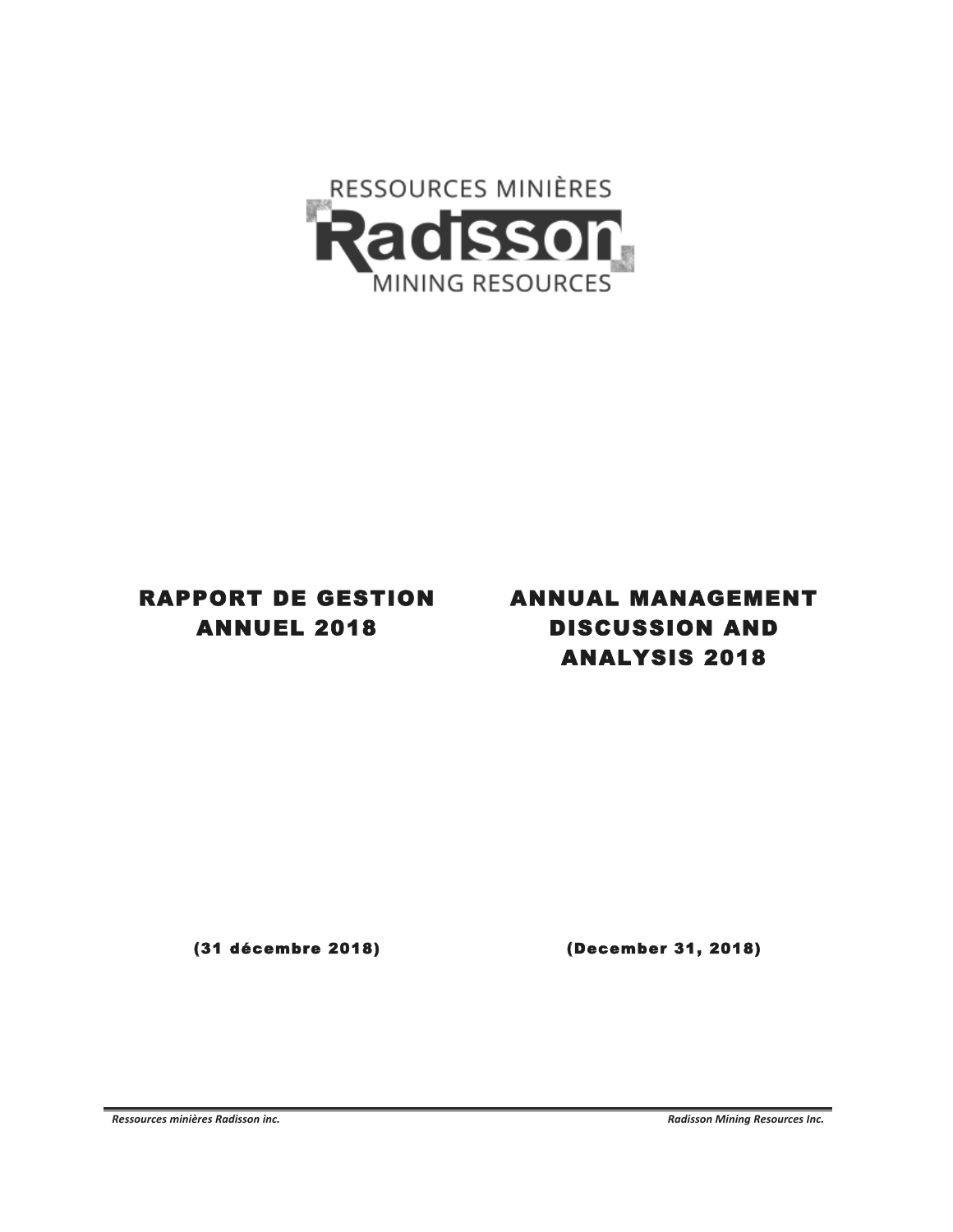RESSOURCES MINIÈRES

**Radisson**

MINING RESOURCES

# RAPPORT DE GESTION ANNUEL 2018

# ANNUAL MANAGEMENT DISCUSSION AND ANALYSIS 2018

(31 décembre 2018)

(December 31, 2018)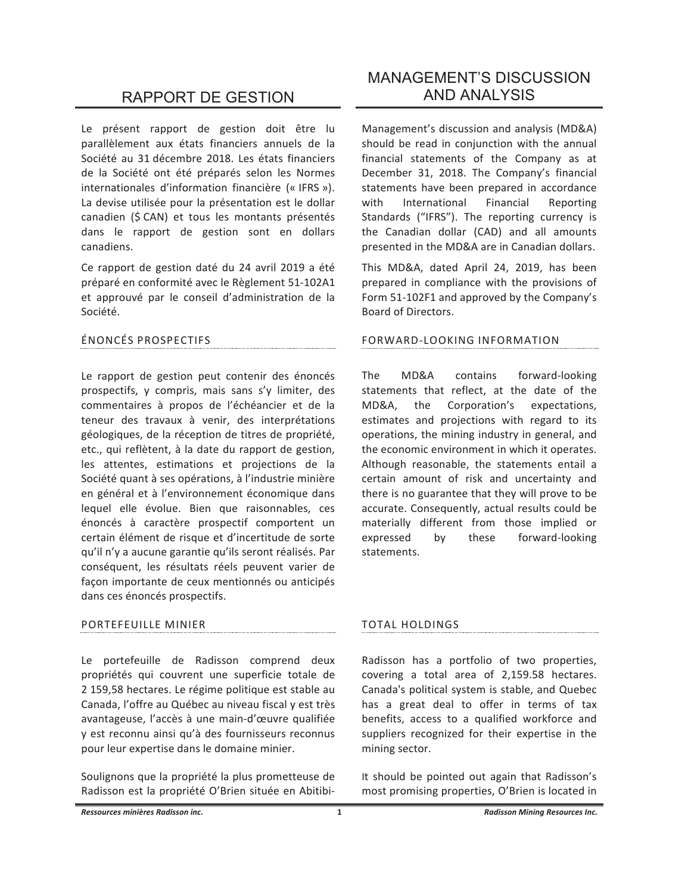# RAPPORT DE GESTION

Le présent rapport de gestion doit être lu parallèlement aux états financiers annuels de la Société au 31 décembre 2018. Les états financiers de la Société ont été préparés selon les Normes internationales d'information financière (« IFRS »). La devise utilisée pour la présentation est le dollar canadien ($ CAN) et tous les montants présentés dans le rapport de gestion sont en dollars canadiens.

Ce rapport de gestion daté du 24 avril 2019 a été préparé en conformité avec le Règlement 51-102A1 et approuvé par le conseil d'administration de la Société.

## ÉNONCÉS PROSPECTIFS

Le rapport de gestion peut contenir des énoncés prospectifs, y compris, mais sans s'y limiter, des commentaires à propos de l'échéancier et de la teneur des travaux à venir, des interprétations géologiques, de la réception de titres de propriété, etc., qui reflètent, à la date du rapport de gestion, les attentes, estimations et projections de la Société quant à ses opérations, à l'industrie minière en général et à l'environnement économique dans lequel elle évolue. Bien que raisonnables, ces énoncés à caractère prospectif comportent un certain élément de risque et d'incertitude de sorte qu'il n'y a aucune garantie qu'ils seront réalisés. Par conséquent, les résultats réels peuvent varier de façon importante de ceux mentionnés ou anticipés dans ces énoncés prospectifs.

## PORTEFEUILLE MINIER

Le portefeuille de Radisson comprend deux propriétés qui couvrent une superficie totale de 2 159,58 hectares. Le régime politique est stable au Canada, l'offre au Québec au niveau fiscal y est très avantageuse, l'accès à une main-d'œuvre qualifiée y est reconnu ainsi qu'à des fournisseurs reconnus pour leur expertise dans le domaine minier.

Soulignons que la propriété la plus prometteuse de Radisson est la propriété O'Brien située en Abitibi-

# MANAGEMENT'S DISCUSSION AND ANALYSIS

Management's discussion and analysis (MD&A) should be read in conjunction with the annual financial statements of the Company as at December 31, 2018. The Company's financial statements have been prepared in accordance with International Financial Reporting Standards ("IFRS"). The reporting currency is the Canadian dollar (CAD) and all amounts presented in the MD&A are in Canadian dollars.

This MD&A, dated April 24, 2019, has been prepared in compliance with the provisions of Form 51-102F1 and approved by the Company's Board of Directors.

## FORWARD-LOOKING INFORMATION

The MD&A contains forward-looking statements that reflect, at the date of the MD&A, the Corporation's expectations, estimates and projections with regard to its operations, the mining industry in general, and the economic environment in which it operates. Although reasonable, the statements entail a certain amount of risk and uncertainty and there is no guarantee that they will prove to be accurate. Consequently, actual results could be materially different from those implied or expressed by these forward-looking statements.

## TOTAL HOLDINGS

Radisson has a portfolio of two properties, covering a total area of 2,159.58 hectares. Canada's political system is stable, and Quebec has a great deal to offer in terms of tax benefits, access to a qualified workforce and suppliers recognized for their expertise in the mining sector.

It should be pointed out again that Radisson's most promising properties, O'Brien is located in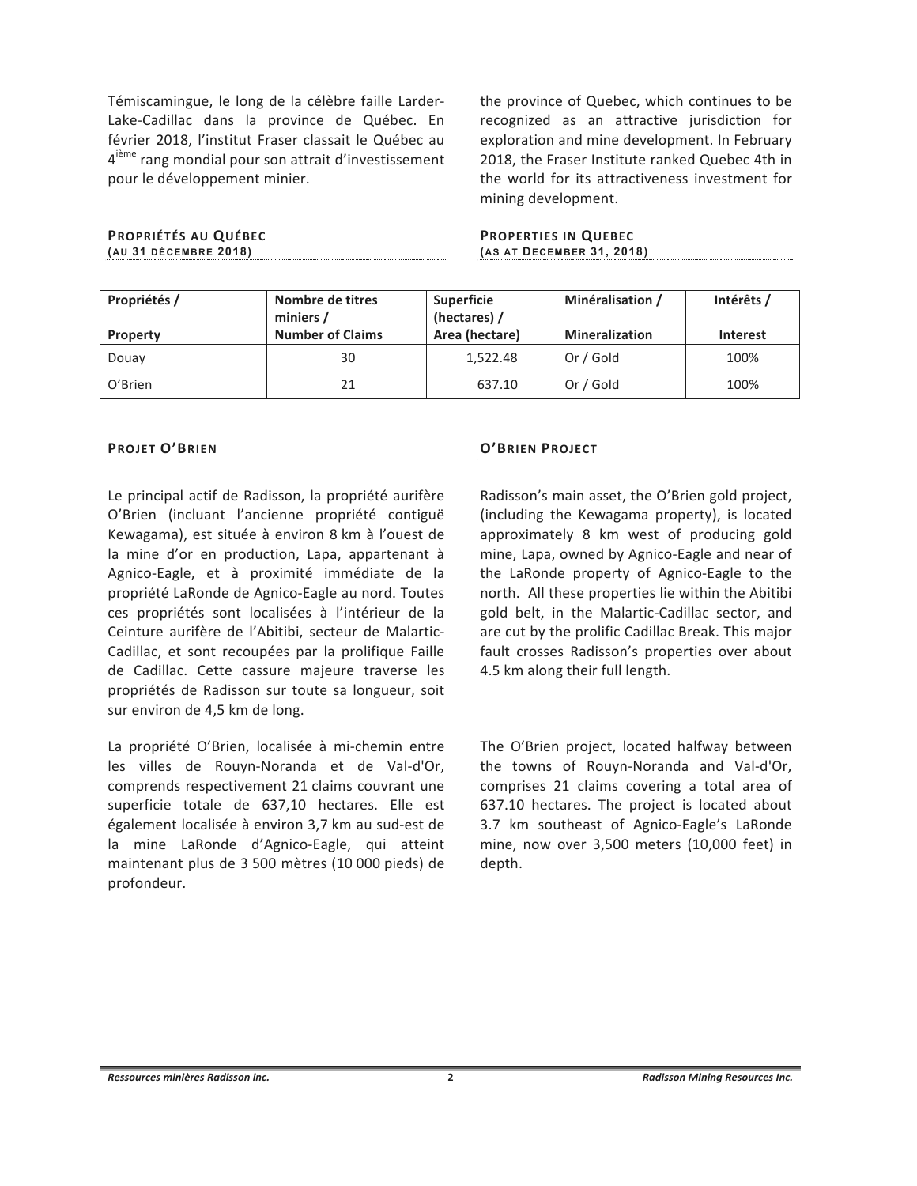Témiscamingue, le long de la célèbre faille Larder-Lake-Cadillac dans la province de Québec. En février 2018, l'institut Fraser classait le Québec au 4[ième] rang mondial pour son attrait d'investissement pour le développement minier.

the province of Quebec, which continues to be recognized as an attractive jurisdiction for exploration and mine development. In February 2018, the Fraser Institute ranked Quebec 4th in the world for its attractiveness investment for mining development.

**PROPRIÉTÉS AU QUÉBEC**
**(AU 31 DÉCEMBRE 2018)**

**PROPERTIES IN QUEBEC**
**(AS AT DECEMBER 31, 2018)**

| Propriétés / Property | Nombre de titres miniers / Number of Claims | Superficie (hectares) / Area (hectare) | Minéralisation / Mineralization | Intérêts / Interest |
|---|---|---|---|---|
| Douay | 30 | 1,522.48 | Or / Gold | 100% |
| O'Brien | 21 | 637.10 | Or / Gold | 100% |

**PROJET O'BRIEN**

Le principal actif de Radisson, la propriété aurifère O'Brien (incluant l'ancienne propriété contiguë Kewagama), est située à environ 8 km à l'ouest de la mine d'or en production, Lapa, appartenant à Agnico-Eagle, et à proximité immédiate de la propriété LaRonde de Agnico-Eagle au nord. Toutes ces propriétés sont localisées à l'intérieur de la Ceinture aurifère de l'Abitibi, secteur de Malartic-Cadillac, et sont recoupées par la prolifique Faille de Cadillac. Cette cassure majeure traverse les propriétés de Radisson sur toute sa longueur, soit sur environ de 4,5 km de long.

La propriété O'Brien, localisée à mi-chemin entre les villes de Rouyn-Noranda et de Val-d'Or, comprends respectivement 21 claims couvrant une superficie totale de 637,10 hectares. Elle est également localisée à environ 3,7 km au sud-est de la mine LaRonde d'Agnico-Eagle, qui atteint maintenant plus de 3 500 mètres (10 000 pieds) de profondeur.

**O'BRIEN PROJECT**

Radisson's main asset, the O'Brien gold project, (including the Kewagama property), is located approximately 8 km west of producing gold mine, Lapa, owned by Agnico-Eagle and near of the LaRonde property of Agnico-Eagle to the north. All these properties lie within the Abitibi gold belt, in the Malartic-Cadillac sector, and are cut by the prolific Cadillac Break. This major fault crosses Radisson's properties over about 4.5 km along their full length.

The O'Brien project, located halfway between the towns of Rouyn-Noranda and Val-d'Or, comprises 21 claims covering a total area of 637.10 hectares. The project is located about 3.7 km southeast of Agnico-Eagle's LaRonde mine, now over 3,500 meters (10,000 feet) in depth.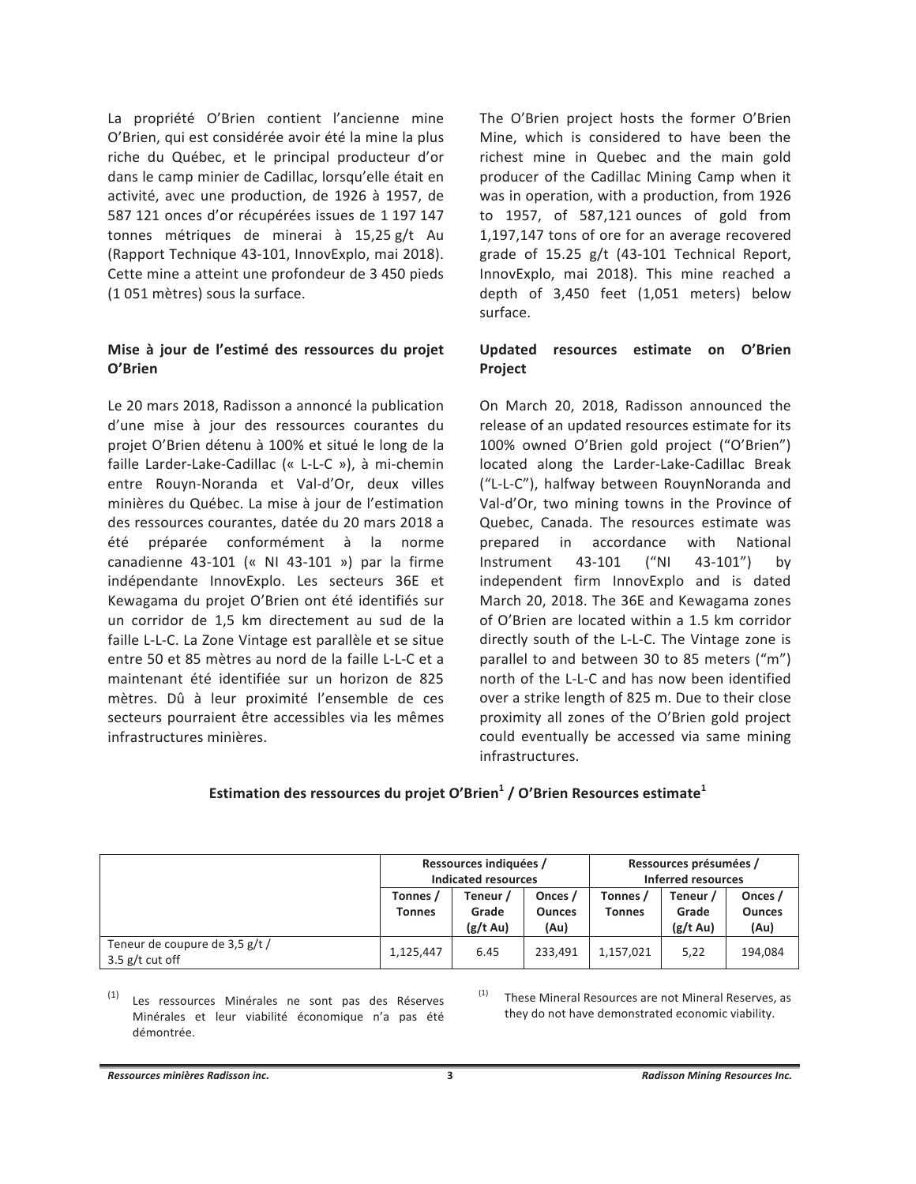La propriété O'Brien contient l'ancienne mine O'Brien, qui est considérée avoir été la mine la plus riche du Québec, et le principal producteur d'or dans le camp minier de Cadillac, lorsqu'elle était en activité, avec une production, de 1926 à 1957, de 587 121 onces d'or récupérées issues de 1 197 147 tonnes métriques de minerai à 15,25 g/t Au (Rapport Technique 43-101, InnovExplo, mai 2018). Cette mine a atteint une profondeur de 3 450 pieds (1 051 mètres) sous la surface.

### Mise à jour de l'estimé des ressources du projet O'Brien

Le 20 mars 2018, Radisson a annoncé la publication d'une mise à jour des ressources courantes du projet O'Brien détenu à 100% et situé le long de la faille Larder-Lake-Cadillac (« L-L-C »), à mi-chemin entre Rouyn-Noranda et Val-d'Or, deux villes minières du Québec. La mise à jour de l'estimation des ressources courantes, datée du 20 mars 2018 a été préparée conformément à la norme canadienne 43-101 (« NI 43-101 ») par la firme indépendante InnovExplo. Les secteurs 36E et Kewagama du projet O'Brien ont été identifiés sur un corridor de 1,5 km directement au sud de la faille L-L-C. La Zone Vintage est parallèle et se situe entre 50 et 85 mètres au nord de la faille L-L-C et a maintenant été identifiée sur un horizon de 825 mètres. Dû à leur proximité l'ensemble de ces secteurs pourraient être accessibles via les mêmes infrastructures minières.

The O'Brien project hosts the former O'Brien Mine, which is considered to have been the richest mine in Quebec and the main gold producer of the Cadillac Mining Camp when it was in operation, with a production, from 1926 to 1957, of 587,121 ounces of gold from 1,197,147 tons of ore for an average recovered grade of 15.25 g/t (43-101 Technical Report, InnovExplo, mai 2018). This mine reached a depth of 3,450 feet (1,051 meters) below surface.

### Updated resources estimate on O'Brien Project

On March 20, 2018, Radisson announced the release of an updated resources estimate for its 100% owned O'Brien gold project ("O'Brien") located along the Larder-Lake-Cadillac Break ("L-L-C"), halfway between RouynNoranda and Val-d'Or, two mining towns in the Province of Quebec, Canada. The resources estimate was prepared in accordance with National Instrument 43-101 ("NI 43-101") by independent firm InnovExplo and is dated March 20, 2018. The 36E and Kewagama zones of O'Brien are located within a 1.5 km corridor directly south of the L-L-C. The Vintage zone is parallel to and between 30 to 85 meters ("m") north of the L-L-C and has now been identified over a strike length of 825 m. Due to their close proximity all zones of the O'Brien gold project could eventually be accessed via same mining infrastructures.

**Estimation des ressources du projet O'Brien[1] / O'Brien Resources estimate[1]**

| | Ressources indiquées / Indicated resources | | | Ressources présumées / Inferred resources | | |
|---|---|---|---|---|---|---|
| | Tonnes / Tonnes | Teneur / Grade (g/t Au) | Onces / Ounces (Au) | Tonnes / Tonnes | Teneur / Grade (g/t Au) | Onces / Ounces (Au) |
| Teneur de coupure de 3,5 g/t / 3.5 g/t cut off | 1,125,447 | 6.45 | 233,491 | 1,157,021 | 5,22 | 194,084 |

(1) Les ressources Minérales ne sont pas des Réserves Minérales et leur viabilité économique n'a pas été démontrée.

(1) These Mineral Resources are not Mineral Reserves, as they do not have demonstrated economic viability.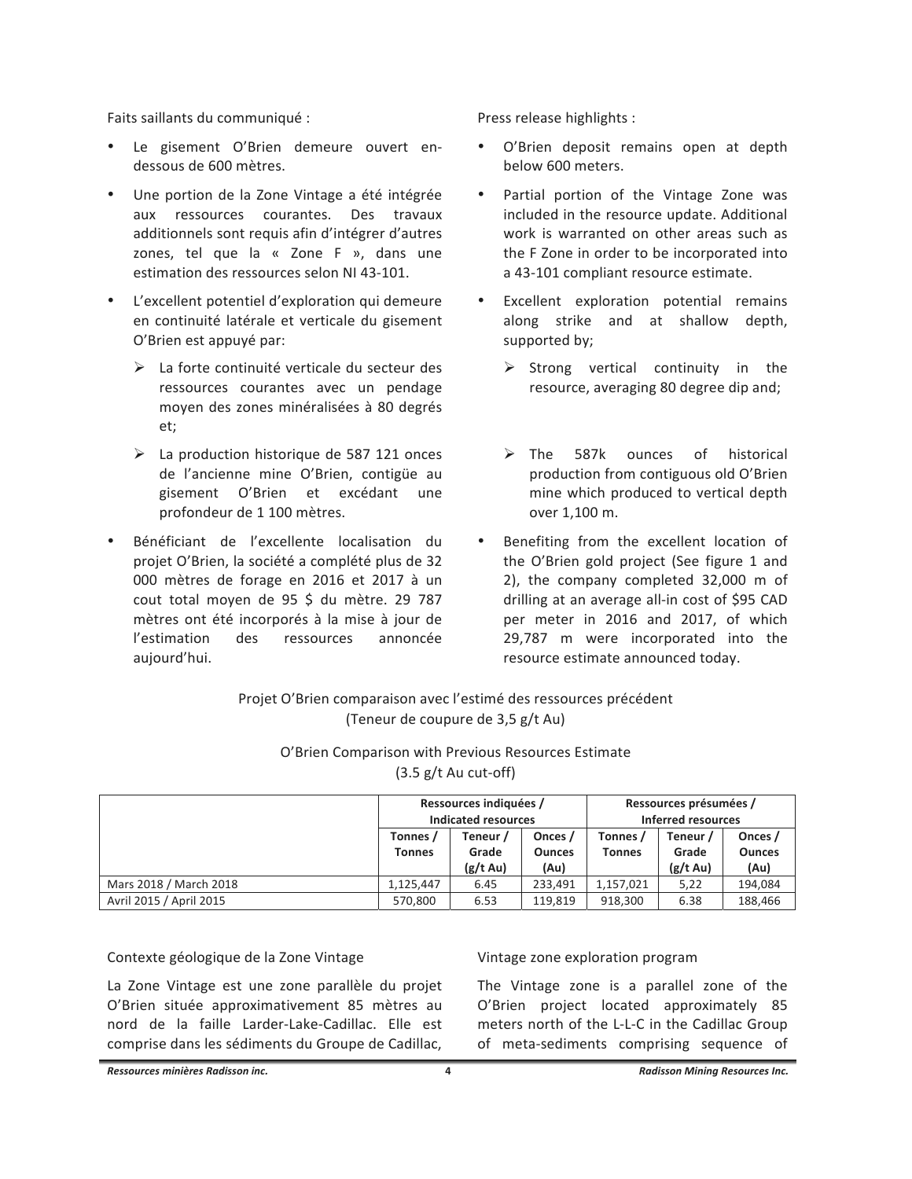Faits saillants du communiqué :

- Le gisement O'Brien demeure ouvert en-dessous de 600 mètres.
- Une portion de la Zone Vintage a été intégrée aux ressources courantes. Des travaux additionnels sont requis afin d'intégrer d'autres zones, tel que la « Zone F », dans une estimation des ressources selon NI 43-101.
- L'excellent potentiel d'exploration qui demeure en continuité latérale et verticale du gisement O'Brien est appuyé par:
  - ➢ La forte continuité verticale du secteur des ressources courantes avec un pendage moyen des zones minéralisées à 80 degrés et;
  - ➢ La production historique de 587 121 onces de l'ancienne mine O'Brien, contigüe au gisement O'Brien et excédant une profondeur de 1 100 mètres.
- Bénéficiant de l'excellente localisation du projet O'Brien, la société a complété plus de 32 000 mètres de forage en 2016 et 2017 à un cout total moyen de 95 $ du mètre. 29 787 mètres ont été incorporés à la mise à jour de l'estimation des ressources annoncée aujourd'hui.

Press release highlights :

- O'Brien deposit remains open at depth below 600 meters.
- Partial portion of the Vintage Zone was included in the resource update. Additional work is warranted on other areas such as the F Zone in order to be incorporated into a 43-101 compliant resource estimate.
- Excellent exploration potential remains along strike and at shallow depth, supported by;
  - ➢ Strong vertical continuity in the resource, averaging 80 degree dip and;
  - ➢ The 587k ounces of historical production from contiguous old O'Brien mine which produced to vertical depth over 1,100 m.
- Benefiting from the excellent location of the O'Brien gold project (See figure 1 and 2), the company completed 32,000 m of drilling at an average all-in cost of $95 CAD per meter in 2016 and 2017, of which 29,787 m were incorporated into the resource estimate announced today.

Projet O'Brien comparaison avec l'estimé des ressources précédent
(Teneur de coupure de 3,5 g/t Au)

O'Brien Comparison with Previous Resources Estimate
(3.5 g/t Au cut-off)

| | Ressources indiquées / Indicated resources | | | Ressources présumées / Inferred resources | | |
|---|---|---|---|---|---|---|
| | Tonnes / Tonnes | Teneur / Grade (g/t Au) | Onces / Ounces (Au) | Tonnes / Tonnes | Teneur / Grade (g/t Au) | Onces / Ounces (Au) |
| Mars 2018 / March 2018 | 1,125,447 | 6.45 | 233,491 | 1,157,021 | 5,22 | 194,084 |
| Avril 2015 / April 2015 | 570,800 | 6.53 | 119,819 | 918,300 | 6.38 | 188,466 |

Contexte géologique de la Zone Vintage

La Zone Vintage est une zone parallèle du projet O'Brien située approximativement 85 mètres au nord de la faille Larder-Lake-Cadillac. Elle est comprise dans les sédiments du Groupe de Cadillac,

Vintage zone exploration program

The Vintage zone is a parallel zone of the O'Brien project located approximately 85 meters north of the L-L-C in the Cadillac Group of meta-sediments comprising sequence of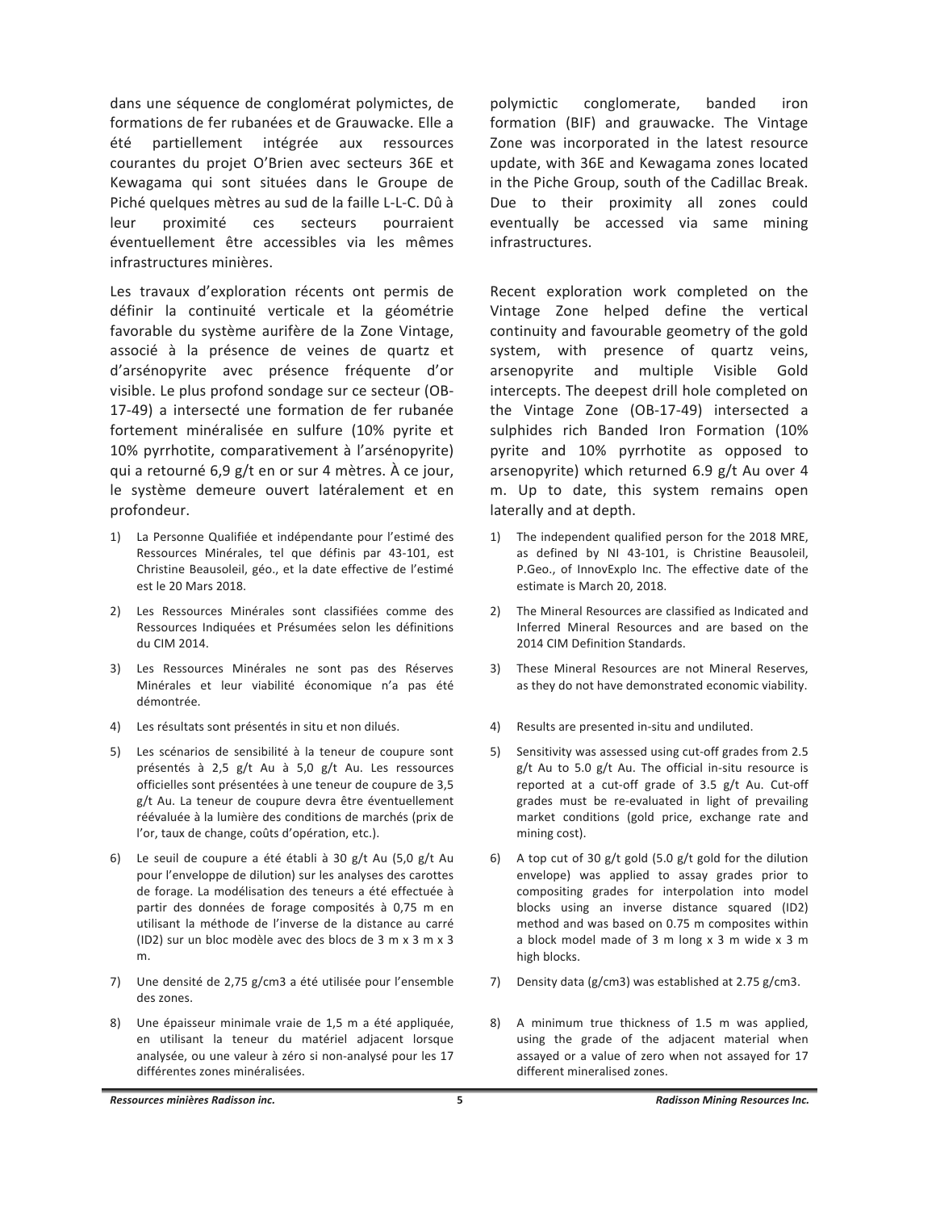dans une séquence de conglomérat polymictes, de formations de fer rubanées et de Grauwacke. Elle a été partiellement intégrée aux ressources courantes du projet O'Brien avec secteurs 36E et Kewagama qui sont situées dans le Groupe de Piché quelques mètres au sud de la faille L-L-C. Dû à leur proximité ces secteurs pourraient éventuellement être accessibles via les mêmes infrastructures minières.

Les travaux d'exploration récents ont permis de définir la continuité verticale et la géométrie favorable du système aurifère de la Zone Vintage, associé à la présence de veines de quartz et d'arsénopyrite avec présence fréquente d'or visible. Le plus profond sondage sur ce secteur (OB-17-49) a intersecté une formation de fer rubanée fortement minéralisée en sulfure (10% pyrite et 10% pyrrhotite, comparativement à l'arsénopyrite) qui a retourné 6,9 g/t en or sur 4 mètres. À ce jour, le système demeure ouvert latéralement et en profondeur.

1) La Personne Qualifiée et indépendante pour l'estimé des Ressources Minérales, tel que définis par 43-101, est Christine Beausoleil, géo., et la date effective de l'estimé est le 20 Mars 2018.
2) Les Ressources Minérales sont classifiées comme des Ressources Indiquées et Présumées selon les définitions du CIM 2014.
3) Les Ressources Minérales ne sont pas des Réserves Minérales et leur viabilité économique n'a pas été démontrée.
4) Les résultats sont présentés in situ et non dilués.
5) Les scénarios de sensibilité à la teneur de coupure sont présentés à 2,5 g/t Au à 5,0 g/t Au. Les ressources officielles sont présentées à une teneur de coupure de 3,5 g/t Au. La teneur de coupure devra être éventuellement réévaluée à la lumière des conditions de marchés (prix de l'or, taux de change, coûts d'opération, etc.).
6) Le seuil de coupure a été établi à 30 g/t Au (5,0 g/t Au pour l'enveloppe de dilution) sur les analyses des carottes de forage. La modélisation des teneurs a été effectuée à partir des données de forage composités à 0,75 m en utilisant la méthode de l'inverse de la distance au carré (ID2) sur un bloc modèle avec des blocs de 3 m x 3 m x 3 m.
7) Une densité de 2,75 g/cm3 a été utilisée pour l'ensemble des zones.
8) Une épaisseur minimale vraie de 1,5 m a été appliquée, en utilisant la teneur du matériel adjacent lorsque analysée, ou une valeur à zéro si non-analysé pour les 17 différentes zones minéralisées.

polymictic conglomerate, banded iron formation (BIF) and grauwacke. The Vintage Zone was incorporated in the latest resource update, with 36E and Kewagama zones located in the Piche Group, south of the Cadillac Break. Due to their proximity all zones could eventually be accessed via same mining infrastructures.

Recent exploration work completed on the Vintage Zone helped define the vertical continuity and favourable geometry of the gold system, with presence of quartz veins, arsenopyrite and multiple Visible Gold intercepts. The deepest drill hole completed on the Vintage Zone (OB-17-49) intersected a sulphides rich Banded Iron Formation (10% pyrite and 10% pyrrhotite as opposed to arsenopyrite) which returned 6.9 g/t Au over 4 m. Up to date, this system remains open laterally and at depth.

1) The independent qualified person for the 2018 MRE, as defined by NI 43-101, is Christine Beausoleil, P.Geo., of InnovExplo Inc. The effective date of the estimate is March 20, 2018.
2) The Mineral Resources are classified as Indicated and Inferred Mineral Resources and are based on the 2014 CIM Definition Standards.
3) These Mineral Resources are not Mineral Reserves, as they do not have demonstrated economic viability.
4) Results are presented in-situ and undiluted.
5) Sensitivity was assessed using cut-off grades from 2.5 g/t Au to 5.0 g/t Au. The official in-situ resource is reported at a cut-off grade of 3.5 g/t Au. Cut-off grades must be re-evaluated in light of prevailing market conditions (gold price, exchange rate and mining cost).
6) A top cut of 30 g/t gold (5.0 g/t gold for the dilution envelope) was applied to assay grades prior to compositing grades for interpolation into model blocks using an inverse distance squared (ID2) method and was based on 0.75 m composites within a block model made of 3 m long x 3 m wide x 3 m high blocks.
7) Density data (g/cm3) was established at 2.75 g/cm3.
8) A minimum true thickness of 1.5 m was applied, using the grade of the adjacent material when assayed or a value of zero when not assayed for 17 different mineralised zones.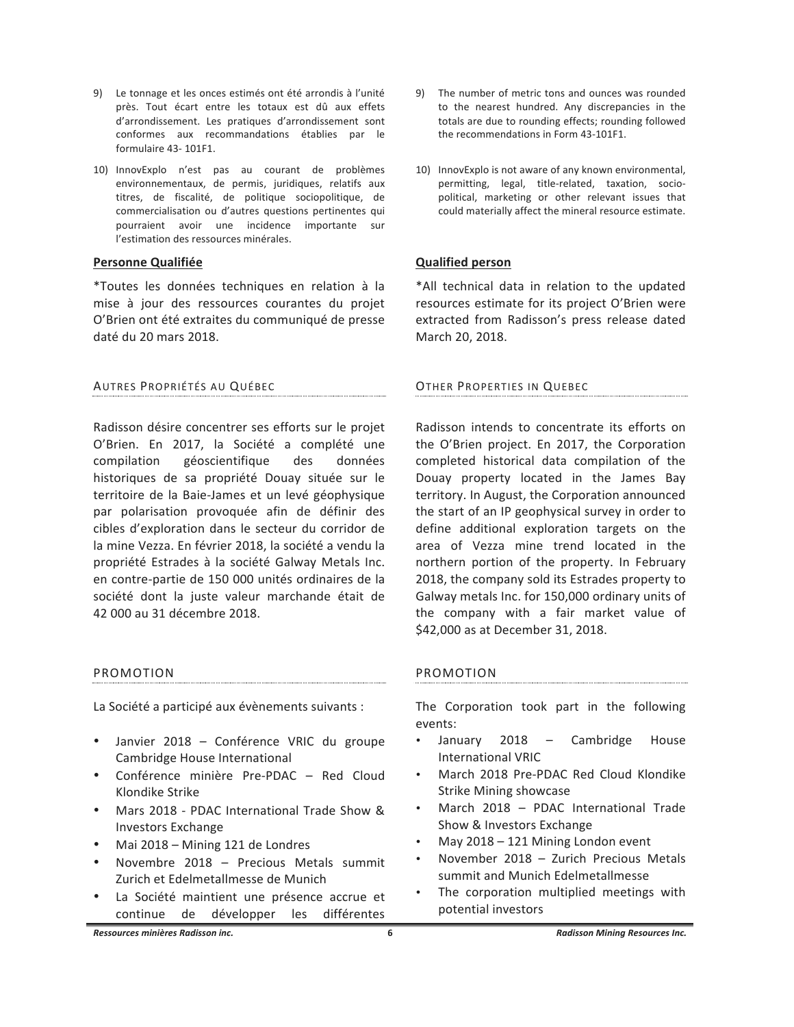9) Le tonnage et les onces estimés ont été arrondis à l'unité près. Tout écart entre les totaux est dû aux effets d'arrondissement. Les pratiques d'arrondissement sont conformes aux recommandations établies par le formulaire 43- 101F1.

10) InnovExplo n'est pas au courant de problèmes environnementaux, de permis, juridiques, relatifs aux titres, de fiscalité, de politique sociopolitique, de commercialisation ou d'autres questions pertinentes qui pourraient avoir une incidence importante sur l'estimation des ressources minérales.

**Personne Qualifiée**

*Toutes les données techniques en relation à la mise à jour des ressources courantes du projet O'Brien ont été extraites du communiqué de presse daté du 20 mars 2018.

AUTRES PROPRIÉTÉS AU QUÉBEC

Radisson désire concentrer ses efforts sur le projet O'Brien. En 2017, la Société a complété une compilation géoscientifique des données historiques de sa propriété Douay située sur le territoire de la Baie-James et un levé géophysique par polarisation provoquée afin de définir des cibles d'exploration dans le secteur du corridor de la mine Vezza. En février 2018, la société a vendu la propriété Estrades à la société Galway Metals Inc. en contre-partie de 150 000 unités ordinaires de la société dont la juste valeur marchande était de 42 000 au 31 décembre 2018.

PROMOTION

La Société a participé aux évènements suivants :

- Janvier 2018 – Conférence VRIC du groupe Cambridge House International
- Conférence minière Pre-PDAC – Red Cloud Klondike Strike
- Mars 2018 - PDAC International Trade Show & Investors Exchange
- Mai 2018 – Mining 121 de Londres
- Novembre 2018 – Precious Metals summit Zurich et Edelmetallmesse de Munich
- La Société maintient une présence accrue et continue de développer les différentes

9) The number of metric tons and ounces was rounded to the nearest hundred. Any discrepancies in the totals are due to rounding effects; rounding followed the recommendations in Form 43-101F1.

10) InnovExplo is not aware of any known environmental, permitting, legal, title-related, taxation, socio-political, marketing or other relevant issues that could materially affect the mineral resource estimate.

**Qualified person**

*All technical data in relation to the updated resources estimate for its project O'Brien were extracted from Radisson's press release dated March 20, 2018.

OTHER PROPERTIES IN QUEBEC

Radisson intends to concentrate its efforts on the O'Brien project. In 2017, the Corporation completed historical data compilation of the Douay property located in the James Bay territory. In August, the Corporation announced the start of an IP geophysical survey in order to define additional exploration targets on the area of Vezza mine trend located in the northern portion of the property. In February 2018, the company sold its Estrades property to Galway metals Inc. for 150,000 ordinary units of the company with a fair market value of $42,000 as at December 31, 2018.

PROMOTION

The Corporation took part in the following events:

- January 2018 – Cambridge House International VRIC
- March 2018 Pre-PDAC Red Cloud Klondike Strike Mining showcase
- March 2018 – PDAC International Trade Show & Investors Exchange
- May 2018 – 121 Mining London event
- November 2018 – Zurich Precious Metals summit and Munich Edelmetallmesse
- The corporation multiplied meetings with potential investors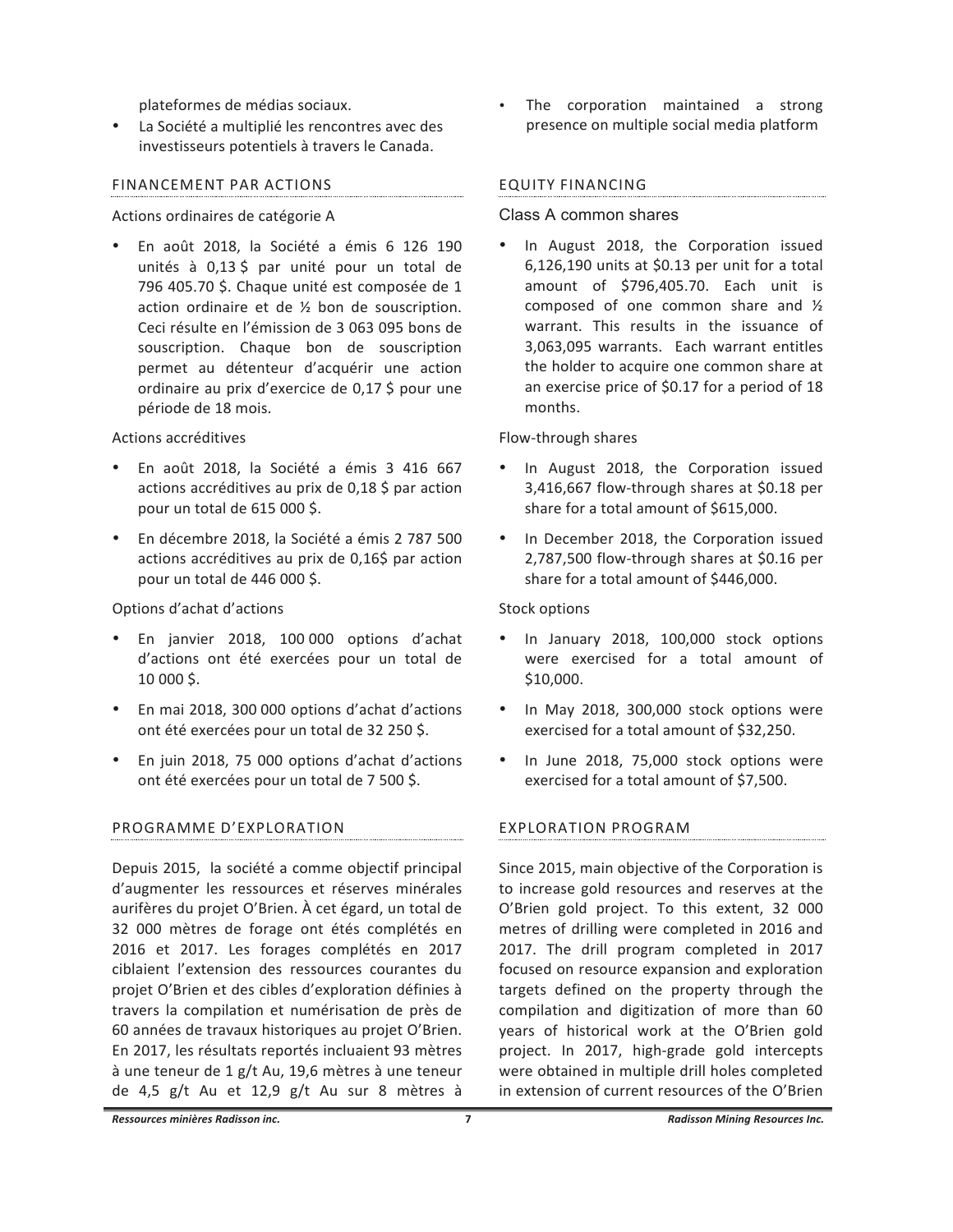plateformes de médias sociaux.

- La Société a multiplié les rencontres avec des investisseurs potentiels à travers le Canada.

## FINANCEMENT PAR ACTIONS

Actions ordinaires de catégorie A

- En août 2018, la Société a émis 6 126 190 unités à 0,13 $ par unité pour un total de 796 405.70 $. Chaque unité est composée de 1 action ordinaire et de ½ bon de souscription. Ceci résulte en l'émission de 3 063 095 bons de souscription. Chaque bon de souscription permet au détenteur d'acquérir une action ordinaire au prix d'exercice de 0,17 $ pour une période de 18 mois.

Actions accréditives

- En août 2018, la Société a émis 3 416 667 actions accréditives au prix de 0,18 $ par action pour un total de 615 000 $.
- En décembre 2018, la Société a émis 2 787 500 actions accréditives au prix de 0,16$ par action pour un total de 446 000 $.

Options d'achat d'actions

- En janvier 2018, 100 000 options d'achat d'actions ont été exercées pour un total de 10 000 $.
- En mai 2018, 300 000 options d'achat d'actions ont été exercées pour un total de 32 250 $.
- En juin 2018, 75 000 options d'achat d'actions ont été exercées pour un total de 7 500 $.

## PROGRAMME D'EXPLORATION

Depuis 2015, la société a comme objectif principal d'augmenter les ressources et réserves minérales aurifères du projet O'Brien. À cet égard, un total de 32 000 mètres de forage ont étés complétés en 2016 et 2017. Les forages complétés en 2017 ciblaient l'extension des ressources courantes du projet O'Brien et des cibles d'exploration définies à travers la compilation et numérisation de près de 60 années de travaux historiques au projet O'Brien. En 2017, les résultats reportés incluaient 93 mètres à une teneur de 1 g/t Au, 19,6 mètres à une teneur de 4,5 g/t Au et 12,9 g/t Au sur 8 mètres à

- The corporation maintained a strong presence on multiple social media platform

## EQUITY FINANCING

Class A common shares

- In August 2018, the Corporation issued 6,126,190 units at $0.13 per unit for a total amount of $796,405.70. Each unit is composed of one common share and ½ warrant. This results in the issuance of 3,063,095 warrants. Each warrant entitles the holder to acquire one common share at an exercise price of $0.17 for a period of 18 months.

Flow-through shares

- In August 2018, the Corporation issued 3,416,667 flow-through shares at $0.18 per share for a total amount of $615,000.
- In December 2018, the Corporation issued 2,787,500 flow-through shares at $0.16 per share for a total amount of $446,000.

Stock options

- In January 2018, 100,000 stock options were exercised for a total amount of $10,000.
- In May 2018, 300,000 stock options were exercised for a total amount of $32,250.
- In June 2018, 75,000 stock options were exercised for a total amount of $7,500.

## EXPLORATION PROGRAM

Since 2015, main objective of the Corporation is to increase gold resources and reserves at the O'Brien gold project. To this extent, 32 000 metres of drilling were completed in 2016 and 2017. The drill program completed in 2017 focused on resource expansion and exploration targets defined on the property through the compilation and digitization of more than 60 years of historical work at the O'Brien gold project. In 2017, high-grade gold intercepts were obtained in multiple drill holes completed in extension of current resources of the O'Brien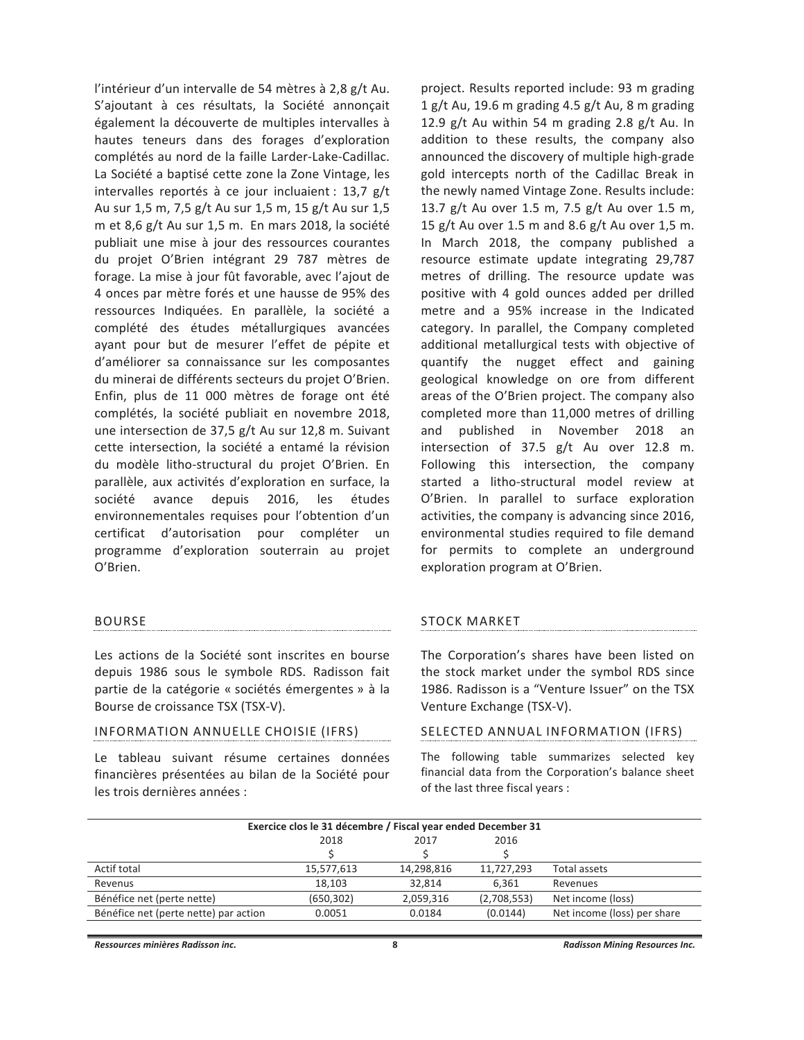l'intérieur d'un intervalle de 54 mètres à 2,8 g/t Au. S'ajoutant à ces résultats, la Société annonçait également la découverte de multiples intervalles à hautes teneurs dans des forages d'exploration complétés au nord de la faille Larder-Lake-Cadillac. La Société a baptisé cette zone la Zone Vintage, les intervalles reportés à ce jour incluaient : 13,7 g/t Au sur 1,5 m, 7,5 g/t Au sur 1,5 m, 15 g/t Au sur 1,5 m et 8,6 g/t Au sur 1,5 m. En mars 2018, la société publiait une mise à jour des ressources courantes du projet O'Brien intégrant 29 787 mètres de forage. La mise à jour fût favorable, avec l'ajout de 4 onces par mètre forés et une hausse de 95% des ressources Indiquées. En parallèle, la société a complété des études métallurgiques avancées ayant pour but de mesurer l'effet de pépite et d'améliorer sa connaissance sur les composantes du minerai de différents secteurs du projet O'Brien. Enfin, plus de 11 000 mètres de forage ont été complétés, la société publiait en novembre 2018, une intersection de 37,5 g/t Au sur 12,8 m. Suivant cette intersection, la société a entamé la révision du modèle litho-structural du projet O'Brien. En parallèle, aux activités d'exploration en surface, la société avance depuis 2016, les études environnementales requises pour l'obtention d'un certificat d'autorisation pour compléter un programme d'exploration souterrain au projet O'Brien.

project. Results reported include: 93 m grading 1 g/t Au, 19.6 m grading 4.5 g/t Au, 8 m grading 12.9 g/t Au within 54 m grading 2.8 g/t Au. In addition to these results, the company also announced the discovery of multiple high-grade gold intercepts north of the Cadillac Break in the newly named Vintage Zone. Results include: 13.7 g/t Au over 1.5 m, 7.5 g/t Au over 1.5 m, 15 g/t Au over 1.5 m and 8.6 g/t Au over 1,5 m. In March 2018, the company published a resource estimate update integrating 29,787 metres of drilling. The resource update was positive with 4 gold ounces added per drilled metre and a 95% increase in the Indicated category. In parallel, the Company completed additional metallurgical tests with objective of quantify the nugget effect and gaining geological knowledge on ore from different areas of the O'Brien project. The company also completed more than 11,000 metres of drilling and published in November 2018 an intersection of 37.5 g/t Au over 12.8 m. Following this intersection, the company started a litho-structural model review at O'Brien. In parallel to surface exploration activities, the company is advancing since 2016, environmental studies required to file demand for permits to complete an underground exploration program at O'Brien.

## BOURSE

Les actions de la Société sont inscrites en bourse depuis 1986 sous le symbole RDS. Radisson fait partie de la catégorie « sociétés émergentes » à la Bourse de croissance TSX (TSX-V).

## STOCK MARKET

The Corporation's shares have been listed on the stock market under the symbol RDS since 1986. Radisson is a "Venture Issuer" on the TSX Venture Exchange (TSX-V).

## INFORMATION ANNUELLE CHOISIE (IFRS)

Le tableau suivant résume certaines données financières présentées au bilan de la Société pour les trois dernières années :

## SELECTED ANNUAL INFORMATION (IFRS)

The following table summarizes selected key financial data from the Corporation's balance sheet of the last three fiscal years :

| | Exercice clos le 31 décembre / Fiscal year ended December 31 | | | |
|---|---|---|---|---|
| | 2018 | 2017 | 2016 | |
| | $ | $ | $ | |
| Actif total | 15,577,613 | 14,298,816 | 11,727,293 | Total assets |
| Revenus | 18,103 | 32,814 | 6,361 | Revenues |
| Bénéfice net (perte nette) | (650,302) | 2,059,316 | (2,708,553) | Net income (loss) |
| Bénéfice net (perte nette) par action | 0.0051 | 0.0184 | (0.0144) | Net income (loss) per share |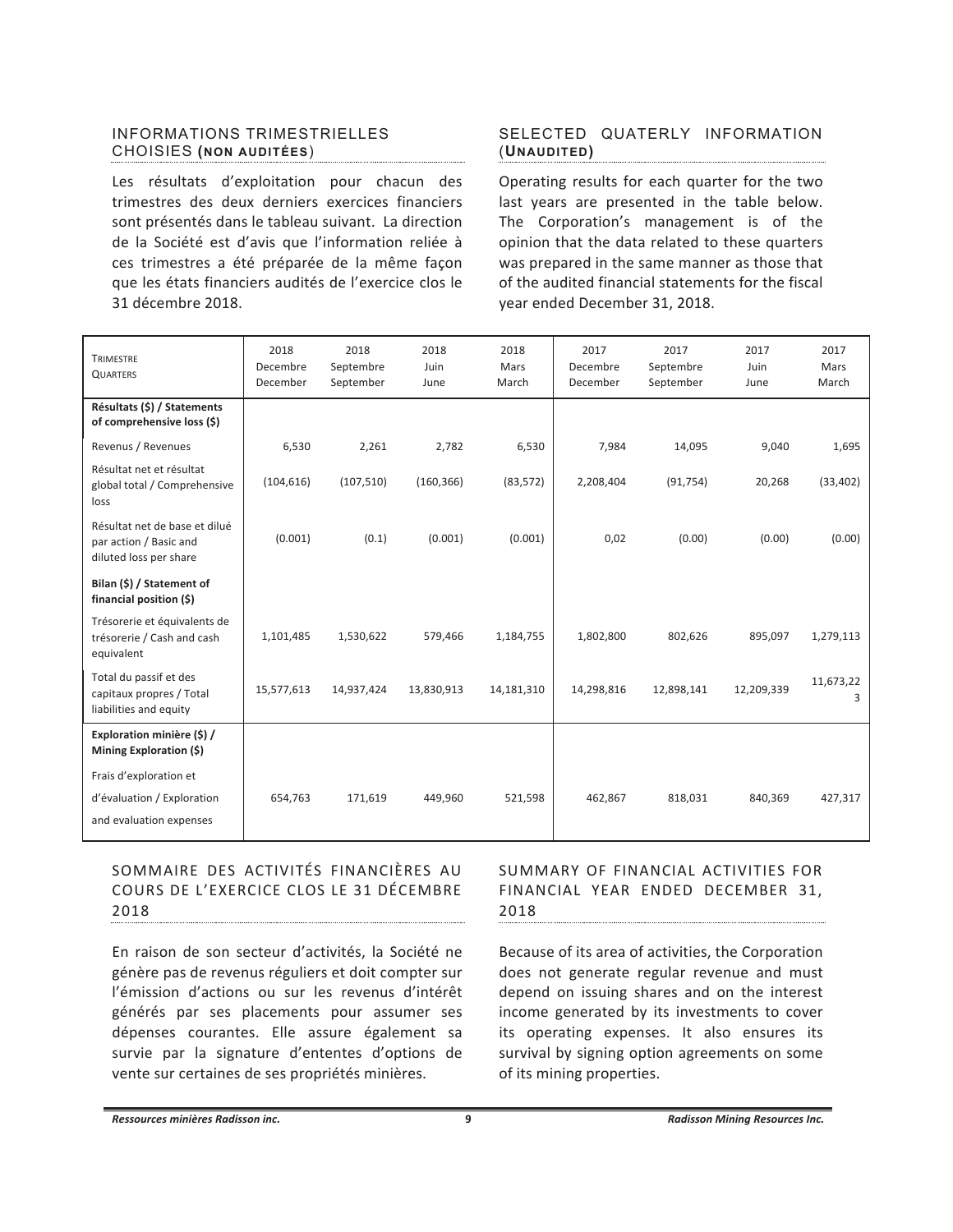## INFORMATIONS TRIMESTRIELLES CHOISIES **(NON AUDITÉES)**

Les résultats d'exploitation pour chacun des trimestres des deux derniers exercices financiers sont présentés dans le tableau suivant. La direction de la Société est d'avis que l'information reliée à ces trimestres a été préparée de la même façon que les états financiers audités de l'exercice clos le 31 décembre 2018.

## SELECTED QUATERLY INFORMATION (**UNAUDITED**)

Operating results for each quarter for the two last years are presented in the table below. The Corporation's management is of the opinion that the data related to these quarters was prepared in the same manner as those that of the audited financial statements for the fiscal year ended December 31, 2018.

| TRIMESTRE<br>QUARTERS | 2018<br>Decembre<br>December | 2018<br>Septembre<br>September | 2018<br>Juin<br>June | 2018<br>Mars<br>March | 2017<br>Decembre<br>December | 2017<br>Septembre<br>September | 2017<br>Juin<br>June | 2017<br>Mars<br>March |
|---|---|---|---|---|---|---|---|---|
| **Résultats ($) / Statements of comprehensive loss ($)** | | | | | | | | |
| Revenus / Revenues | 6,530 | 2,261 | 2,782 | 6,530 | 7,984 | 14,095 | 9,040 | 1,695 |
| Résultat net et résultat global total / Comprehensive loss | (104,616) | (107,510) | (160,366) | (83,572) | 2,208,404 | (91,754) | 20,268 | (33,402) |
| Résultat net de base et dilué par action / Basic and diluted loss per share | (0.001) | (0.1) | (0.001) | (0.001) | 0,02 | (0.00) | (0.00) | (0.00) |
| **Bilan ($) / Statement of financial position ($)** | | | | | | | | |
| Trésorerie et équivalents de trésorerie / Cash and cash equivalent | 1,101,485 | 1,530,622 | 579,466 | 1,184,755 | 1,802,800 | 802,626 | 895,097 | 1,279,113 |
| Total du passif et des capitaux propres / Total liabilities and equity | 15,577,613 | 14,937,424 | 13,830,913 | 14,181,310 | 14,298,816 | 12,898,141 | 12,209,339 | 11,673,223 |
| **Exploration minière ($) / Mining Exploration ($)** | | | | | | | | |
| Frais d'exploration et d'évaluation / Exploration and evaluation expenses | 654,763 | 171,619 | 449,960 | 521,598 | 462,867 | 818,031 | 840,369 | 427,317 |

## SOMMAIRE DES ACTIVITÉS FINANCIÈRES AU COURS DE L'EXERCICE CLOS LE 31 DÉCEMBRE 2018

En raison de son secteur d'activités, la Société ne génère pas de revenus réguliers et doit compter sur l'émission d'actions ou sur les revenus d'intérêt générés par ses placements pour assumer ses dépenses courantes. Elle assure également sa survie par la signature d'ententes d'options de vente sur certaines de ses propriétés minières.

## SUMMARY OF FINANCIAL ACTIVITIES FOR FINANCIAL YEAR ENDED DECEMBER 31, 2018

Because of its area of activities, the Corporation does not generate regular revenue and must depend on issuing shares and on the interest income generated by its investments to cover its operating expenses. It also ensures its survival by signing option agreements on some of its mining properties.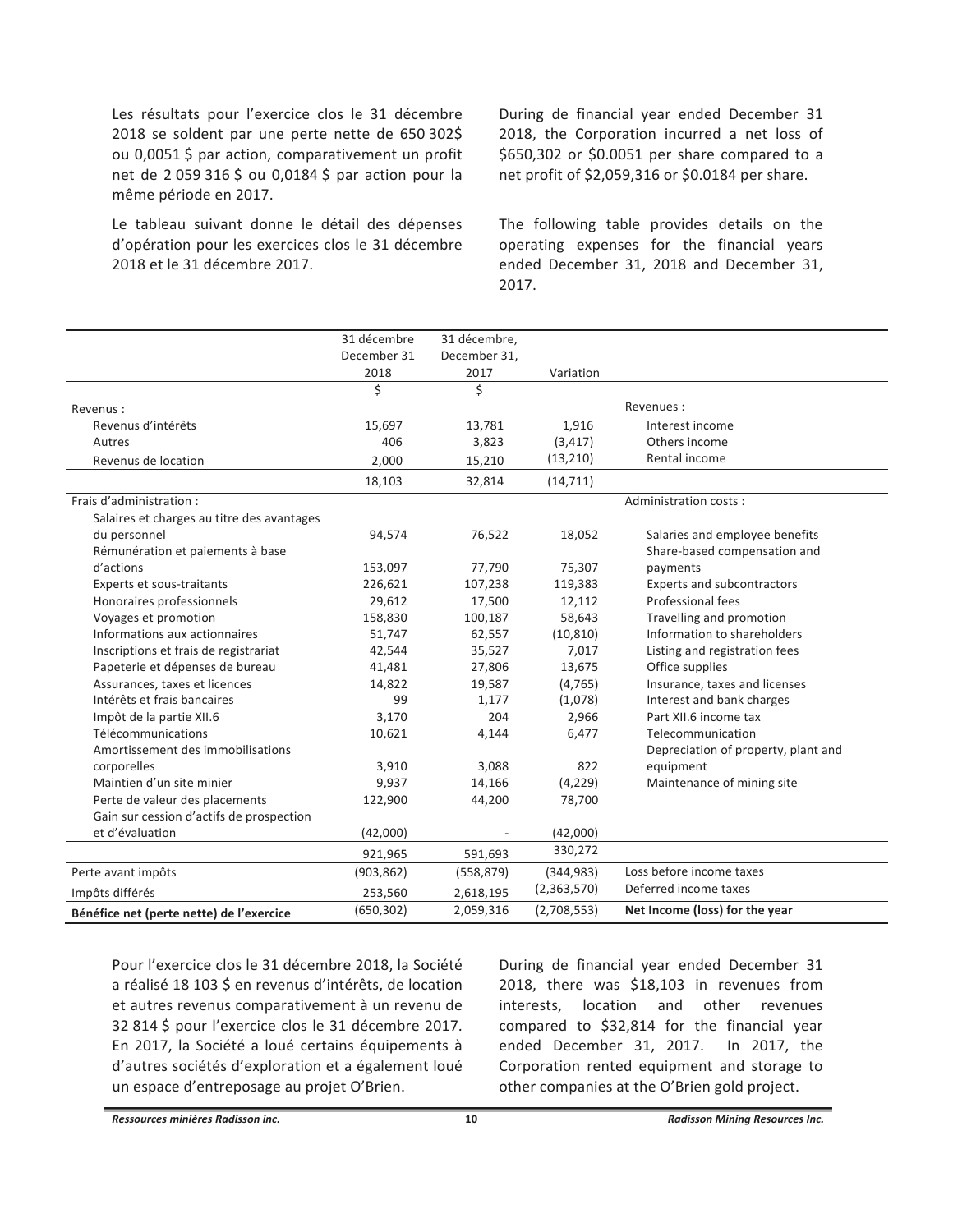Les résultats pour l'exercice clos le 31 décembre 2018 se soldent par une perte nette de 650 302$ ou 0,0051 $ par action, comparativement un profit net de 2 059 316 $ ou 0,0184 $ par action pour la même période en 2017.

During de financial year ended December 31 2018, the Corporation incurred a net loss of $650,302 or $0.0051 per share compared to a net profit of $2,059,316 or $0.0184 per share.

Le tableau suivant donne le détail des dépenses d'opération pour les exercices clos le 31 décembre 2018 et le 31 décembre 2017.

The following table provides details on the operating expenses for the financial years ended December 31, 2018 and December 31, 2017.

| | 31 décembre December 31 2018 | 31 décembre, December 31, 2017 | Variation | |
|---|---|---|---|---|
| | $ | $ | | |
| Revenus : | | | | Revenues : |
| Revenus d'intérêts | 15,697 | 13,781 | 1,916 | Interest income |
| Autres | 406 | 3,823 | (3,417) | Others income |
| Revenus de location | 2,000 | 15,210 | (13,210) | Rental income |
| | 18,103 | 32,814 | (14,711) | |
| Frais d'administration : | | | | Administration costs : |
| Salaires et charges au titre des avantages du personnel | 94,574 | 76,522 | 18,052 | Salaries and employee benefits |
| Rémunération et paiements à base d'actions | 153,097 | 77,790 | 75,307 | Share-based compensation and payments |
| Experts et sous-traitants | 226,621 | 107,238 | 119,383 | Experts and subcontractors |
| Honoraires professionnels | 29,612 | 17,500 | 12,112 | Professional fees |
| Voyages et promotion | 158,830 | 100,187 | 58,643 | Travelling and promotion |
| Informations aux actionnaires | 51,747 | 62,557 | (10,810) | Information to shareholders |
| Inscriptions et frais de registrariat | 42,544 | 35,527 | 7,017 | Listing and registration fees |
| Papeterie et dépenses de bureau | 41,481 | 27,806 | 13,675 | Office supplies |
| Assurances, taxes et licences | 14,822 | 19,587 | (4,765) | Insurance, taxes and licenses |
| Intérêts et frais bancaires | 99 | 1,177 | (1,078) | Interest and bank charges |
| Impôt de la partie XII.6 | 3,170 | 204 | 2,966 | Part XII.6 income tax |
| Télécommunications | 10,621 | 4,144 | 6,477 | Telecommunication |
| Amortissement des immobilisations corporelles | 3,910 | 3,088 | 822 | Depreciation of property, plant and equipment |
| Maintien d'un site minier | 9,937 | 14,166 | (4,229) | Maintenance of mining site |
| Perte de valeur des placements | 122,900 | 44,200 | 78,700 | |
| Gain sur cession d'actifs de prospection et d'évaluation | (42,000) | - | (42,000) | |
| | 921,965 | 591,693 | 330,272 | |
| Perte avant impôts | (903,862) | (558,879) | (344,983) | Loss before income taxes |
| Impôts différés | 253,560 | 2,618,195 | (2,363,570) | Deferred income taxes |
| **Bénéfice net (perte nette) de l'exercice** | (650,302) | 2,059,316 | (2,708,553) | **Net Income (loss) for the year** |

Pour l'exercice clos le 31 décembre 2018, la Société a réalisé 18 103 $ en revenus d'intérêts, de location et autres revenus comparativement à un revenu de 32 814 $ pour l'exercice clos le 31 décembre 2017. En 2017, la Société a loué certains équipements à d'autres sociétés d'exploration et a également loué un espace d'entreposage au projet O'Brien.

During de financial year ended December 31 2018, there was $18,103 in revenues from interests, location and other revenues compared to $32,814 for the financial year ended December 31, 2017. In 2017, the Corporation rented equipment and storage to other companies at the O'Brien gold project.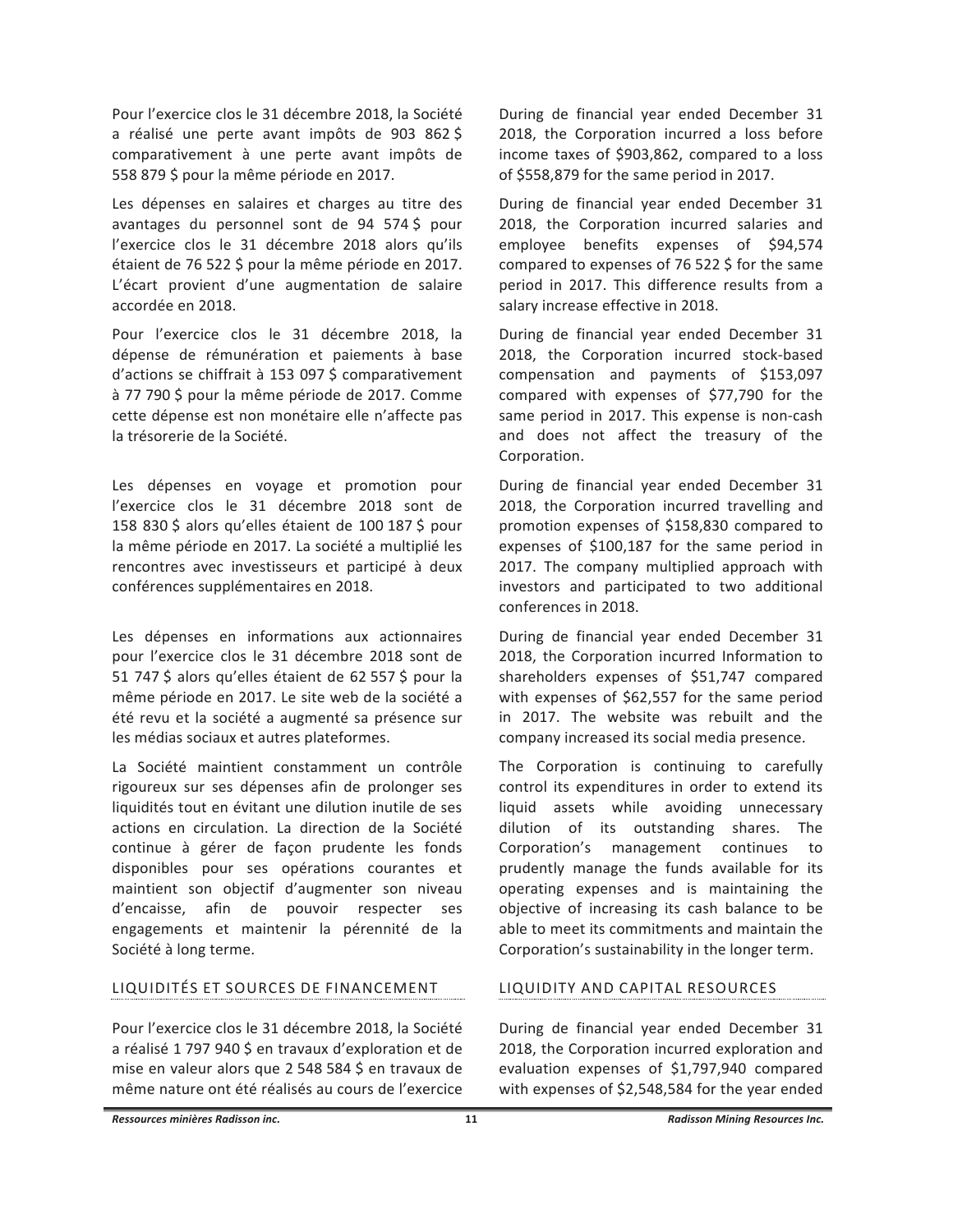Pour l'exercice clos le 31 décembre 2018, la Société a réalisé une perte avant impôts de 903 862 $ comparativement à une perte avant impôts de 558 879 $ pour la même période en 2017.

Les dépenses en salaires et charges au titre des avantages du personnel sont de 94 574 $ pour l'exercice clos le 31 décembre 2018 alors qu'ils étaient de 76 522 $ pour la même période en 2017. L'écart provient d'une augmentation de salaire accordée en 2018.

Pour l'exercice clos le 31 décembre 2018, la dépense de rémunération et paiements à base d'actions se chiffrait à 153 097 $ comparativement à 77 790 $ pour la même période de 2017. Comme cette dépense est non monétaire elle n'affecte pas la trésorerie de la Société.

Les dépenses en voyage et promotion pour l'exercice clos le 31 décembre 2018 sont de 158 830 $ alors qu'elles étaient de 100 187 $ pour la même période en 2017. La société a multiplié les rencontres avec investisseurs et participé à deux conférences supplémentaires en 2018.

Les dépenses en informations aux actionnaires pour l'exercice clos le 31 décembre 2018 sont de 51 747 $ alors qu'elles étaient de 62 557 $ pour la même période en 2017. Le site web de la société a été revu et la société a augmenté sa présence sur les médias sociaux et autres plateformes.

La Société maintient constamment un contrôle rigoureux sur ses dépenses afin de prolonger ses liquidités tout en évitant une dilution inutile de ses actions en circulation. La direction de la Société continue à gérer de façon prudente les fonds disponibles pour ses opérations courantes et maintient son objectif d'augmenter son niveau d'encaisse, afin de pouvoir respecter ses engagements et maintenir la pérennité de la Société à long terme.

## LIQUIDITÉS ET SOURCES DE FINANCEMENT

Pour l'exercice clos le 31 décembre 2018, la Société a réalisé 1 797 940 $ en travaux d'exploration et de mise en valeur alors que 2 548 584 $ en travaux de même nature ont été réalisés au cours de l'exercice

During de financial year ended December 31 2018, the Corporation incurred a loss before income taxes of $903,862, compared to a loss of $558,879 for the same period in 2017.

During de financial year ended December 31 2018, the Corporation incurred salaries and employee benefits expenses of $94,574 compared to expenses of 76 522 $ for the same period in 2017. This difference results from a salary increase effective in 2018.

During de financial year ended December 31 2018, the Corporation incurred stock-based compensation and payments of $153,097 compared with expenses of $77,790 for the same period in 2017. This expense is non-cash and does not affect the treasury of the Corporation.

During de financial year ended December 31 2018, the Corporation incurred travelling and promotion expenses of $158,830 compared to expenses of $100,187 for the same period in 2017. The company multiplied approach with investors and participated to two additional conferences in 2018.

During de financial year ended December 31 2018, the Corporation incurred Information to shareholders expenses of $51,747 compared with expenses of $62,557 for the same period in 2017. The website was rebuilt and the company increased its social media presence.

The Corporation is continuing to carefully control its expenditures in order to extend its liquid assets while avoiding unnecessary dilution of its outstanding shares. The Corporation's management continues to prudently manage the funds available for its operating expenses and is maintaining the objective of increasing its cash balance to be able to meet its commitments and maintain the Corporation's sustainability in the longer term.

## LIQUIDITY AND CAPITAL RESOURCES

During de financial year ended December 31 2018, the Corporation incurred exploration and evaluation expenses of $1,797,940 compared with expenses of $2,548,584 for the year ended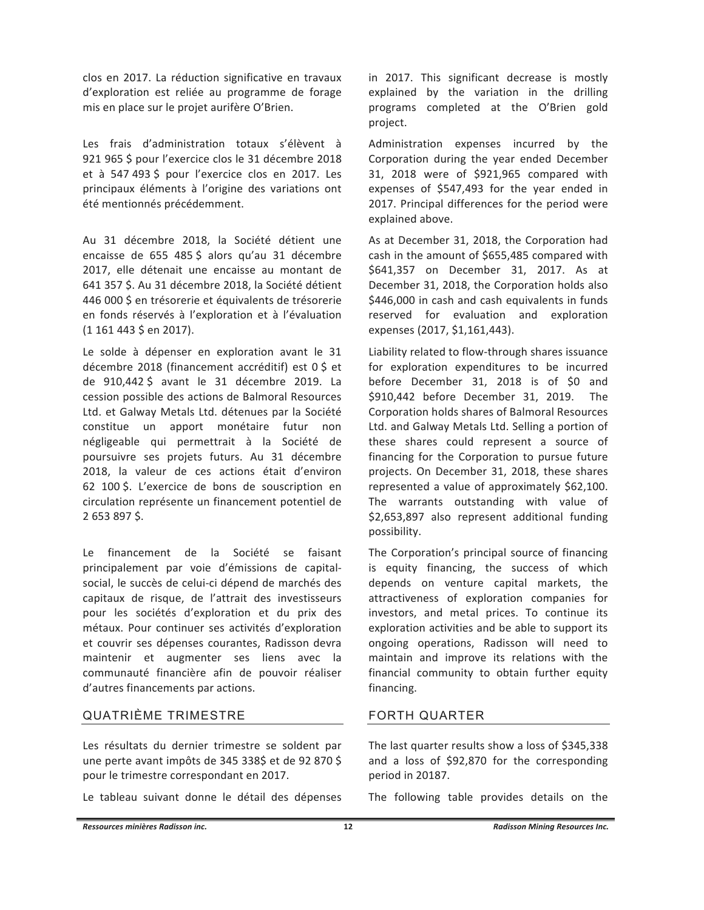clos en 2017. La réduction significative en travaux d'exploration est reliée au programme de forage mis en place sur le projet aurifère O'Brien.

Les frais d'administration totaux s'élèvent à 921 965 $ pour l'exercice clos le 31 décembre 2018 et à 547 493 $ pour l'exercice clos en 2017. Les principaux éléments à l'origine des variations ont été mentionnés précédemment.

Au 31 décembre 2018, la Société détient une encaisse de 655 485 $ alors qu'au 31 décembre 2017, elle détenait une encaisse au montant de 641 357 $. Au 31 décembre 2018, la Société détient 446 000 $ en trésorerie et équivalents de trésorerie en fonds réservés à l'exploration et à l'évaluation (1 161 443 $ en 2017).

Le solde à dépenser en exploration avant le 31 décembre 2018 (financement accréditif) est 0 $ et de 910,442 $ avant le 31 décembre 2019. La cession possible des actions de Balmoral Resources Ltd. et Galway Metals Ltd. détenues par la Société constitue un apport monétaire futur non négligeable qui permettrait à la Société de poursuivre ses projets futurs. Au 31 décembre 2018, la valeur de ces actions était d'environ 62 100 $. L'exercice de bons de souscription en circulation représente un financement potentiel de 2 653 897 $.

Le financement de la Société se faisant principalement par voie d'émissions de capital-social, le succès de celui-ci dépend de marchés des capitaux de risque, de l'attrait des investisseurs pour les sociétés d'exploration et du prix des métaux. Pour continuer ses activités d'exploration et couvrir ses dépenses courantes, Radisson devra maintenir et augmenter ses liens avec la communauté financière afin de pouvoir réaliser d'autres financements par actions.

## QUATRIÈME TRIMESTRE

Les résultats du dernier trimestre se soldent par une perte avant impôts de 345 338$ et de 92 870 $ pour le trimestre correspondant en 2017.

Le tableau suivant donne le détail des dépenses

in 2017. This significant decrease is mostly explained by the variation in the drilling programs completed at the O'Brien gold project.

Administration expenses incurred by the Corporation during the year ended December 31, 2018 were of $921,965 compared with expenses of $547,493 for the year ended in 2017. Principal differences for the period were explained above.

As at December 31, 2018, the Corporation had cash in the amount of $655,485 compared with $641,357 on December 31, 2017. As at December 31, 2018, the Corporation holds also $446,000 in cash and cash equivalents in funds reserved for evaluation and exploration expenses (2017, $1,161,443).

Liability related to flow-through shares issuance for exploration expenditures to be incurred before December 31, 2018 is of $0 and $910,442 before December 31, 2019. The Corporation holds shares of Balmoral Resources Ltd. and Galway Metals Ltd. Selling a portion of these shares could represent a source of financing for the Corporation to pursue future projects. On December 31, 2018, these shares represented a value of approximately $62,100. The warrants outstanding with value of $2,653,897 also represent additional funding possibility.

The Corporation's principal source of financing is equity financing, the success of which depends on venture capital markets, the attractiveness of exploration companies for investors, and metal prices. To continue its exploration activities and be able to support its ongoing operations, Radisson will need to maintain and improve its relations with the financial community to obtain further equity financing.

## FORTH QUARTER

The last quarter results show a loss of $345,338 and a loss of $92,870 for the corresponding period in 20187.

The following table provides details on the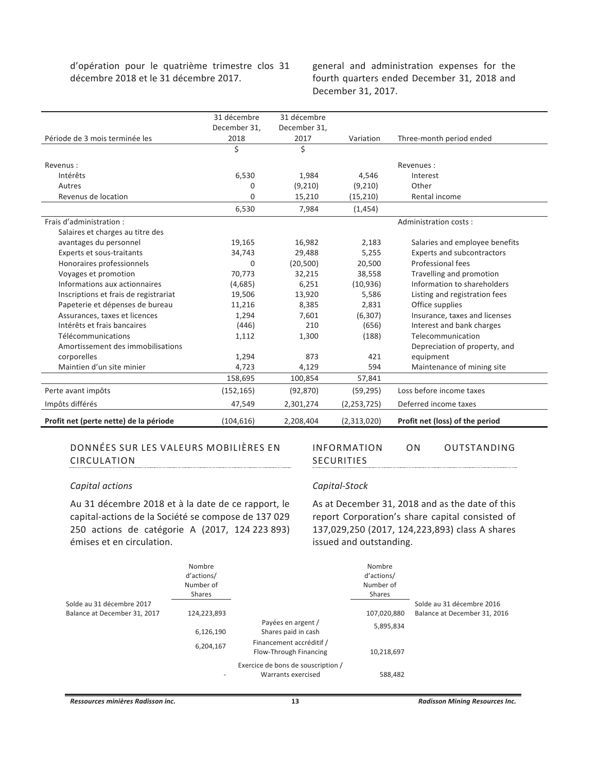d'opération pour le quatrième trimestre clos 31 décembre 2018 et le 31 décembre 2017.

general and administration expenses for the fourth quarters ended December 31, 2018 and December 31, 2017.

| Période de 3 mois terminée les | 31 décembre December 31, 2018 | 31 décembre December 31, 2017 | Variation | Three-month period ended |
|---|---|---|---|---|
| | $ | $ | | |
| Revenus : | | | | Revenues : |
| Intérêts | 6,530 | 1,984 | 4,546 | Interest |
| Autres | 0 | (9,210) | (9,210) | Other |
| Revenus de location | 0 | 15,210 | (15,210) | Rental income |
| | 6,530 | 7,984 | (1,454) | |
| Frais d'administration : | | | | Administration costs : |
| Salaires et charges au titre des avantages du personnel | 19,165 | 16,982 | 2,183 | Salaries and employee benefits |
| Experts et sous-traitants | 34,743 | 29,488 | 5,255 | Experts and subcontractors |
| Honoraires professionnels | 0 | (20,500) | 20,500 | Professional fees |
| Voyages et promotion | 70,773 | 32,215 | 38,558 | Travelling and promotion |
| Informations aux actionnaires | (4,685) | 6,251 | (10,936) | Information to shareholders |
| Inscriptions et frais de registrariat | 19,506 | 13,920 | 5,586 | Listing and registration fees |
| Papeterie et dépenses de bureau | 11,216 | 8,385 | 2,831 | Office supplies |
| Assurances, taxes et licences | 1,294 | 7,601 | (6,307) | Insurance, taxes and licenses |
| Intérêts et frais bancaires | (446) | 210 | (656) | Interest and bank charges |
| Télécommunications | 1,112 | 1,300 | (188) | Telecommunication |
| Amortissement des immobilisations corporelles | 1,294 | 873 | 421 | Depreciation of property, and equipment |
| Maintien d'un site minier | 4,723 | 4,129 | 594 | Maintenance of mining site |
| | 158,695 | 100,854 | 57,841 | |
| Perte avant impôts | (152,165) | (92,870) | (59,295) | Loss before income taxes |
| Impôts différés | 47,549 | 2,301,274 | (2,253,725) | Deferred income taxes |
| **Profit net (perte nette) de la période** | (104,616) | 2,208,404 | (2,313,020) | **Profit net (loss) of the period** |

## DONNÉES SUR LES VALEURS MOBILIÈRES EN CIRCULATION

## INFORMATION ON OUTSTANDING SECURITIES

*Capital actions*

Au 31 décembre 2018 et à la date de ce rapport, le capital-actions de la Société se compose de 137 029 250 actions de catégorie A (2017, 124 223 893) émises et en circulation.

*Capital-Stock*

As at December 31, 2018 and as the date of this report Corporation's share capital consisted of 137,029,250 (2017, 124,223,893) class A shares issued and outstanding.

| | Nombre d'actions/ Number of Shares | | Nombre d'actions/ Number of Shares | |
|---|---|---|---|---|
| Solde au 31 décembre 2017 Balance at December 31, 2017 | 124,223,893 | | 107,020,880 | Solde au 31 décembre 2016 Balance at December 31, 2016 |
| | 6,126,190 | Payées en argent / Shares paid in cash | 5,895,834 | |
| | 6,204,167 | Financement accréditif / Flow-Through Financing | 10,218,697 | |
| | - | Exercice de bons de souscription / Warrants exercised | 588,482 | |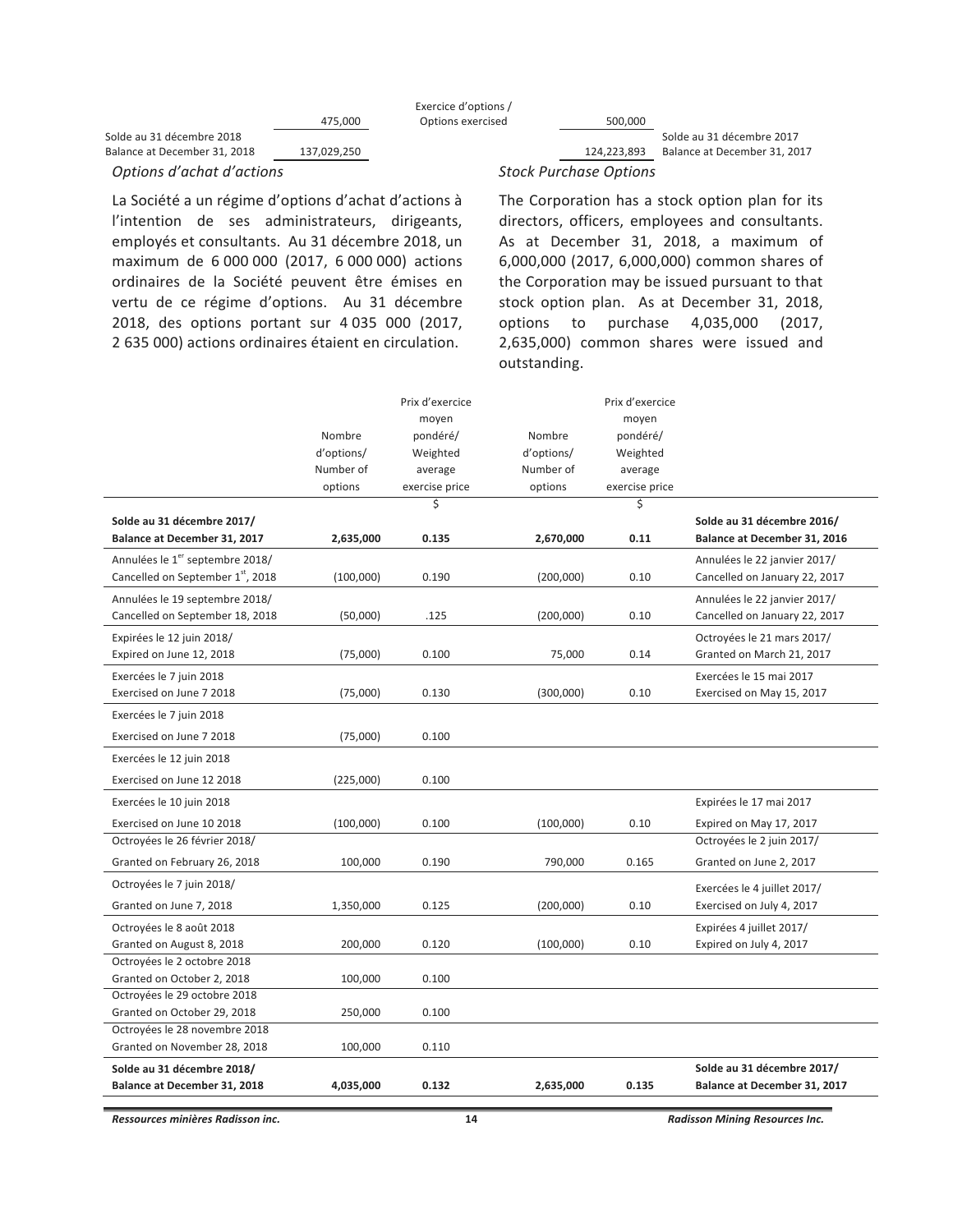| | 2018 | | 2017 | |
|---|---|---|---|---|
| | 475,000 | Exercice d'options / Options exercised | 500,000 | |
| Solde au 31 décembre 2018 Balance at December 31, 2018 | 137,029,250 | | 124,223,893 | Solde au 31 décembre 2017 Balance at December 31, 2017 |

### *Options d'achat d'actions* / *Stock Purchase Options*

La Société a un régime d'options d'achat d'actions à l'intention de ses administrateurs, dirigeants, employés et consultants. Au 31 décembre 2018, un maximum de 6 000 000 (2017, 6 000 000) actions ordinaires de la Société peuvent être émises en vertu de ce régime d'options. Au 31 décembre 2018, des options portant sur 4 035 000 (2017, 2 635 000) actions ordinaires étaient en circulation.

The Corporation has a stock option plan for its directors, officers, employees and consultants. As at December 31, 2018, a maximum of 6,000,000 (2017, 6,000,000) common shares of the Corporation may be issued pursuant to that stock option plan. As at December 31, 2018, options to purchase 4,035,000 (2017, 2,635,000) common shares were issued and outstanding.

| | Nombre d'options/ Number of options | Prix d'exercice moyen pondéré/ Weighted average exercise price | Nombre d'options/ Number of options | Prix d'exercice moyen pondéré/ Weighted average exercise price | |
|---|---|---|---|---|---|
| | | $ | | $ | |
| **Solde au 31 décembre 2017/ Balance at December 31, 2017** | **2,635,000** | **0.135** | **2,670,000** | **0.11** | **Solde au 31 décembre 2016/ Balance at December 31, 2016** |
| Annulées le 1er septembre 2018/ Cancelled on September 1st, 2018 | (100,000) | 0.190 | (200,000) | 0.10 | Annulées le 22 janvier 2017/ Cancelled on January 22, 2017 |
| Annulées le 19 septembre 2018/ Cancelled on September 18, 2018 | (50,000) | .125 | (200,000) | 0.10 | Annulées le 22 janvier 2017/ Cancelled on January 22, 2017 |
| Expirées le 12 juin 2018/ Expired on June 12, 2018 | (75,000) | 0.100 | 75,000 | 0.14 | Octroyées le 21 mars 2017/ Granted on March 21, 2017 |
| Exercées le 7 juin 2018 Exercised on June 7 2018 | (75,000) | 0.130 | (300,000) | 0.10 | Exercées le 15 mai 2017 Exercised on May 15, 2017 |
| Exercées le 7 juin 2018 Exercised on June 7 2018 | (75,000) | 0.100 | | | |
| Exercées le 12 juin 2018 Exercised on June 12 2018 | (225,000) | 0.100 | | | |
| Exercées le 10 juin 2018 Exercised on June 10 2018 | (100,000) | 0.100 | (100,000) | 0.10 | Expirées le 17 mai 2017 Expired on May 17, 2017 |
| Octroyées le 26 février 2018/ Granted on February 26, 2018 | 100,000 | 0.190 | 790,000 | 0.165 | Octroyées le 2 juin 2017/ Granted on June 2, 2017 |
| Octroyées le 7 juin 2018/ Granted on June 7, 2018 | 1,350,000 | 0.125 | (200,000) | 0.10 | Exercées le 4 juillet 2017/ Exercised on July 4, 2017 |
| Octroyées le 8 août 2018 Granted on August 8, 2018 | 200,000 | 0.120 | (100,000) | 0.10 | Expirées 4 juillet 2017/ Expired on July 4, 2017 |
| Octroyées le 2 octobre 2018 Granted on October 2, 2018 | 100,000 | 0.100 | | | |
| Octroyées le 29 octobre 2018 Granted on October 29, 2018 | 250,000 | 0.100 | | | |
| Octroyées le 28 novembre 2018 Granted on November 28, 2018 | 100,000 | 0.110 | | | |
| **Solde au 31 décembre 2018/ Balance at December 31, 2018** | **4,035,000** | **0.132** | **2,635,000** | **0.135** | **Solde au 31 décembre 2017/ Balance at December 31, 2017** |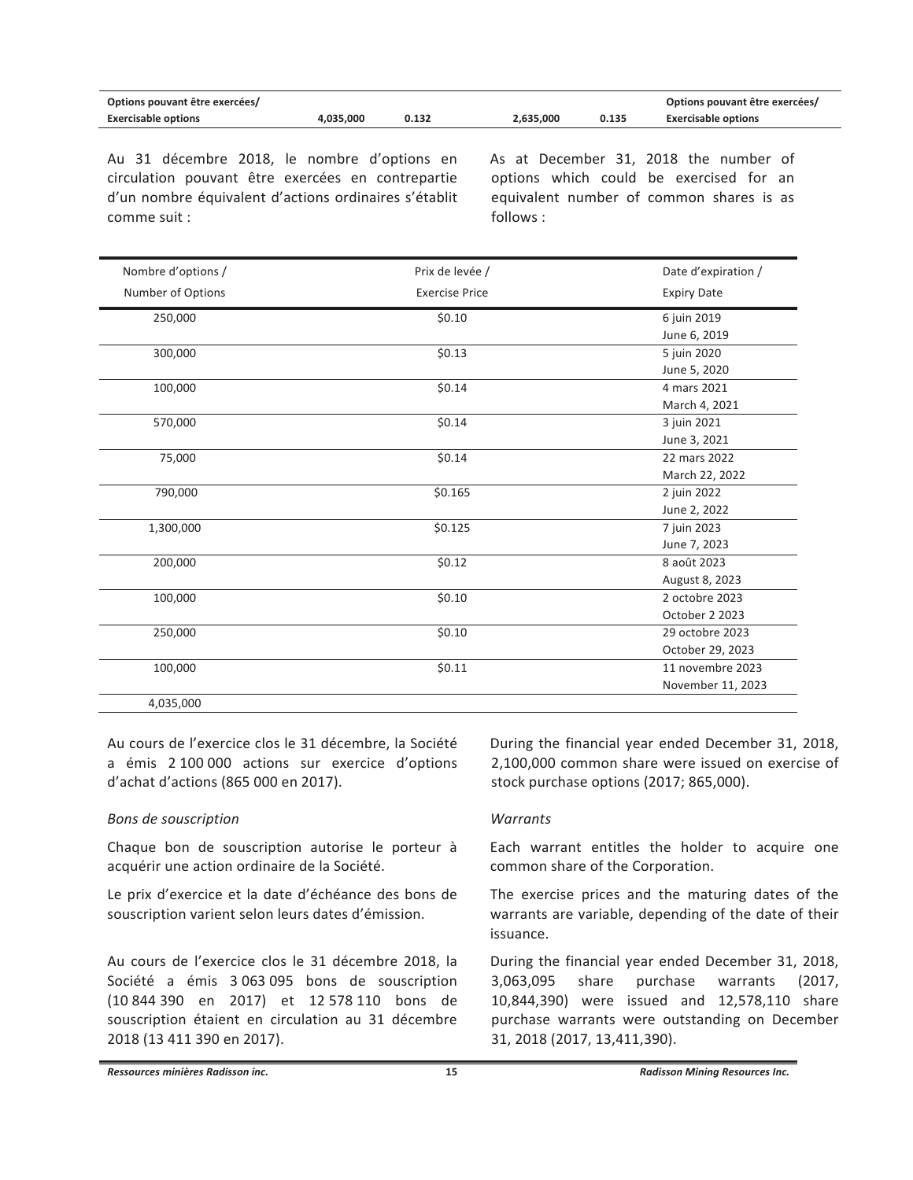| Options pouvant être exercées/ Exercisable options | 4,035,000 | 0.132 | 2,635,000 | 0.135 | Options pouvant être exercées/ Exercisable options |
|---|---|---|---|---|---|

Au 31 décembre 2018, le nombre d'options en circulation pouvant être exercées en contrepartie d'un nombre équivalent d'actions ordinaires s'établit comme suit :

As at December 31, 2018 the number of options which could be exercised for an equivalent number of common shares is as follows :

| Nombre d'options / Number of Options | Prix de levée / Exercise Price | Date d'expiration / Expiry Date |
|---|---|---|
| 250,000 | $0.10 | 6 juin 2019 June 6, 2019 |
| 300,000 | $0.13 | 5 juin 2020 June 5, 2020 |
| 100,000 | $0.14 | 4 mars 2021 March 4, 2021 |
| 570,000 | $0.14 | 3 juin 2021 June 3, 2021 |
| 75,000 | $0.14 | 22 mars 2022 March 22, 2022 |
| 790,000 | $0.165 | 2 juin 2022 June 2, 2022 |
| 1,300,000 | $0.125 | 7 juin 2023 June 7, 2023 |
| 200,000 | $0.12 | 8 août 2023 August 8, 2023 |
| 100,000 | $0.10 | 2 octobre 2023 October 2 2023 |
| 250,000 | $0.10 | 29 octobre 2023 October 29, 2023 |
| 100,000 | $0.11 | 11 novembre 2023 November 11, 2023 |
| 4,035,000 | | |

Au cours de l'exercice clos le 31 décembre, la Société a émis 2 100 000 actions sur exercice d'options d'achat d'actions (865 000 en 2017).

During the financial year ended December 31, 2018, 2,100,000 common share were issued on exercise of stock purchase options (2017; 865,000).

*Bons de souscription*

*Warrants*

Chaque bon de souscription autorise le porteur à acquérir une action ordinaire de la Société.

Each warrant entitles the holder to acquire one common share of the Corporation.

Le prix d'exercice et la date d'échéance des bons de souscription varient selon leurs dates d'émission.

The exercise prices and the maturing dates of the warrants are variable, depending of the date of their issuance.

Au cours de l'exercice clos le 31 décembre 2018, la Société a émis 3 063 095 bons de souscription (10 844 390 en 2017) et 12 578 110 bons de souscription étaient en circulation au 31 décembre 2018 (13 411 390 en 2017).

During the financial year ended December 31, 2018, 3,063,095 share purchase warrants (2017, 10,844,390) were issued and 12,578,110 share purchase warrants were outstanding on December 31, 2018 (2017, 13,411,390).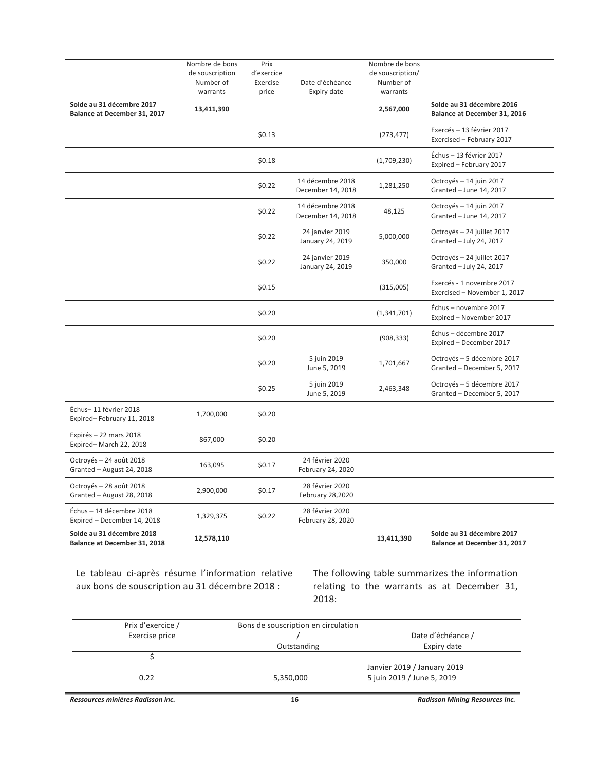| | Nombre de bons de souscription Number of warrants | Prix d'exercice Exercise price | Date d'échéance Expiry date | Nombre de bons de souscription/ Number of warrants | |
|---|---|---|---|---|---|
| **Solde au 31 décembre 2017 Balance at December 31, 2017** | **13,411,390** | | | **2,567,000** | **Solde au 31 décembre 2016 Balance at December 31, 2016** |
| | | $0.13 | | (273,477) | Exercés – 13 février 2017 Exercised – February 2017 |
| | | $0.18 | | (1,709,230) | Échus – 13 février 2017 Expired – February 2017 |
| | | $0.22 | 14 décembre 2018 December 14, 2018 | 1,281,250 | Octroyés – 14 juin 2017 Granted – June 14, 2017 |
| | | $0.22 | 14 décembre 2018 December 14, 2018 | 48,125 | Octroyés – 14 juin 2017 Granted – June 14, 2017 |
| | | $0.22 | 24 janvier 2019 January 24, 2019 | 5,000,000 | Octroyés – 24 juillet 2017 Granted – July 24, 2017 |
| | | $0.22 | 24 janvier 2019 January 24, 2019 | 350,000 | Octroyés – 24 juillet 2017 Granted – July 24, 2017 |
| | | $0.15 | | (315,005) | Exercés - 1 novembre 2017 Exercised – November 1, 2017 |
| | | $0.20 | | (1,341,701) | Échus – novembre 2017 Expired – November 2017 |
| | | $0.20 | | (908,333) | Échus – décembre 2017 Expired – December 2017 |
| | | $0.20 | 5 juin 2019 June 5, 2019 | 1,701,667 | Octroyés – 5 décembre 2017 Granted – December 5, 2017 |
| | | $0.25 | 5 juin 2019 June 5, 2019 | 2,463,348 | Octroyés – 5 décembre 2017 Granted – December 5, 2017 |
| Échus– 11 février 2018 Expired– February 11, 2018 | 1,700,000 | $0.20 | | | |
| Expirés – 22 mars 2018 Expired– March 22, 2018 | 867,000 | $0.20 | | | |
| Octroyés – 24 août 2018 Granted – August 24, 2018 | 163,095 | $0.17 | 24 février 2020 February 24, 2020 | | |
| Octroyés – 28 août 2018 Granted – August 28, 2018 | 2,900,000 | $0.17 | 28 février 2020 February 28,2020 | | |
| Échus – 14 décembre 2018 Expired – December 14, 2018 | 1,329,375 | $0.22 | 28 février 2020 February 28, 2020 | | |
| **Solde au 31 décembre 2018 Balance at December 31, 2018** | **12,578,110** | | | **13,411,390** | **Solde au 31 décembre 2017 Balance at December 31, 2017** |

Le tableau ci-après résume l'information relative aux bons de souscription au 31 décembre 2018 :

The following table summarizes the information relating to the warrants as at December 31, 2018:

| Prix d'exercice / Exercise price | Bons de souscription en circulation / Outstanding | Date d'échéance / Expiry date |
|---|---|---|
| $ | | |
| 0.22 | 5,350,000 | Janvier 2019 / January 2019<br>5 juin 2019 / June 5, 2019 |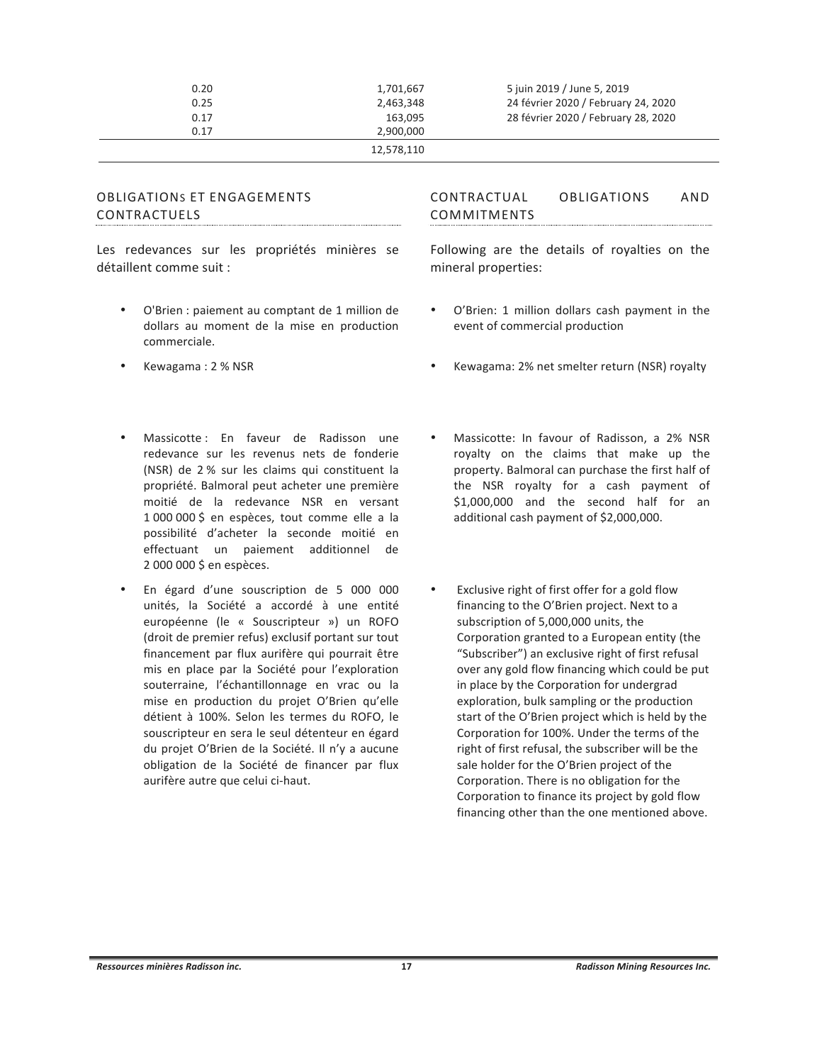| | | |
|---|---|---|
| 0.20 | 1,701,667 | 5 juin 2019 / June 5, 2019 |
| 0.25 | 2,463,348 | 24 février 2020 / February 24, 2020 |
| 0.17 | 163,095 | 28 février 2020 / February 28, 2020 |
| 0.17 | 2,900,000 | |
| | 12,578,110 | |

## OBLIGATIONS ET ENGAGEMENTS CONTRACTUELS

Les redevances sur les propriétés minières se détaillent comme suit :

- O'Brien : paiement au comptant de 1 million de dollars au moment de la mise en production commerciale.
- Kewagama : 2 % NSR
- Massicotte : En faveur de Radisson une redevance sur les revenus nets de fonderie (NSR) de 2 % sur les claims qui constituent la propriété. Balmoral peut acheter une première moitié de la redevance NSR en versant 1 000 000 $ en espèces, tout comme elle a la possibilité d'acheter la seconde moitié en effectuant un paiement additionnel de 2 000 000 $ en espèces.
- En égard d'une souscription de 5 000 000 unités, la Société a accordé à une entité européenne (le « Souscripteur ») un ROFO (droit de premier refus) exclusif portant sur tout financement par flux aurifère qui pourrait être mis en place par la Société pour l'exploration souterraine, l'échantillonnage en vrac ou la mise en production du projet O'Brien qu'elle détient à 100%. Selon les termes du ROFO, le souscripteur en sera le seul détenteur en égard du projet O'Brien de la Société. Il n'y a aucune obligation de la Société de financer par flux aurifère autre que celui ci-haut.

## CONTRACTUAL OBLIGATIONS AND COMMITMENTS

Following are the details of royalties on the mineral properties:

- O'Brien: 1 million dollars cash payment in the event of commercial production
- Kewagama: 2% net smelter return (NSR) royalty
- Massicotte: In favour of Radisson, a 2% NSR royalty on the claims that make up the property. Balmoral can purchase the first half of the NSR royalty for a cash payment of $1,000,000 and the second half for an additional cash payment of $2,000,000.
- Exclusive right of first offer for a gold flow financing to the O'Brien project. Next to a subscription of 5,000,000 units, the Corporation granted to a European entity (the "Subscriber") an exclusive right of first refusal over any gold flow financing which could be put in place by the Corporation for undergrad exploration, bulk sampling or the production start of the O'Brien project which is held by the Corporation for 100%. Under the terms of the right of first refusal, the subscriber will be the sale holder for the O'Brien project of the Corporation. There is no obligation for the Corporation to finance its project by gold flow financing other than the one mentioned above.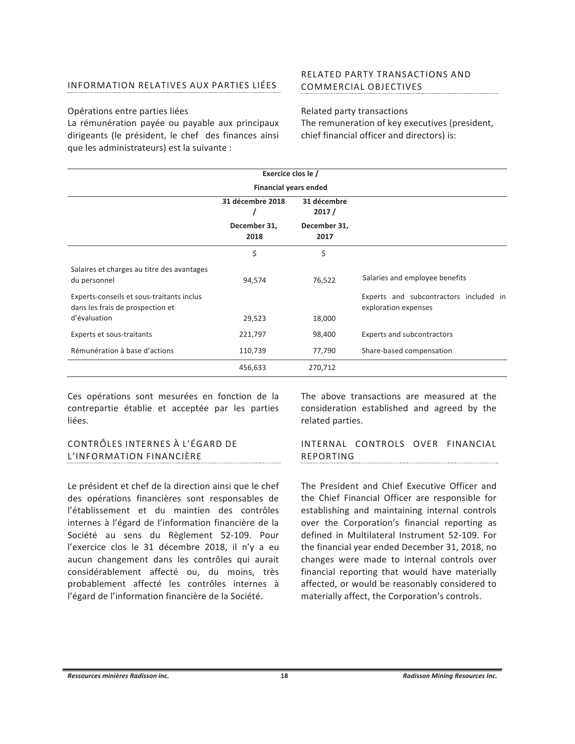## INFORMATION RELATIVES AUX PARTIES LIÉES

Opérations entre parties liées

La rémunération payée ou payable aux principaux dirigeants (le président, le chef des finances ainsi que les administrateurs) est la suivante :

## RELATED PARTY TRANSACTIONS AND COMMERCIAL OBJECTIVES

Related party transactions

The remuneration of key executives (president, chief financial officer and directors) is:

| | Exercice clos le / Financial years ended | | |
|---|---|---|---|
| | 31 décembre 2018 / December 31, 2018 | 31 décembre 2017 / December 31, 2017 | |
| | $ | $ | |
| Salaires et charges au titre des avantages du personnel | 94,574 | 76,522 | Salaries and employee benefits |
| Experts-conseils et sous-traitants inclus dans les frais de prospection et d'évaluation | 29,523 | 18,000 | Experts and subcontractors included in exploration expenses |
| Experts et sous-traitants | 221,797 | 98,400 | Experts and subcontractors |
| Rémunération à base d'actions | 110,739 | 77,790 | Share-based compensation |
| | 456,633 | 270,712 | |

Ces opérations sont mesurées en fonction de la contrepartie établie et acceptée par les parties liées.

The above transactions are measured at the consideration established and agreed by the related parties.

## CONTRÔLES INTERNES À L'ÉGARD DE L'INFORMATION FINANCIÈRE

Le président et chef de la direction ainsi que le chef des opérations financières sont responsables de l'établissement et du maintien des contrôles internes à l'égard de l'information financière de la Société au sens du Règlement 52-109. Pour l'exercice clos le 31 décembre 2018, il n'y a eu aucun changement dans les contrôles qui aurait considérablement affecté ou, du moins, très probablement affecté les contrôles internes à l'égard de l'information financière de la Société.

## INTERNAL CONTROLS OVER FINANCIAL REPORTING

The President and Chief Executive Officer and the Chief Financial Officer are responsible for establishing and maintaining internal controls over the Corporation's financial reporting as defined in Multilateral Instrument 52-109. For the financial year ended December 31, 2018, no changes were made to internal controls over financial reporting that would have materially affected, or would be reasonably considered to materially affect, the Corporation's controls.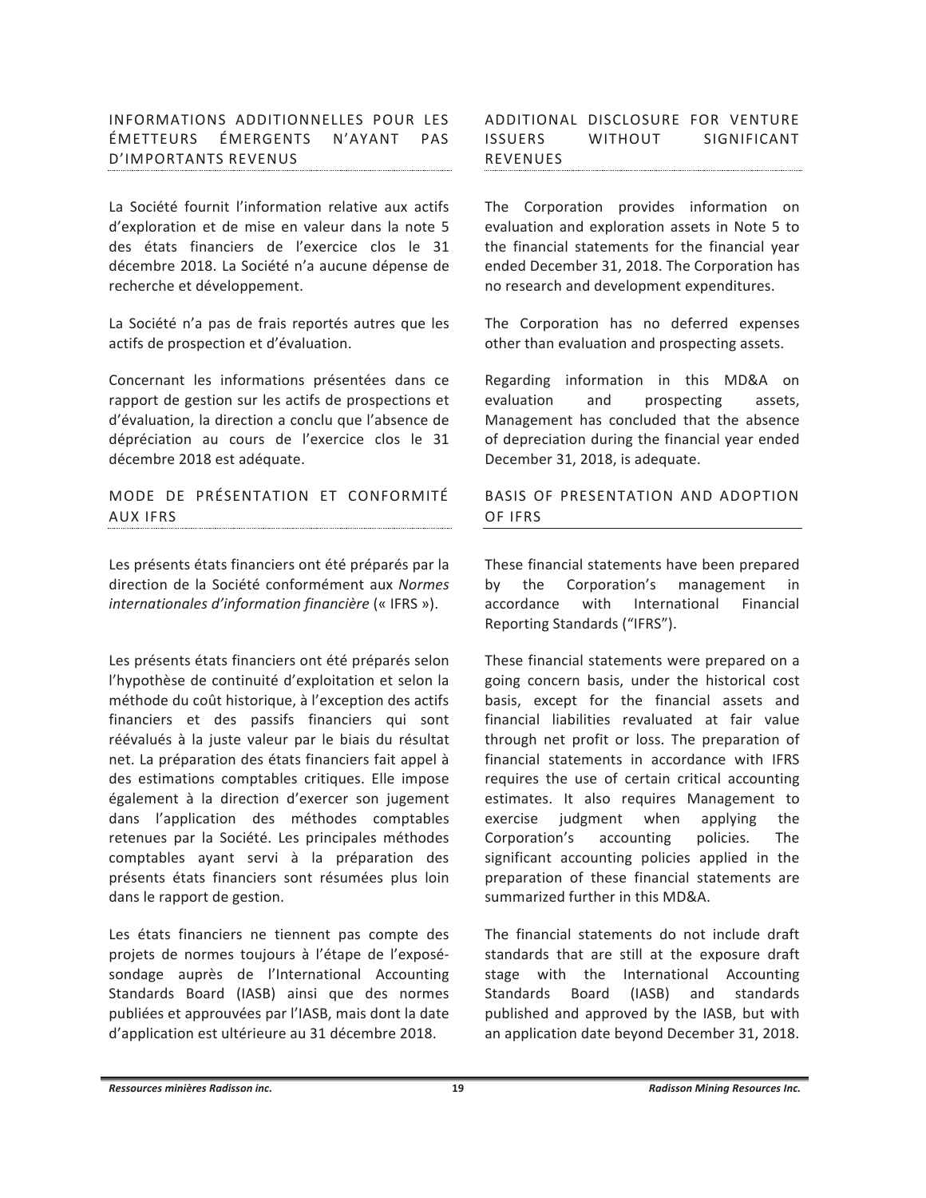## INFORMATIONS ADDITIONNELLES POUR LES ÉMETTEURS ÉMERGENTS N'AYANT PAS D'IMPORTANTS REVENUS

La Société fournit l'information relative aux actifs d'exploration et de mise en valeur dans la note 5 des états financiers de l'exercice clos le 31 décembre 2018. La Société n'a aucune dépense de recherche et développement.

La Société n'a pas de frais reportés autres que les actifs de prospection et d'évaluation.

Concernant les informations présentées dans ce rapport de gestion sur les actifs de prospections et d'évaluation, la direction a conclu que l'absence de dépréciation au cours de l'exercice clos le 31 décembre 2018 est adéquate.

## ADDITIONAL DISCLOSURE FOR VENTURE ISSUERS WITHOUT SIGNIFICANT REVENUES

The Corporation provides information on evaluation and exploration assets in Note 5 to the financial statements for the financial year ended December 31, 2018. The Corporation has no research and development expenditures.

The Corporation has no deferred expenses other than evaluation and prospecting assets.

Regarding information in this MD&A on evaluation and prospecting assets, Management has concluded that the absence of depreciation during the financial year ended December 31, 2018, is adequate.

## MODE DE PRÉSENTATION ET CONFORMITÉ AUX IFRS

Les présents états financiers ont été préparés par la direction de la Société conformément aux *Normes internationales d'information financière* (« IFRS »).

Les présents états financiers ont été préparés selon l'hypothèse de continuité d'exploitation et selon la méthode du coût historique, à l'exception des actifs financiers et des passifs financiers qui sont réévalués à la juste valeur par le biais du résultat net. La préparation des états financiers fait appel à des estimations comptables critiques. Elle impose également à la direction d'exercer son jugement dans l'application des méthodes comptables retenues par la Société. Les principales méthodes comptables ayant servi à la préparation des présents états financiers sont résumées plus loin dans le rapport de gestion.

Les états financiers ne tiennent pas compte des projets de normes toujours à l'étape de l'exposé-sondage auprès de l'International Accounting Standards Board (IASB) ainsi que des normes publiées et approuvées par l'IASB, mais dont la date d'application est ultérieure au 31 décembre 2018.

## BASIS OF PRESENTATION AND ADOPTION OF IFRS

These financial statements have been prepared by the Corporation's management in accordance with International Financial Reporting Standards ("IFRS").

These financial statements were prepared on a going concern basis, under the historical cost basis, except for the financial assets and financial liabilities evaluated at fair value through net profit or loss. The preparation of financial statements in accordance with IFRS requires the use of certain critical accounting estimates. It also requires Management to exercise judgment when applying the Corporation's accounting policies. The significant accounting policies applied in the preparation of these financial statements are summarized further in this MD&A.

The financial statements do not include draft standards that are still at the exposure draft stage with the International Accounting Standards Board (IASB) and standards published and approved by the IASB, but with an application date beyond December 31, 2018.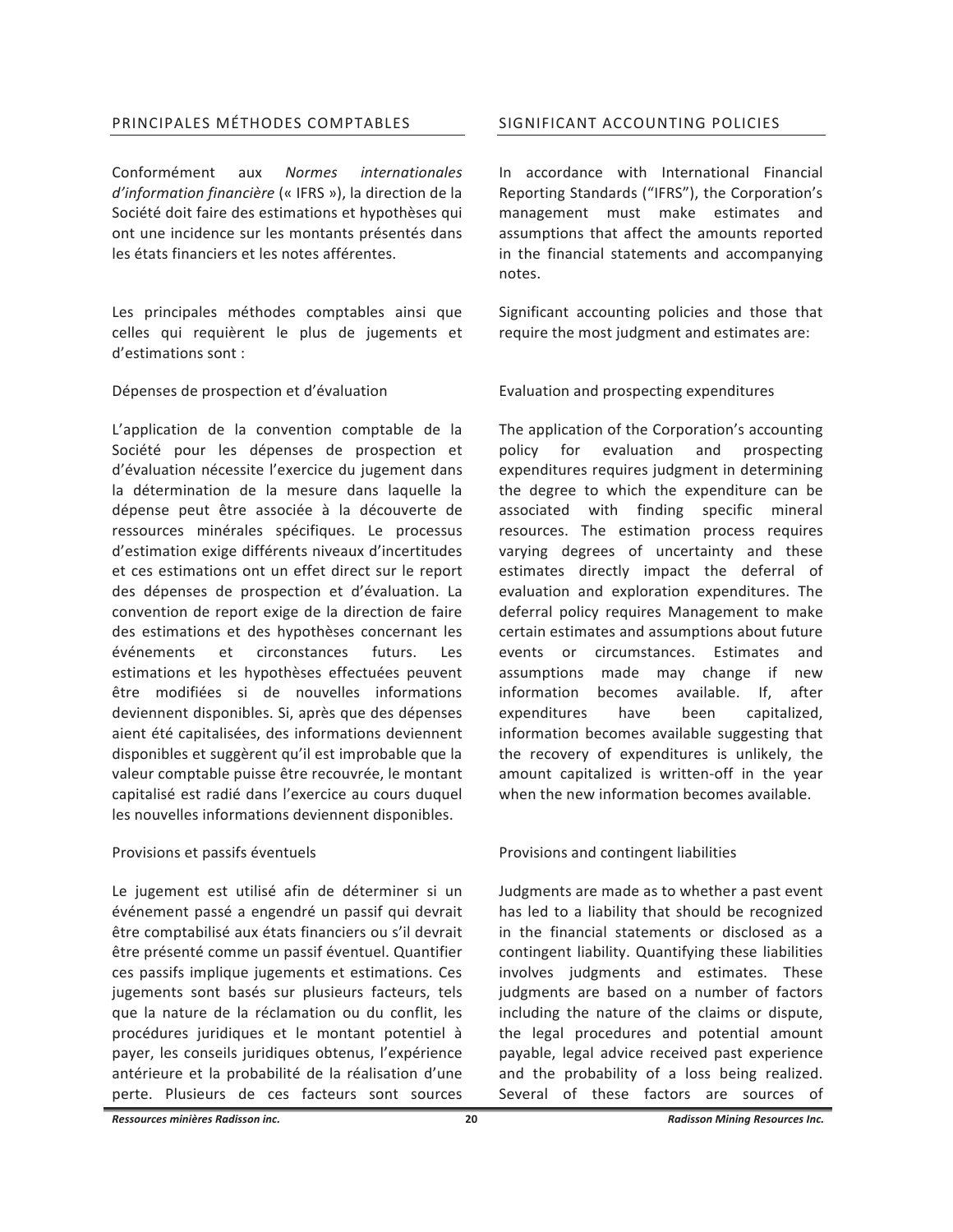## PRINCIPALES MÉTHODES COMPTABLES

Conformément aux *Normes internationales d'information financière* (« IFRS »), la direction de la Société doit faire des estimations et hypothèses qui ont une incidence sur les montants présentés dans les états financiers et les notes afférentes.

Les principales méthodes comptables ainsi que celles qui requièrent le plus de jugements et d'estimations sont :

### Dépenses de prospection et d'évaluation

L'application de la convention comptable de la Société pour les dépenses de prospection et d'évaluation nécessite l'exercice du jugement dans la détermination de la mesure dans laquelle la dépense peut être associée à la découverte de ressources minérales spécifiques. Le processus d'estimation exige différents niveaux d'incertitudes et ces estimations ont un effet direct sur le report des dépenses de prospection et d'évaluation. La convention de report exige de la direction de faire des estimations et des hypothèses concernant les événements et circonstances futurs. Les estimations et les hypothèses effectuées peuvent être modifiées si de nouvelles informations deviennent disponibles. Si, après que des dépenses aient été capitalisées, des informations deviennent disponibles et suggèrent qu'il est improbable que la valeur comptable puisse être recouvrée, le montant capitalisé est radié dans l'exercice au cours duquel les nouvelles informations deviennent disponibles.

### Provisions et passifs éventuels

Le jugement est utilisé afin de déterminer si un événement passé a engendré un passif qui devrait être comptabilisé aux états financiers ou s'il devrait être présenté comme un passif éventuel. Quantifier ces passifs implique jugements et estimations. Ces jugements sont basés sur plusieurs facteurs, tels que la nature de la réclamation ou du conflit, les procédures juridiques et le montant potentiel à payer, les conseils juridiques obtenus, l'expérience antérieure et la probabilité de la réalisation d'une perte. Plusieurs de ces facteurs sont sources

## SIGNIFICANT ACCOUNTING POLICIES

In accordance with International Financial Reporting Standards ("IFRS"), the Corporation's management must make estimates and assumptions that affect the amounts reported in the financial statements and accompanying notes.

Significant accounting policies and those that require the most judgment and estimates are:

### Evaluation and prospecting expenditures

The application of the Corporation's accounting policy for evaluation and prospecting expenditures requires judgment in determining the degree to which the expenditure can be associated with finding specific mineral resources. The estimation process requires varying degrees of uncertainty and these estimates directly impact the deferral of evaluation and exploration expenditures. The deferral policy requires Management to make certain estimates and assumptions about future events or circumstances. Estimates and assumptions made may change if new information becomes available. If, after expenditures have been capitalized, information becomes available suggesting that the recovery of expenditures is unlikely, the amount capitalized is written-off in the year when the new information becomes available.

### Provisions and contingent liabilities

Judgments are made as to whether a past event has led to a liability that should be recognized in the financial statements or disclosed as a contingent liability. Quantifying these liabilities involves judgments and estimates. These judgments are based on a number of factors including the nature of the claims or dispute, the legal procedures and potential amount payable, legal advice received past experience and the probability of a loss being realized. Several of these factors are sources of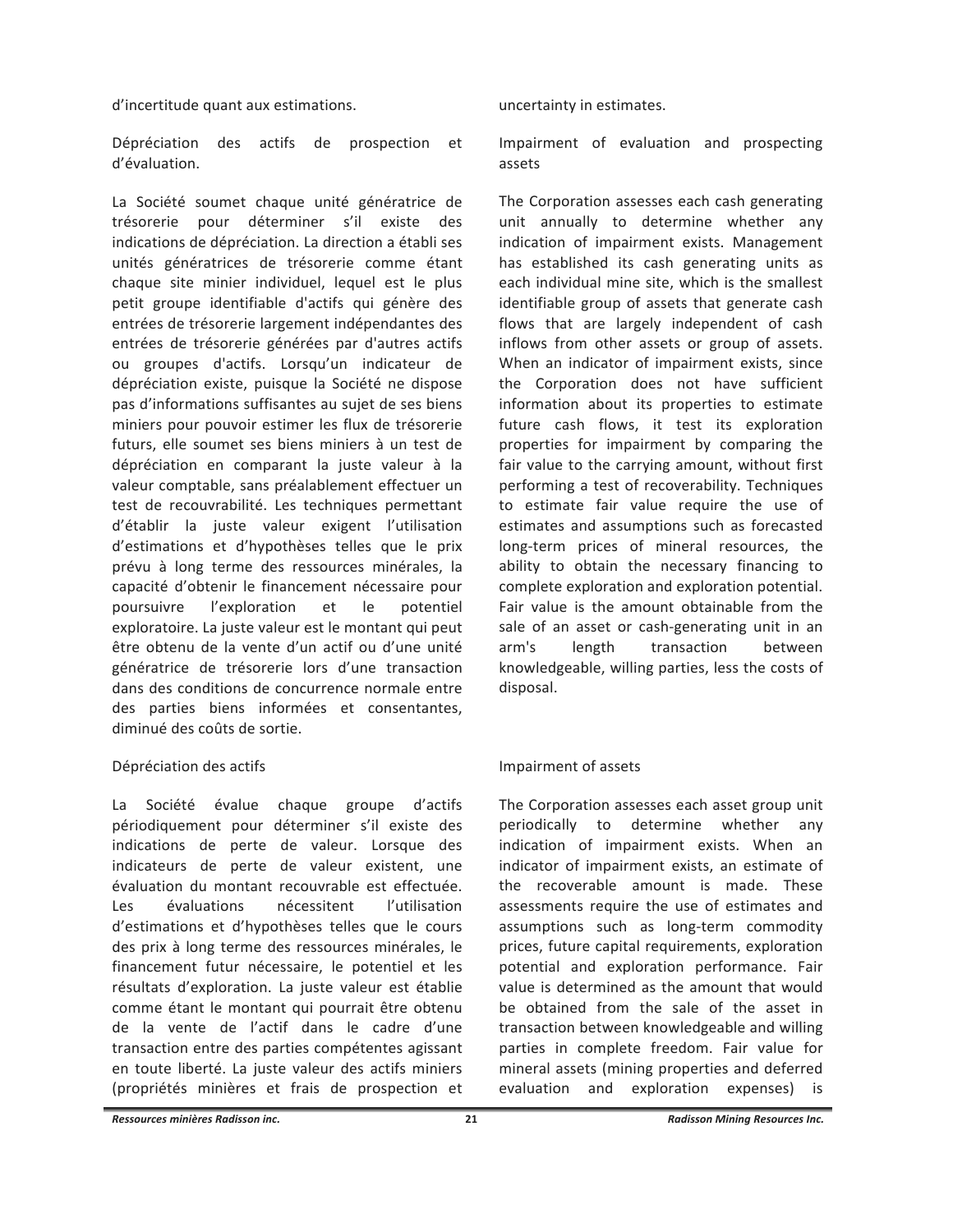d'incertitude quant aux estimations.

Dépréciation des actifs de prospection et d'évaluation.

La Société soumet chaque unité génératrice de trésorerie pour déterminer s'il existe des indications de dépréciation. La direction a établi ses unités génératrices de trésorerie comme étant chaque site minier individuel, lequel est le plus petit groupe identifiable d'actifs qui génère des entrées de trésorerie largement indépendantes des entrées de trésorerie générées par d'autres actifs ou groupes d'actifs. Lorsqu'un indicateur de dépréciation existe, puisque la Société ne dispose pas d'informations suffisantes au sujet de ses biens miniers pour pouvoir estimer les flux de trésorerie futurs, elle soumet ses biens miniers à un test de dépréciation en comparant la juste valeur à la valeur comptable, sans préalablement effectuer un test de recouvrabilité. Les techniques permettant d'établir la juste valeur exigent l'utilisation d'estimations et d'hypothèses telles que le prix prévu à long terme des ressources minérales, la capacité d'obtenir le financement nécessaire pour poursuivre l'exploration et le potentiel exploratoire. La juste valeur est le montant qui peut être obtenu de la vente d'un actif ou d'une unité génératrice de trésorerie lors d'une transaction dans des conditions de concurrence normale entre des parties biens informées et consentantes, diminué des coûts de sortie.

Dépréciation des actifs

La Société évalue chaque groupe d'actifs périodiquement pour déterminer s'il existe des indications de perte de valeur. Lorsque des indicateurs de perte de valeur existent, une évaluation du montant recouvrable est effectuée. Les évaluations nécessitent l'utilisation d'estimations et d'hypothèses telles que le cours des prix à long terme des ressources minérales, le financement futur nécessaire, le potentiel et les résultats d'exploration. La juste valeur est établie comme étant le montant qui pourrait être obtenu de la vente de l'actif dans le cadre d'une transaction entre des parties compétentes agissant en toute liberté. La juste valeur des actifs miniers (propriétés minières et frais de prospection et

uncertainty in estimates.

Impairment of evaluation and prospecting assets

The Corporation assesses each cash generating unit annually to determine whether any indication of impairment exists. Management has established its cash generating units as each individual mine site, which is the smallest identifiable group of assets that generate cash flows that are largely independent of cash inflows from other assets or group of assets. When an indicator of impairment exists, since the Corporation does not have sufficient information about its properties to estimate future cash flows, it test its exploration properties for impairment by comparing the fair value to the carrying amount, without first performing a test of recoverability. Techniques to estimate fair value require the use of estimates and assumptions such as forecasted long-term prices of mineral resources, the ability to obtain the necessary financing to complete exploration and exploration potential. Fair value is the amount obtainable from the sale of an asset or cash-generating unit in an arm's length transaction between knowledgeable, willing parties, less the costs of disposal.

Impairment of assets

The Corporation assesses each asset group unit periodically to determine whether any indication of impairment exists. When an indicator of impairment exists, an estimate of the recoverable amount is made. These assessments require the use of estimates and assumptions such as long-term commodity prices, future capital requirements, exploration potential and exploration performance. Fair value is determined as the amount that would be obtained from the sale of the asset in transaction between knowledgeable and willing parties in complete freedom. Fair value for mineral assets (mining properties and deferred evaluation and exploration expenses) is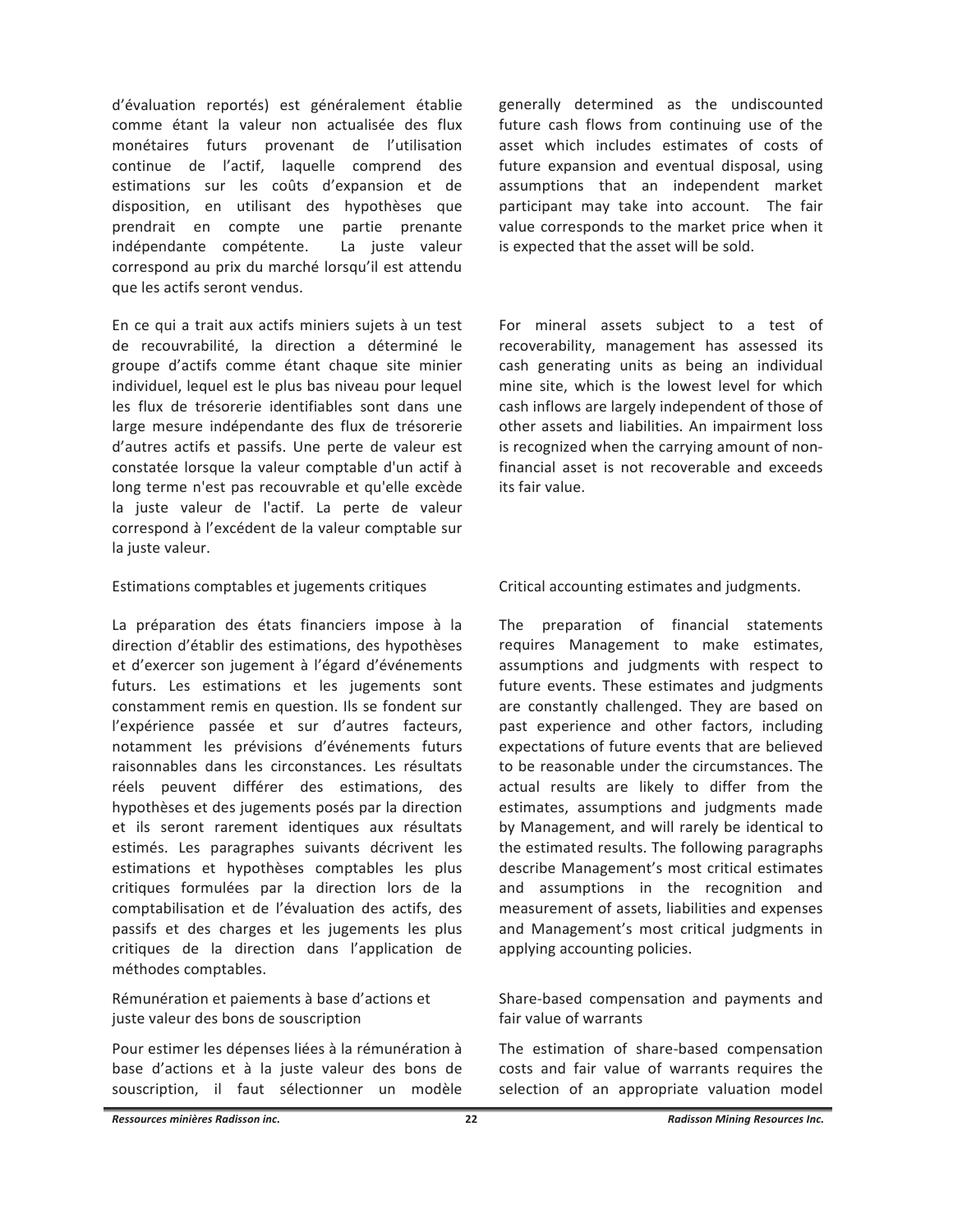d'évaluation reportés) est généralement établie comme étant la valeur non actualisée des flux monétaires futurs provenant de l'utilisation continue de l'actif, laquelle comprend des estimations sur les coûts d'expansion et de disposition, en utilisant des hypothèses que prendrait en compte une partie prenante indépendante compétente. La juste valeur correspond au prix du marché lorsqu'il est attendu que les actifs seront vendus.

En ce qui a trait aux actifs miniers sujets à un test de recouvrabilité, la direction a déterminé le groupe d'actifs comme étant chaque site minier individuel, lequel est le plus bas niveau pour lequel les flux de trésorerie identifiables sont dans une large mesure indépendante des flux de trésorerie d'autres actifs et passifs. Une perte de valeur est constatée lorsque la valeur comptable d'un actif à long terme n'est pas recouvrable et qu'elle excède la juste valeur de l'actif. La perte de valeur correspond à l'excédent de la valeur comptable sur la juste valeur.

Estimations comptables et jugements critiques

La préparation des états financiers impose à la direction d'établir des estimations, des hypothèses et d'exercer son jugement à l'égard d'événements futurs. Les estimations et les jugements sont constamment remis en question. Ils se fondent sur l'expérience passée et sur d'autres facteurs, notamment les prévisions d'événements futurs raisonnables dans les circonstances. Les résultats réels peuvent différer des estimations, des hypothèses et des jugements posés par la direction et ils seront rarement identiques aux résultats estimés. Les paragraphes suivants décrivent les estimations et hypothèses comptables les plus critiques formulées par la direction lors de la comptabilisation et de l'évaluation des actifs, des passifs et des charges et les jugements les plus critiques de la direction dans l'application de méthodes comptables.

Rémunération et paiements à base d'actions et juste valeur des bons de souscription

Pour estimer les dépenses liées à la rémunération à base d'actions et à la juste valeur des bons de souscription, il faut sélectionner un modèle

generally determined as the undiscounted future cash flows from continuing use of the asset which includes estimates of costs of future expansion and eventual disposal, using assumptions that an independent market participant may take into account. The fair value corresponds to the market price when it is expected that the asset will be sold.

For mineral assets subject to a test of recoverability, management has assessed its cash generating units as being an individual mine site, which is the lowest level for which cash inflows are largely independent of those of other assets and liabilities. An impairment loss is recognized when the carrying amount of non-financial asset is not recoverable and exceeds its fair value.

Critical accounting estimates and judgments.

The preparation of financial statements requires Management to make estimates, assumptions and judgments with respect to future events. These estimates and judgments are constantly challenged. They are based on past experience and other factors, including expectations of future events that are believed to be reasonable under the circumstances. The actual results are likely to differ from the estimates, assumptions and judgments made by Management, and will rarely be identical to the estimated results. The following paragraphs describe Management's most critical estimates and assumptions in the recognition and measurement of assets, liabilities and expenses and Management's most critical judgments in applying accounting policies.

Share-based compensation and payments and fair value of warrants

The estimation of share-based compensation costs and fair value of warrants requires the selection of an appropriate valuation model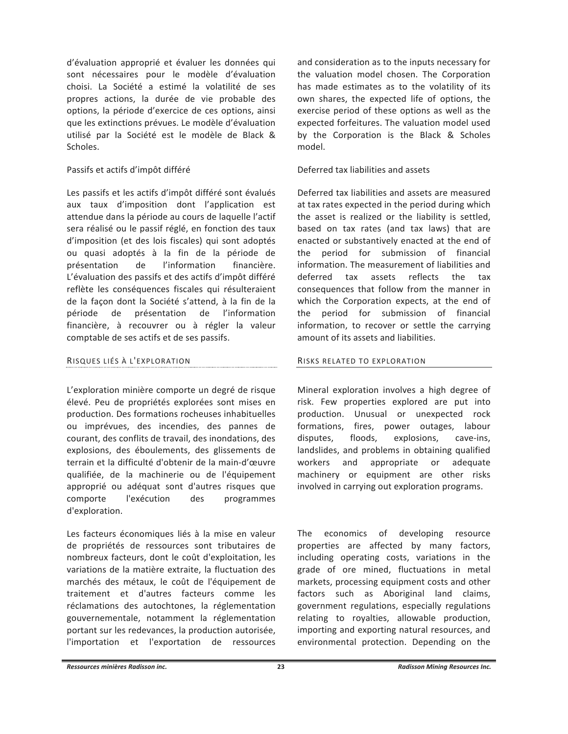d'évaluation approprié et évaluer les données qui sont nécessaires pour le modèle d'évaluation choisi. La Société a estimé la volatilité de ses propres actions, la durée de vie probable des options, la période d'exercice de ces options, ainsi que les extinctions prévues. Le modèle d'évaluation utilisé par la Société est le modèle de Black & Scholes.

Passifs et actifs d'impôt différé

Les passifs et les actifs d'impôt différé sont évalués aux taux d'imposition dont l'application est attendue dans la période au cours de laquelle l'actif sera réalisé ou le passif réglé, en fonction des taux d'imposition (et des lois fiscales) qui sont adoptés ou quasi adoptés à la fin de la période de présentation de l'information financière. L'évaluation des passifs et des actifs d'impôt différé reflète les conséquences fiscales qui résulteraient de la façon dont la Société s'attend, à la fin de la période de présentation de l'information financière, à recouvrer ou à régler la valeur comptable de ses actifs et de ses passifs.

## Risques liés à l'exploration

L'exploration minière comporte un degré de risque élevé. Peu de propriétés explorées sont mises en production. Des formations rocheuses inhabituelles ou imprévues, des incendies, des pannes de courant, des conflits de travail, des inondations, des explosions, des éboulements, des glissements de terrain et la difficulté d'obtenir de la main-d'œuvre qualifiée, de la machinerie ou de l'équipement approprié ou adéquat sont d'autres risques que comporte l'exécution des programmes d'exploration.

Les facteurs économiques liés à la mise en valeur de propriétés de ressources sont tributaires de nombreux facteurs, dont le coût d'exploitation, les variations de la matière extraite, la fluctuation des marchés des métaux, le coût de l'équipement de traitement et d'autres facteurs comme les réclamations des autochtones, la réglementation gouvernementale, notamment la réglementation portant sur les redevances, la production autorisée, l'importation et l'exportation de ressources

and consideration as to the inputs necessary for the valuation model chosen. The Corporation has made estimates as to the volatility of its own shares, the expected life of options, the exercise period of these options as well as the expected forfeitures. The valuation model used by the Corporation is the Black & Scholes model.

Deferred tax liabilities and assets

Deferred tax liabilities and assets are measured at tax rates expected in the period during which the asset is realized or the liability is settled, based on tax rates (and tax laws) that are enacted or substantively enacted at the end of the period for submission of financial information. The measurement of liabilities and deferred tax assets reflects the tax consequences that follow from the manner in which the Corporation expects, at the end of the period for submission of financial information, to recover or settle the carrying amount of its assets and liabilities.

## Risks related to exploration

Mineral exploration involves a high degree of risk. Few properties explored are put into production. Unusual or unexpected rock formations, fires, power outages, labour disputes, floods, explosions, cave-ins, landslides, and problems in obtaining qualified workers and appropriate or adequate machinery or equipment are other risks involved in carrying out exploration programs.

The economics of developing resource properties are affected by many factors, including operating costs, variations in the grade of ore mined, fluctuations in metal markets, processing equipment costs and other factors such as Aboriginal land claims, government regulations, especially regulations relating to royalties, allowable production, importing and exporting natural resources, and environmental protection. Depending on the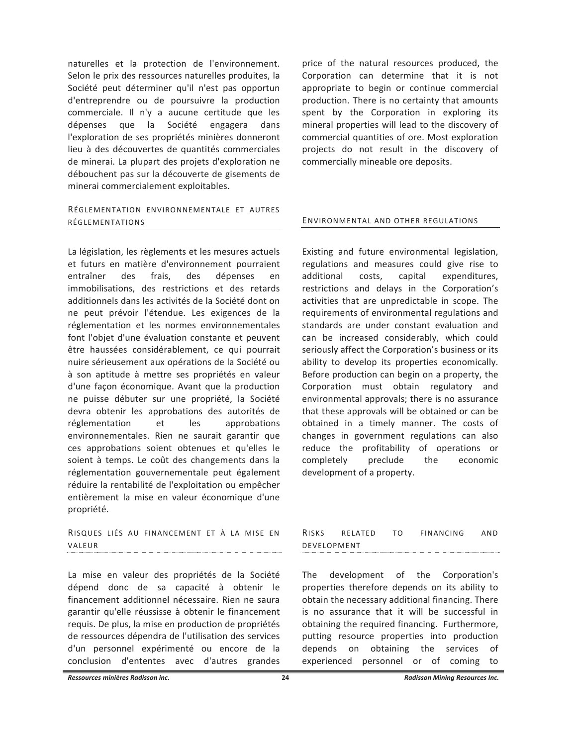naturelles et la protection de l'environnement. Selon le prix des ressources naturelles produites, la Société peut déterminer qu'il n'est pas opportun d'entreprendre ou de poursuivre la production commerciale. Il n'y a aucune certitude que les dépenses que la Société engagera dans l'exploration de ses propriétés minières donneront lieu à des découvertes de quantités commerciales de minerai. La plupart des projets d'exploration ne débouchent pas sur la découverte de gisements de minerai commercialement exploitables.

### Réglementation environnementale et autres réglementations

La législation, les règlements et les mesures actuels et futurs en matière d'environnement pourraient entraîner des frais, des dépenses en immobilisations, des restrictions et des retards additionnels dans les activités de la Société dont on ne peut prévoir l'étendue. Les exigences de la réglementation et les normes environnementales font l'objet d'une évaluation constante et peuvent être haussées considérablement, ce qui pourrait nuire sérieusement aux opérations de la Société ou à son aptitude à mettre ses propriétés en valeur d'une façon économique. Avant que la production ne puisse débuter sur une propriété, la Société devra obtenir les approbations des autorités de réglementation et les approbations environnementales. Rien ne saurait garantir que ces approbations soient obtenues et qu'elles le soient à temps. Le coût des changements dans la réglementation gouvernementale peut également réduire la rentabilité de l'exploitation ou empêcher entièrement la mise en valeur économique d'une propriété.

### Risques liés au financement et à la mise en valeur

La mise en valeur des propriétés de la Société dépend donc de sa capacité à obtenir le financement additionnel nécessaire. Rien ne saura garantir qu'elle réussisse à obtenir le financement requis. De plus, la mise en production de propriétés de ressources dépendra de l'utilisation des services d'un personnel expérimenté ou encore de la conclusion d'ententes avec d'autres grandes

price of the natural resources produced, the Corporation can determine that it is not appropriate to begin or continue commercial production. There is no certainty that amounts spent by the Corporation in exploring its mineral properties will lead to the discovery of commercial quantities of ore. Most exploration projects do not result in the discovery of commercially mineable ore deposits.

### Environmental and other regulations

Existing and future environmental legislation, regulations and measures could give rise to additional costs, capital expenditures, restrictions and delays in the Corporation's activities that are unpredictable in scope. The requirements of environmental regulations and standards are under constant evaluation and can be increased considerably, which could seriously affect the Corporation's business or its ability to develop its properties economically. Before production can begin on a property, the Corporation must obtain regulatory and environmental approvals; there is no assurance that these approvals will be obtained or can be obtained in a timely manner. The costs of changes in government regulations can also reduce the profitability of operations or completely preclude the economic development of a property.

### Risks related to financing and development

The development of the Corporation's properties therefore depends on its ability to obtain the necessary additional financing. There is no assurance that it will be successful in obtaining the required financing. Furthermore, putting resource properties into production depends on obtaining the services of experienced personnel or of coming to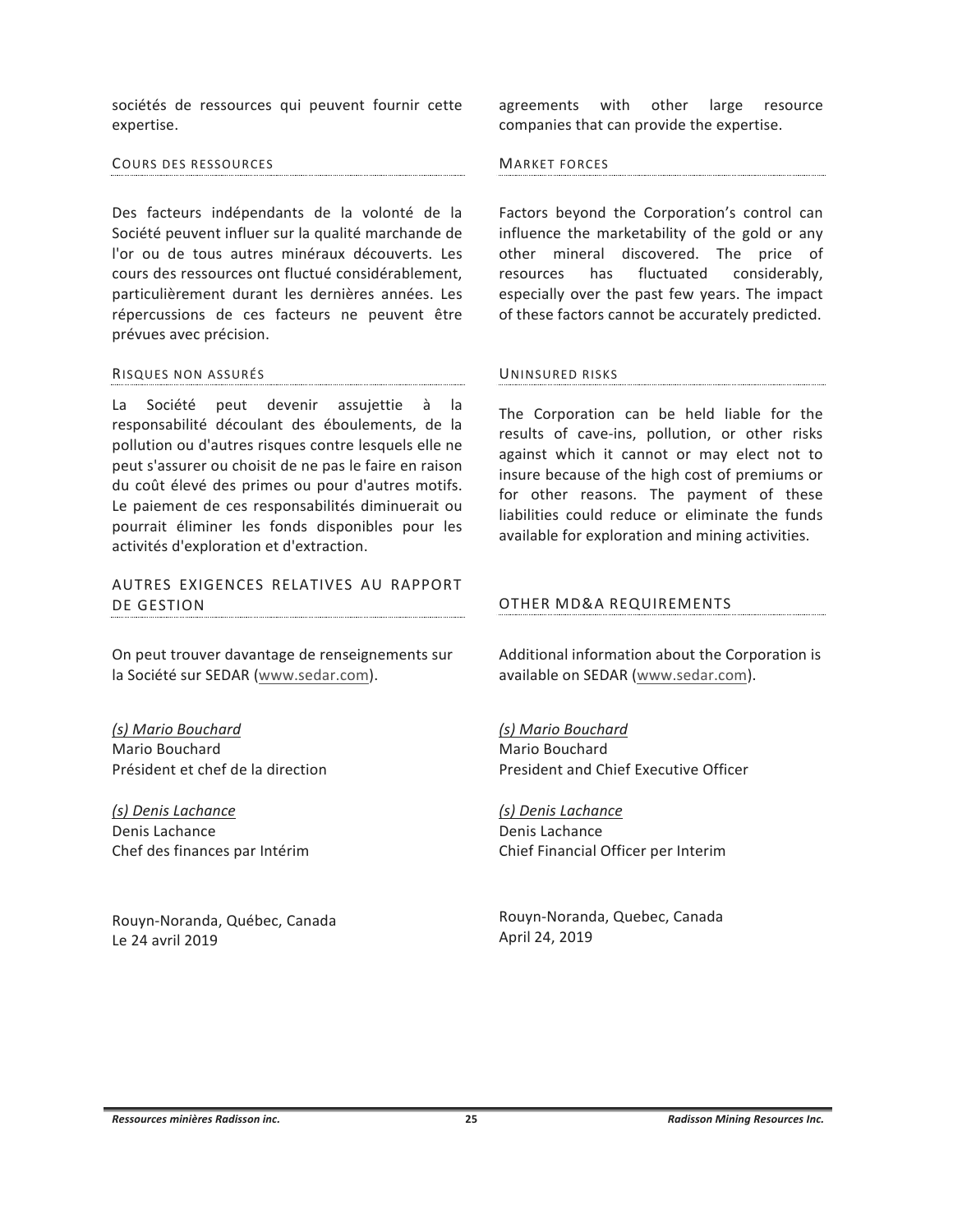sociétés de ressources qui peuvent fournir cette expertise.

#### COURS DES RESSOURCES

Des facteurs indépendants de la volonté de la Société peuvent influer sur la qualité marchande de l'or ou de tous autres minéraux découverts. Les cours des ressources ont fluctué considérablement, particulièrement durant les dernières années. Les répercussions de ces facteurs ne peuvent être prévues avec précision.

#### RISQUES NON ASSURÉS

La Société peut devenir assujettie à la responsabilité découlant des éboulements, de la pollution ou d'autres risques contre lesquels elle ne peut s'assurer ou choisit de ne pas le faire en raison du coût élevé des primes ou pour d'autres motifs. Le paiement de ces responsabilités diminuerait ou pourrait éliminer les fonds disponibles pour les activités d'exploration et d'extraction.

### AUTRES EXIGENCES RELATIVES AU RAPPORT DE GESTION

On peut trouver davantage de renseignements sur la Société sur SEDAR (www.sedar.com).

*(s) Mario Bouchard*
Mario Bouchard
Président et chef de la direction

*(s) Denis Lachance*
Denis Lachance
Chef des finances par Intérim

Rouyn-Noranda, Québec, Canada
Le 24 avril 2019

---

agreements with other large resource companies that can provide the expertise.

#### MARKET FORCES

Factors beyond the Corporation's control can influence the marketability of the gold or any other mineral discovered. The price of resources has fluctuated considerably, especially over the past few years. The impact of these factors cannot be accurately predicted.

#### UNINSURED RISKS

The Corporation can be held liable for the results of cave-ins, pollution, or other risks against which it cannot or may elect not to insure because of the high cost of premiums or for other reasons. The payment of these liabilities could reduce or eliminate the funds available for exploration and mining activities.

### OTHER MD&A REQUIREMENTS

Additional information about the Corporation is available on SEDAR (www.sedar.com).

*(s) Mario Bouchard*
Mario Bouchard
President and Chief Executive Officer

*(s) Denis Lachance*
Denis Lachance
Chief Financial Officer per Interim

Rouyn-Noranda, Quebec, Canada
April 24, 2019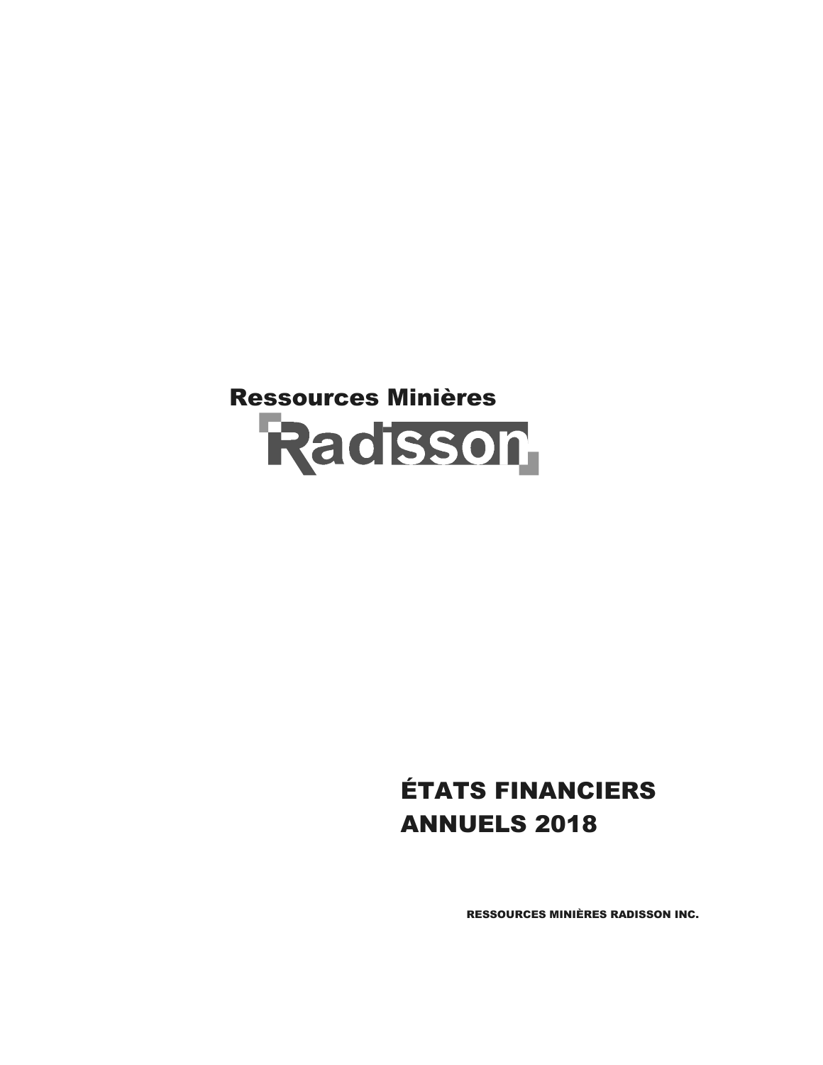Ressources Minières

Radisson

# ÉTATS FINANCIERS ANNUELS 2018

RESSOURCES MINIÈRES RADISSON INC.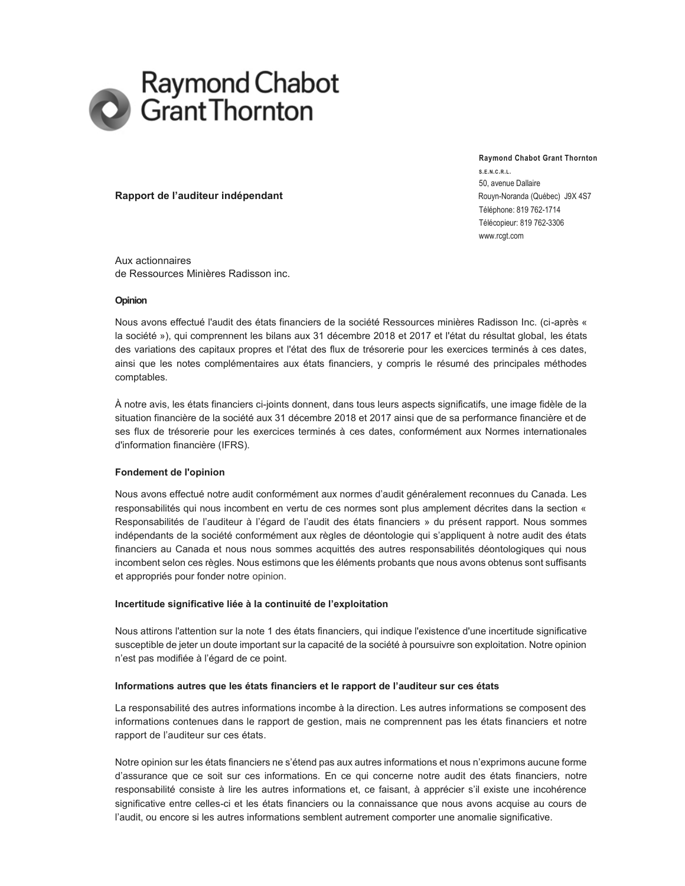Raymond Chabot Grant Thornton

**Raymond Chabot Grant Thornton**
**S.E.N.C.R.L.**
50, avenue Dallaire
Rouyn-Noranda (Québec) J9X 4S7
Téléphone: 819 762-1714
Télécopieur: 819 762-3306
www.rcgt.com

**Rapport de l'auditeur indépendant**

Aux actionnaires
de Ressources Minières Radisson inc.

**Opinion**

Nous avons effectué l'audit des états financiers de la société Ressources minières Radisson Inc. (ci-après « la société »), qui comprennent les bilans aux 31 décembre 2018 et 2017 et l'état du résultat global, les états des variations des capitaux propres et l'état des flux de trésorerie pour les exercices terminés à ces dates, ainsi que les notes complémentaires aux états financiers, y compris le résumé des principales méthodes comptables.

À notre avis, les états financiers ci-joints donnent, dans tous leurs aspects significatifs, une image fidèle de la situation financière de la société aux 31 décembre 2018 et 2017 ainsi que de sa performance financière et de ses flux de trésorerie pour les exercices terminés à ces dates, conformément aux Normes internationales d'information financière (IFRS).

**Fondement de l'opinion**

Nous avons effectué notre audit conformément aux normes d'audit généralement reconnues du Canada. Les responsabilités qui nous incombent en vertu de ces normes sont plus amplement décrites dans la section « Responsabilités de l'auditeur à l'égard de l'audit des états financiers » du présent rapport. Nous sommes indépendants de la société conformément aux règles de déontologie qui s'appliquent à notre audit des états financiers au Canada et nous nous sommes acquittés des autres responsabilités déontologiques qui nous incombent selon ces règles. Nous estimons que les éléments probants que nous avons obtenus sont suffisants et appropriés pour fonder notre opinion.

**Incertitude significative liée à la continuité de l'exploitation**

Nous attirons l'attention sur la note 1 des états financiers, qui indique l'existence d'une incertitude significative susceptible de jeter un doute important sur la capacité de la société à poursuivre son exploitation. Notre opinion n'est pas modifiée à l'égard de ce point.

**Informations autres que les états financiers et le rapport de l'auditeur sur ces états**

La responsabilité des autres informations incombe à la direction. Les autres informations se composent des informations contenues dans le rapport de gestion, mais ne comprennent pas les états financiers et notre rapport de l'auditeur sur ces états.

Notre opinion sur les états financiers ne s'étend pas aux autres informations et nous n'exprimons aucune forme d'assurance que ce soit sur ces informations. En ce qui concerne notre audit des états financiers, notre responsabilité consiste à lire les autres informations et, ce faisant, à apprécier s'il existe une incohérence significative entre celles-ci et les états financiers ou la connaissance que nous avons acquise au cours de l'audit, ou encore si les autres informations semblent autrement comporter une anomalie significative.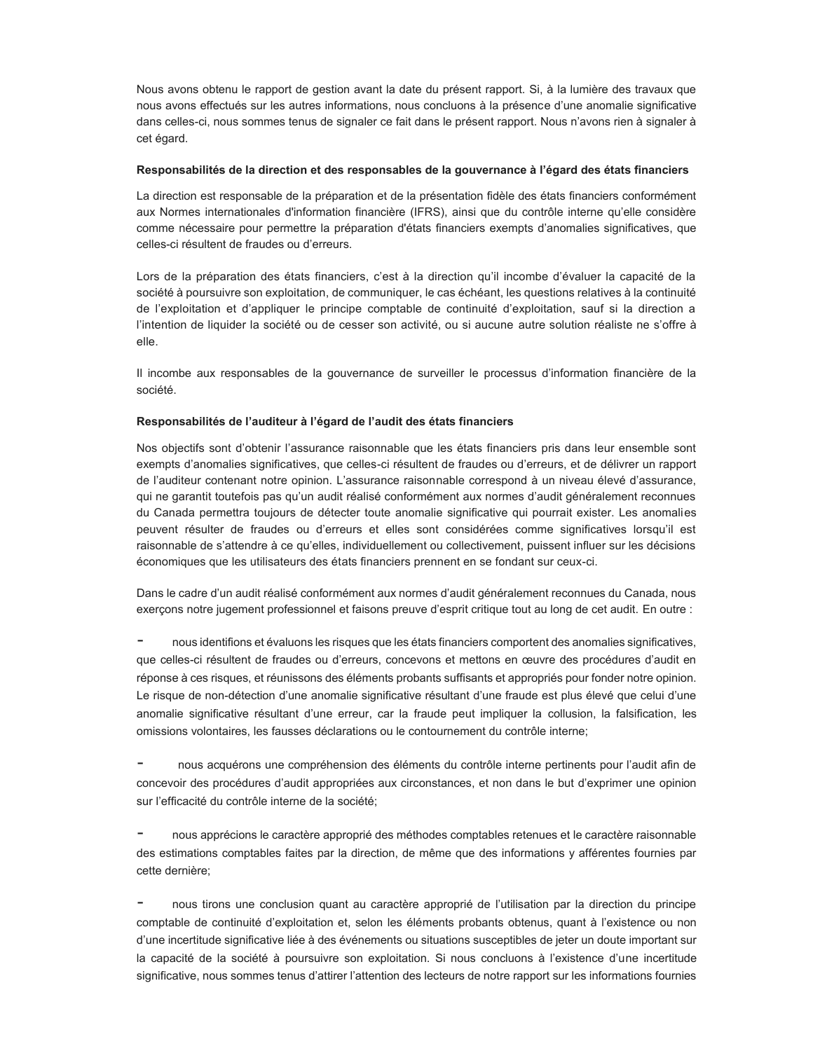Nous avons obtenu le rapport de gestion avant la date du présent rapport. Si, à la lumière des travaux que nous avons effectués sur les autres informations, nous concluons à la présence d'une anomalie significative dans celles-ci, nous sommes tenus de signaler ce fait dans le présent rapport. Nous n'avons rien à signaler à cet égard.

**Responsabilités de la direction et des responsables de la gouvernance à l'égard des états financiers**

La direction est responsable de la préparation et de la présentation fidèle des états financiers conformément aux Normes internationales d'information financière (IFRS), ainsi que du contrôle interne qu'elle considère comme nécessaire pour permettre la préparation d'états financiers exempts d'anomalies significatives, que celles-ci résultent de fraudes ou d'erreurs.

Lors de la préparation des états financiers, c'est à la direction qu'il incombe d'évaluer la capacité de la société à poursuivre son exploitation, de communiquer, le cas échéant, les questions relatives à la continuité de l'exploitation et d'appliquer le principe comptable de continuité d'exploitation, sauf si la direction a l'intention de liquider la société ou de cesser son activité, ou si aucune autre solution réaliste ne s'offre à elle.

Il incombe aux responsables de la gouvernance de surveiller le processus d'information financière de la société.

**Responsabilités de l'auditeur à l'égard de l'audit des états financiers**

Nos objectifs sont d'obtenir l'assurance raisonnable que les états financiers pris dans leur ensemble sont exempts d'anomalies significatives, que celles-ci résultent de fraudes ou d'erreurs, et de délivrer un rapport de l'auditeur contenant notre opinion. L'assurance raisonnable correspond à un niveau élevé d'assurance, qui ne garantit toutefois pas qu'un audit réalisé conformément aux normes d'audit généralement reconnues du Canada permettra toujours de détecter toute anomalie significative qui pourrait exister. Les anomalies peuvent résulter de fraudes ou d'erreurs et elles sont considérées comme significatives lorsqu'il est raisonnable de s'attendre à ce qu'elles, individuellement ou collectivement, puissent influer sur les décisions économiques que les utilisateurs des états financiers prennent en se fondant sur ceux-ci.

Dans le cadre d'un audit réalisé conformément aux normes d'audit généralement reconnues du Canada, nous exerçons notre jugement professionnel et faisons preuve d'esprit critique tout au long de cet audit. En outre :

- nous identifions et évaluons les risques que les états financiers comportent des anomalies significatives, que celles-ci résultent de fraudes ou d'erreurs, concevons et mettons en œuvre des procédures d'audit en réponse à ces risques, et réunissons des éléments probants suffisants et appropriés pour fonder notre opinion. Le risque de non-détection d'une anomalie significative résultant d'une fraude est plus élevé que celui d'une anomalie significative résultant d'une erreur, car la fraude peut impliquer la collusion, la falsification, les omissions volontaires, les fausses déclarations ou le contournement du contrôle interne;

- nous acquérons une compréhension des éléments du contrôle interne pertinents pour l'audit afin de concevoir des procédures d'audit appropriées aux circonstances, et non dans le but d'exprimer une opinion sur l'efficacité du contrôle interne de la société;

- nous apprécions le caractère approprié des méthodes comptables retenues et le caractère raisonnable des estimations comptables faites par la direction, de même que des informations y afférentes fournies par cette dernière;

- nous tirons une conclusion quant au caractère approprié de l'utilisation par la direction du principe comptable de continuité d'exploitation et, selon les éléments probants obtenus, quant à l'existence ou non d'une incertitude significative liée à des événements ou situations susceptibles de jeter un doute important sur la capacité de la société à poursuivre son exploitation. Si nous concluons à l'existence d'une incertitude significative, nous sommes tenus d'attirer l'attention des lecteurs de notre rapport sur les informations fournies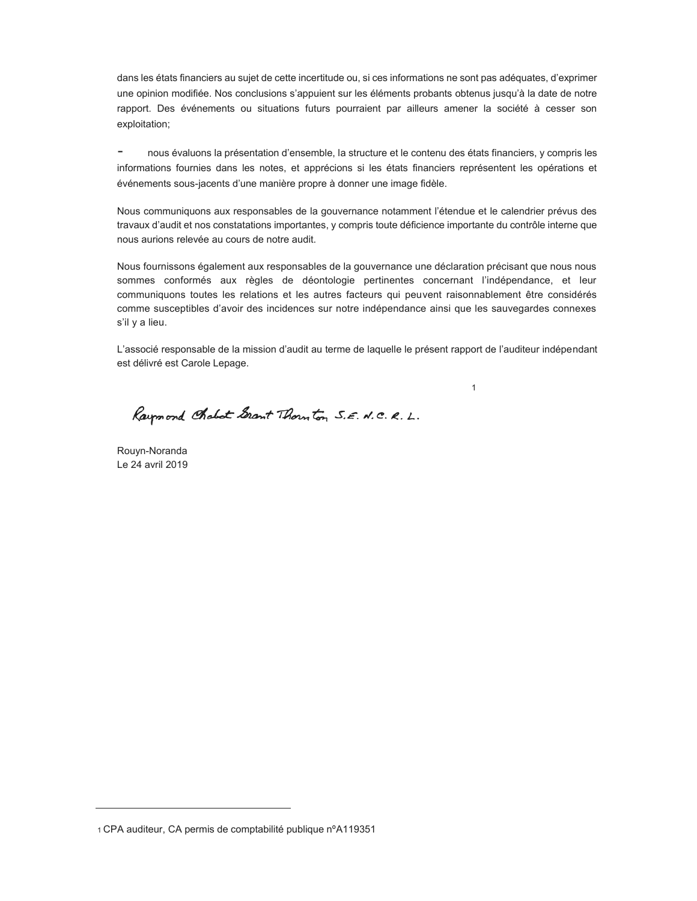dans les états financiers au sujet de cette incertitude ou, si ces informations ne sont pas adéquates, d'exprimer une opinion modifiée. Nos conclusions s'appuient sur les éléments probants obtenus jusqu'à la date de notre rapport. Des événements ou situations futurs pourraient par ailleurs amener la société à cesser son exploitation;

- nous évaluons la présentation d'ensemble, la structure et le contenu des états financiers, y compris les informations fournies dans les notes, et apprécions si les états financiers représentent les opérations et événements sous-jacents d'une manière propre à donner une image fidèle.

Nous communiquons aux responsables de la gouvernance notamment l'étendue et le calendrier prévus des travaux d'audit et nos constatations importantes, y compris toute déficience importante du contrôle interne que nous aurions relevée au cours de notre audit.

Nous fournissons également aux responsables de la gouvernance une déclaration précisant que nous nous sommes conformés aux règles de déontologie pertinentes concernant l'indépendance, et leur communiquons toutes les relations et les autres facteurs qui peuvent raisonnablement être considérés comme susceptibles d'avoir des incidences sur notre indépendance ainsi que les sauvegardes connexes s'il y a lieu.

L'associé responsable de la mission d'audit au terme de laquelle le présent rapport de l'auditeur indépendant est délivré est Carole Lepage.

Raymond Chabot Grant Thornton S.E.N.C.R.L. [1]

Rouyn-Noranda
Le 24 avril 2019

---

[1] CPA auditeur, CA permis de comptabilité publique nºA119351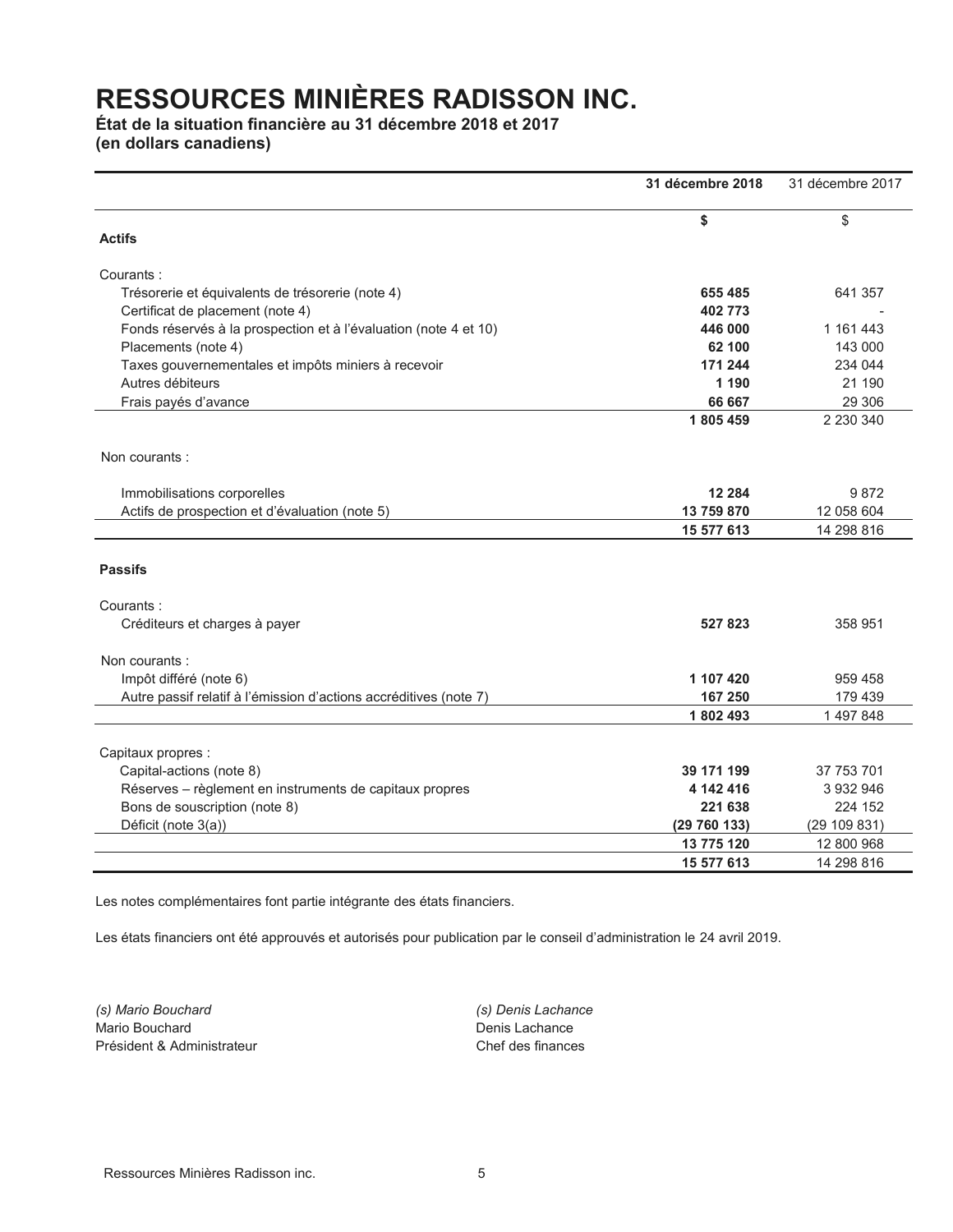# RESSOURCES MINIÈRES RADISSON INC.

**État de la situation financière au 31 décembre 2018 et 2017**
**(en dollars canadiens)**

| | **31 décembre 2018** | 31 décembre 2017 |
|---|---|---|
| | **$** | $ |
| **Actifs** | | |
| Courants : | | |
| Trésorerie et équivalents de trésorerie (note 4) | **655 485** | 641 357 |
| Certificat de placement (note 4) | **402 773** | - |
| Fonds réservés à la prospection et à l'évaluation (note 4 et 10) | **446 000** | 1 161 443 |
| Placements (note 4) | **62 100** | 143 000 |
| Taxes gouvernementales et impôts miniers à recevoir | **171 244** | 234 044 |
| Autres débiteurs | **1 190** | 21 190 |
| Frais payés d'avance | **66 667** | 29 306 |
| | **1 805 459** | 2 230 340 |
| Non courants : | | |
| Immobilisations corporelles | **12 284** | 9 872 |
| Actifs de prospection et d'évaluation (note 5) | **13 759 870** | 12 058 604 |
| | **15 577 613** | 14 298 816 |
| **Passifs** | | |
| Courants : | | |
| Créditeurs et charges à payer | **527 823** | 358 951 |
| Non courants : | | |
| Impôt différé (note 6) | **1 107 420** | 959 458 |
| Autre passif relatif à l'émission d'actions accréditives (note 7) | **167 250** | 179 439 |
| | **1 802 493** | 1 497 848 |
| Capitaux propres : | | |
| Capital-actions (note 8) | **39 171 199** | 37 753 701 |
| Réserves – règlement en instruments de capitaux propres | **4 142 416** | 3 932 946 |
| Bons de souscription (note 8) | **221 638** | 224 152 |
| Déficit (note 3(a)) | **(29 760 133)** | (29 109 831) |
| | **13 775 120** | 12 800 968 |
| | **15 577 613** | 14 298 816 |

Les notes complémentaires font partie intégrante des états financiers.

Les états financiers ont été approuvés et autorisés pour publication par le conseil d'administration le 24 avril 2019.

*(s) Mario Bouchard*
Mario Bouchard
Président & Administrateur

*(s) Denis Lachance*
Denis Lachance
Chef des finances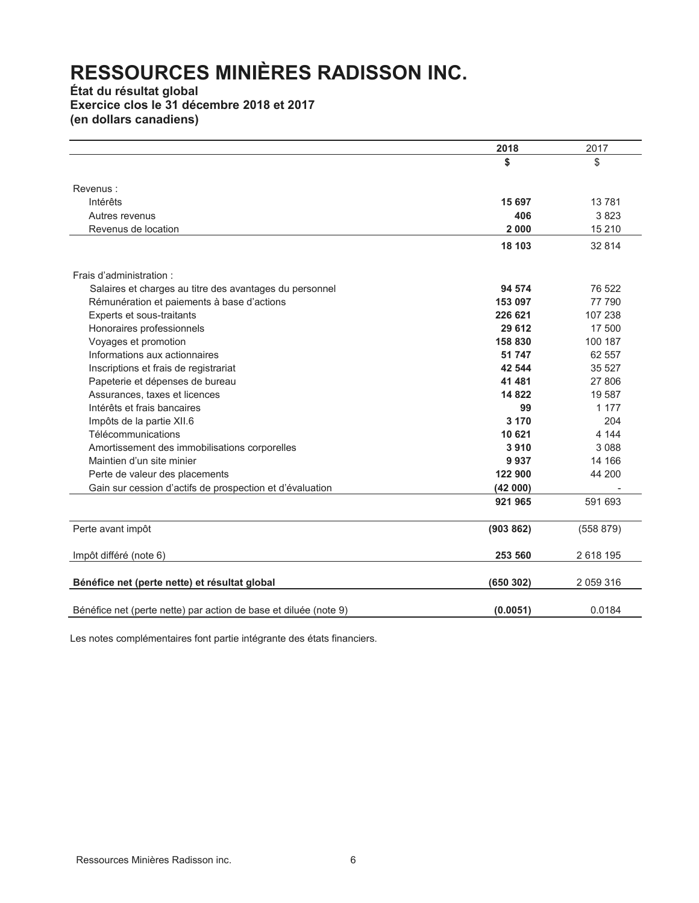# RESSOURCES MINIÈRES RADISSON INC.

**État du résultat global**
**Exercice clos le 31 décembre 2018 et 2017**
**(en dollars canadiens)**

| | 2018 | 2017 |
|---|---|---|
| | **$** | $ |
| Revenus : | | |
| Intérêts | **15 697** | 13 781 |
| Autres revenus | **406** | 3 823 |
| Revenus de location | **2 000** | 15 210 |
| | **18 103** | 32 814 |
| Frais d'administration : | | |
| Salaires et charges au titre des avantages du personnel | **94 574** | 76 522 |
| Rémunération et paiements à base d'actions | **153 097** | 77 790 |
| Experts et sous-traitants | **226 621** | 107 238 |
| Honoraires professionnels | **29 612** | 17 500 |
| Voyages et promotion | **158 830** | 100 187 |
| Informations aux actionnaires | **51 747** | 62 557 |
| Inscriptions et frais de registrariat | **42 544** | 35 527 |
| Papeterie et dépenses de bureau | **41 481** | 27 806 |
| Assurances, taxes et licences | **14 822** | 19 587 |
| Intérêts et frais bancaires | **99** | 1 177 |
| Impôts de la partie XII.6 | **3 170** | 204 |
| Télécommunications | **10 621** | 4 144 |
| Amortissement des immobilisations corporelles | **3 910** | 3 088 |
| Maintien d'un site minier | **9 937** | 14 166 |
| Perte de valeur des placements | **122 900** | 44 200 |
| Gain sur cession d'actifs de prospection et d'évaluation | **(42 000)** | - |
| | **921 965** | 591 693 |
| Perte avant impôt | **(903 862)** | (558 879) |
| Impôt différé (note 6) | **253 560** | 2 618 195 |
| **Bénéfice net (perte nette) et résultat global** | **(650 302)** | 2 059 316 |
| Bénéfice net (perte nette) par action de base et diluée (note 9) | **(0.0051)** | 0.0184 |

Les notes complémentaires font partie intégrante des états financiers.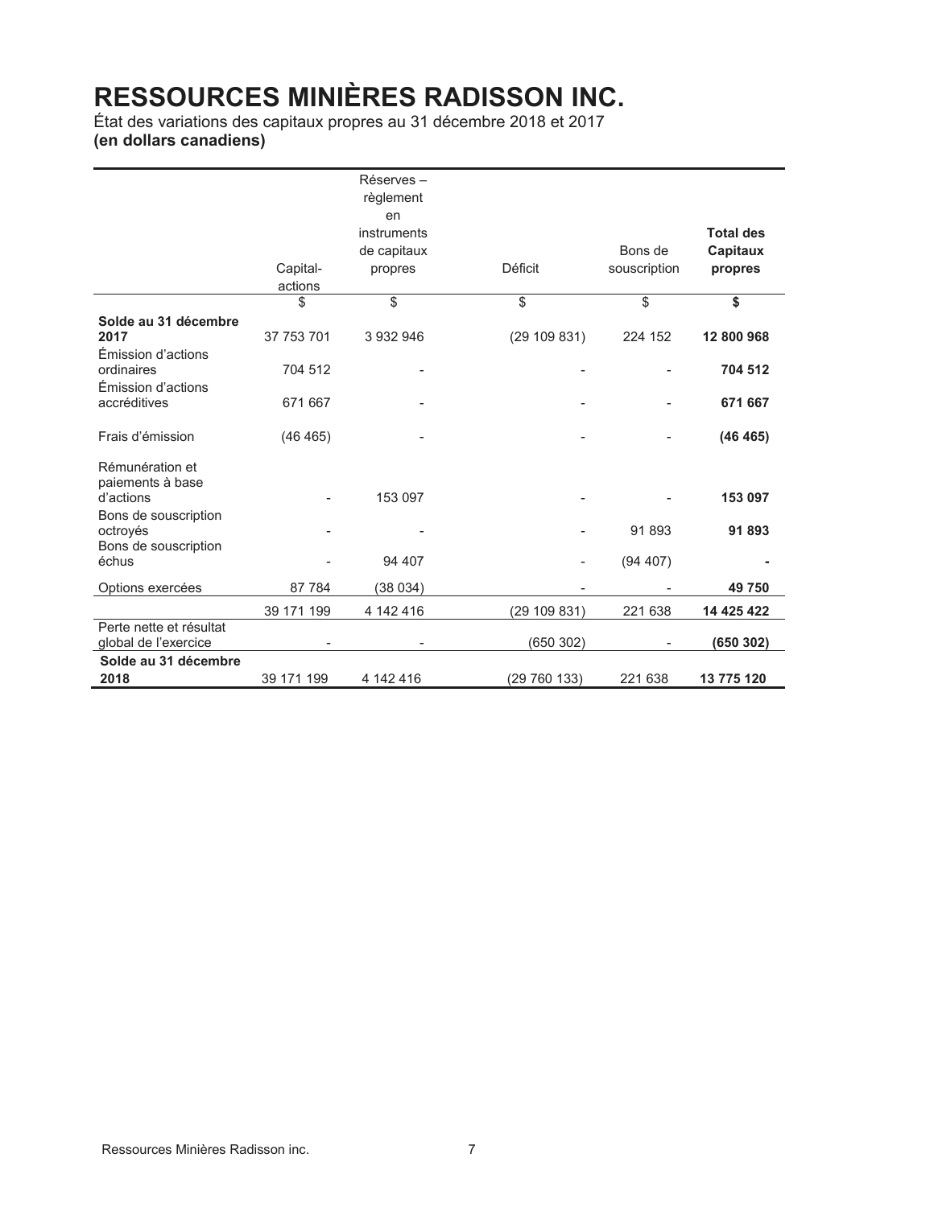# RESSOURCES MINIÈRES RADISSON INC.

État des variations des capitaux propres au 31 décembre 2018 et 2017
**(en dollars canadiens)**

| | Capital-actions | Réserves – règlement en instruments de capitaux propres | Déficit | Bons de souscription | **Total des Capitaux propres** |
|---|---|---|---|---|---|
| | $ | $ | $ | $ | **$** |
| **Solde au 31 décembre 2017** | 37 753 701 | 3 932 946 | (29 109 831) | 224 152 | **12 800 968** |
| Émission d'actions ordinaires | 704 512 | - | - | - | **704 512** |
| Émission d'actions accréditives | 671 667 | - | - | - | **671 667** |
| Frais d'émission | (46 465) | - | - | - | **(46 465)** |
| Rémunération et paiements à base d'actions | - | 153 097 | - | - | **153 097** |
| Bons de souscription octroyés | - | - | - | 91 893 | **91 893** |
| Bons de souscription échus | - | 94 407 | - | (94 407) | **-** |
| Options exercées | 87 784 | (38 034) | - | - | **49 750** |
| | 39 171 199 | 4 142 416 | (29 109 831) | 221 638 | **14 425 422** |
| Perte nette et résultat global de l'exercice | - | - | (650 302) | - | **(650 302)** |
| **Solde au 31 décembre 2018** | 39 171 199 | 4 142 416 | (29 760 133) | 221 638 | **13 775 120** |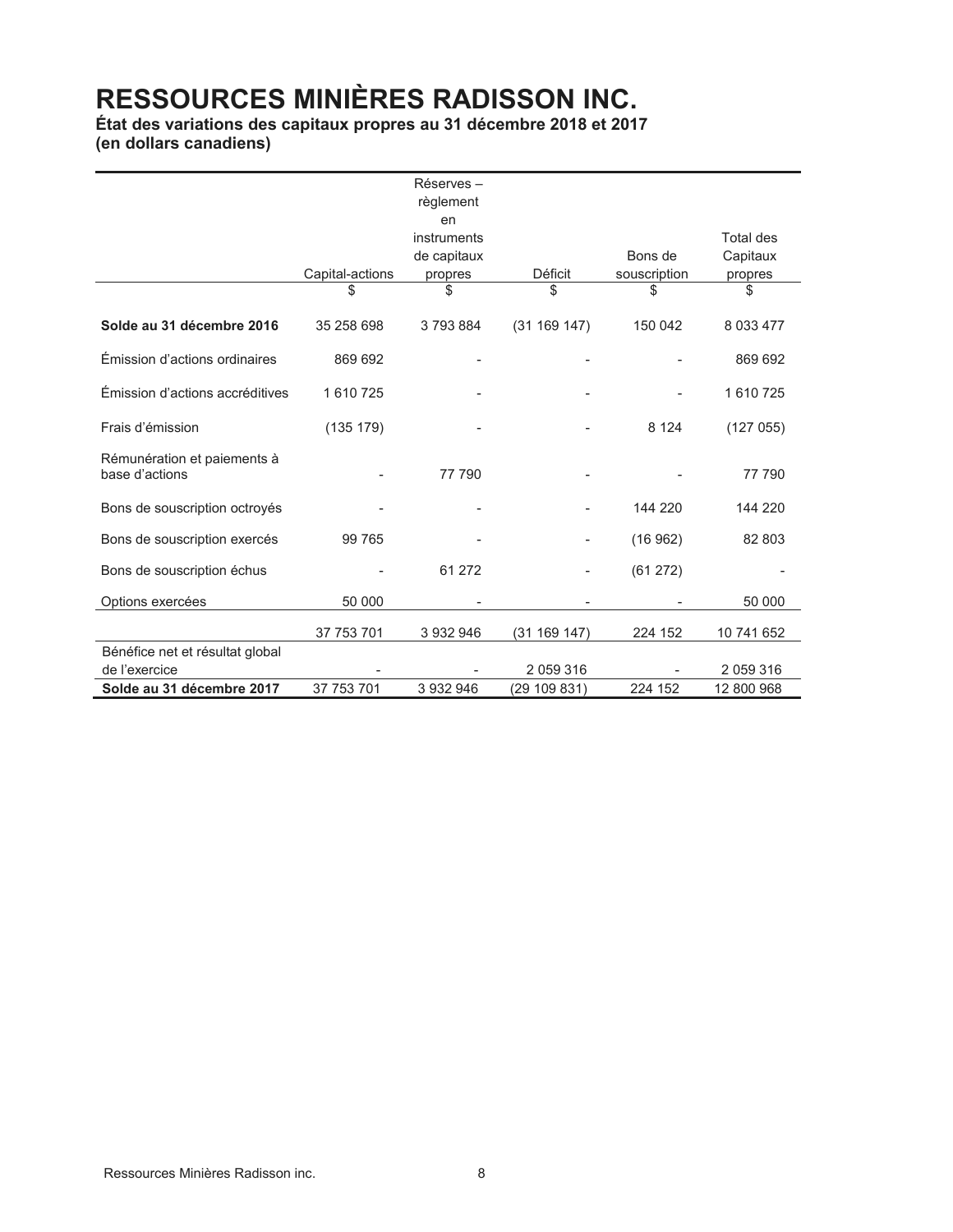# RESSOURCES MINIÈRES RADISSON INC.

**État des variations des capitaux propres au 31 décembre 2018 et 2017**
**(en dollars canadiens)**

| | Capital-actions | Réserves – règlement en instruments de capitaux propres | Déficit | Bons de souscription | Total des Capitaux propres |
|---|---|---|---|---|---|
| | $ | $ | $ | $ | $ |
| **Solde au 31 décembre 2016** | 35 258 698 | 3 793 884 | (31 169 147) | 150 042 | 8 033 477 |
| Émission d'actions ordinaires | 869 692 | - | - | - | 869 692 |
| Émission d'actions accréditives | 1 610 725 | - | - | - | 1 610 725 |
| Frais d'émission | (135 179) | - | - | 8 124 | (127 055) |
| Rémunération et paiements à base d'actions | - | 77 790 | - | - | 77 790 |
| Bons de souscription octroyés | - | - | - | 144 220 | 144 220 |
| Bons de souscription exercés | 99 765 | - | - | (16 962) | 82 803 |
| Bons de souscription échus | - | 61 272 | - | (61 272) | - |
| Options exercées | 50 000 | - | - | - | 50 000 |
| | 37 753 701 | 3 932 946 | (31 169 147) | 224 152 | 10 741 652 |
| Bénéfice net et résultat global de l'exercice | - | - | 2 059 316 | - | 2 059 316 |
| **Solde au 31 décembre 2017** | 37 753 701 | 3 932 946 | (29 109 831) | 224 152 | 12 800 968 |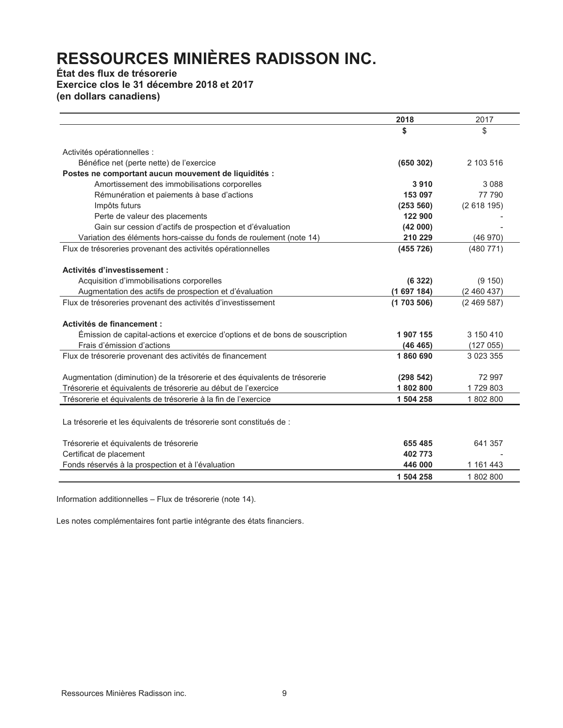# RESSOURCES MINIÈRES RADISSON INC.

**État des flux de trésorerie**
**Exercice clos le 31 décembre 2018 et 2017**
**(en dollars canadiens)**

| | 2018 | 2017 |
|---|---|---|
| | **$** | $ |
| Activités opérationnelles : | | |
| Bénéfice net (perte nette) de l'exercice | **(650 302)** | 2 103 516 |
| **Postes ne comportant aucun mouvement de liquidités :** | | |
| Amortissement des immobilisations corporelles | **3 910** | 3 088 |
| Rémunération et paiements à base d'actions | **153 097** | 77 790 |
| Impôts futurs | **(253 560)** | (2 618 195) |
| Perte de valeur des placements | **122 900** | - |
| Gain sur cession d'actifs de prospection et d'évaluation | **(42 000)** | - |
| Variation des éléments hors-caisse du fonds de roulement (note 14) | **210 229** | (46 970) |
| Flux de trésoreries provenant des activités opérationnelles | **(455 726)** | (480 771) |
| **Activités d'investissement :** | | |
| Acquisition d'immobilisations corporelles | **(6 322)** | (9 150) |
| Augmentation des actifs de prospection et d'évaluation | **(1 697 184)** | (2 460 437) |
| Flux de trésoreries provenant des activités d'investissement | **(1 703 506)** | (2 469 587) |
| **Activités de financement :** | | |
| Émission de capital-actions et exercice d'options et de bons de souscription | **1 907 155** | 3 150 410 |
| Frais d'émission d'actions | **(46 465)** | (127 055) |
| Flux de trésorerie provenant des activités de financement | **1 860 690** | 3 023 355 |
| Augmentation (diminution) de la trésorerie et des équivalents de trésorerie | **(298 542)** | 72 997 |
| Trésorerie et équivalents de trésorerie au début de l'exercice | **1 802 800** | 1 729 803 |
| Trésorerie et équivalents de trésorerie à la fin de l'exercice | **1 504 258** | 1 802 800 |
| La trésorerie et les équivalents de trésorerie sont constitués de : | | |
| Trésorerie et équivalents de trésorerie | **655 485** | 641 357 |
| Certificat de placement | **402 773** | - |
| Fonds réservés à la prospection et à l'évaluation | **446 000** | 1 161 443 |
| | **1 504 258** | 1 802 800 |

Information additionnelles – Flux de trésorerie (note 14).

Les notes complémentaires font partie intégrante des états financiers.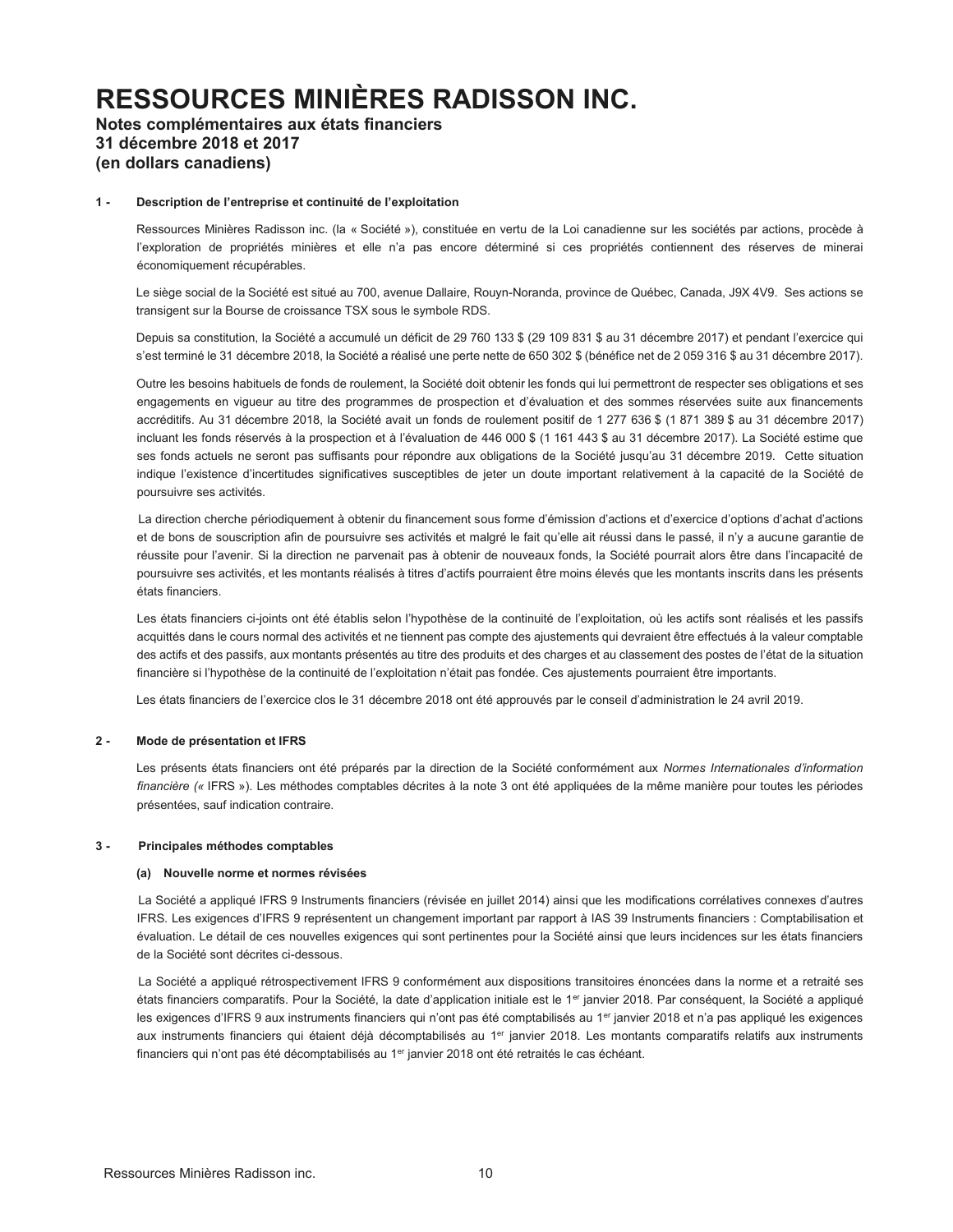# RESSOURCES MINIÈRES RADISSON INC.

**Notes complémentaires aux états financiers**
**31 décembre 2018 et 2017**
**(en dollars canadiens)**

## 1 - Description de l'entreprise et continuité de l'exploitation

Ressources Minières Radisson inc. (la « Société »), constituée en vertu de la Loi canadienne sur les sociétés par actions, procède à l'exploration de propriétés minières et elle n'a pas encore déterminé si ces propriétés contiennent des réserves de minerai économiquement récupérables.

Le siège social de la Société est situé au 700, avenue Dallaire, Rouyn-Noranda, province de Québec, Canada, J9X 4V9. Ses actions se transigent sur la Bourse de croissance TSX sous le symbole RDS.

Depuis sa constitution, la Société a accumulé un déficit de 29 760 133 $ (29 109 831 $ au 31 décembre 2017) et pendant l'exercice qui s'est terminé le 31 décembre 2018, la Société a réalisé une perte nette de 650 302 $ (bénéfice net de 2 059 316 $ au 31 décembre 2017).

Outre les besoins habituels de fonds de roulement, la Société doit obtenir les fonds qui lui permettront de respecter ses obligations et ses engagements en vigueur au titre des programmes de prospection et d'évaluation et des sommes réservées suite aux financements accréditifs. Au 31 décembre 2018, la Société avait un fonds de roulement positif de 1 277 636 $ (1 871 389 $ au 31 décembre 2017) incluant les fonds réservés à la prospection et à l'évaluation de 446 000 $ (1 161 443 $ au 31 décembre 2017). La Société estime que ses fonds actuels ne seront pas suffisants pour répondre aux obligations de la Société jusqu'au 31 décembre 2019. Cette situation indique l'existence d'incertitudes significatives susceptibles de jeter un doute important relativement à la capacité de la Société de poursuivre ses activités.

La direction cherche périodiquement à obtenir du financement sous forme d'émission d'actions et d'exercice d'options d'achat d'actions et de bons de souscription afin de poursuivre ses activités et malgré le fait qu'elle ait réussi dans le passé, il n'y a aucune garantie de réussite pour l'avenir. Si la direction ne parvenait pas à obtenir de nouveaux fonds, la Société pourrait alors être dans l'incapacité de poursuivre ses activités, et les montants réalisés à titres d'actifs pourraient être moins élevés que les montants inscrits dans les présents états financiers.

Les états financiers ci-joints ont été établis selon l'hypothèse de la continuité de l'exploitation, où les actifs sont réalisés et les passifs acquittés dans le cours normal des activités et ne tiennent pas compte des ajustements qui devraient être effectués à la valeur comptable des actifs et des passifs, aux montants présentés au titre des produits et des charges et au classement des postes de l'état de la situation financière si l'hypothèse de la continuité de l'exploitation n'était pas fondée. Ces ajustements pourraient être importants.

Les états financiers de l'exercice clos le 31 décembre 2018 ont été approuvés par le conseil d'administration le 24 avril 2019.

## 2 - Mode de présentation et IFRS

Les présents états financiers ont été préparés par la direction de la Société conformément aux *Normes Internationales d'information financière («* IFRS »). Les méthodes comptables décrites à la note 3 ont été appliquées de la même manière pour toutes les périodes présentées, sauf indication contraire.

## 3 - Principales méthodes comptables

### (a) Nouvelle norme et normes révisées

La Société a appliqué IFRS 9 Instruments financiers (révisée en juillet 2014) ainsi que les modifications corrélatives connexes d'autres IFRS. Les exigences d'IFRS 9 représentent un changement important par rapport à IAS 39 Instruments financiers : Comptabilisation et évaluation. Le détail de ces nouvelles exigences qui sont pertinentes pour la Société ainsi que leurs incidences sur les états financiers de la Société sont décrites ci-dessous.

La Société a appliqué rétrospectivement IFRS 9 conformément aux dispositions transitoires énoncées dans la norme et a retraité ses états financiers comparatifs. Pour la Société, la date d'application initiale est le 1er janvier 2018. Par conséquent, la Société a appliqué les exigences d'IFRS 9 aux instruments financiers qui n'ont pas été comptabilisés au 1er janvier 2018 et n'a pas appliqué les exigences aux instruments financiers qui étaient déjà décomptabilisés au 1er janvier 2018. Les montants comparatifs relatifs aux instruments financiers qui n'ont pas été décomptabilisés au 1er janvier 2018 ont été retraités le cas échéant.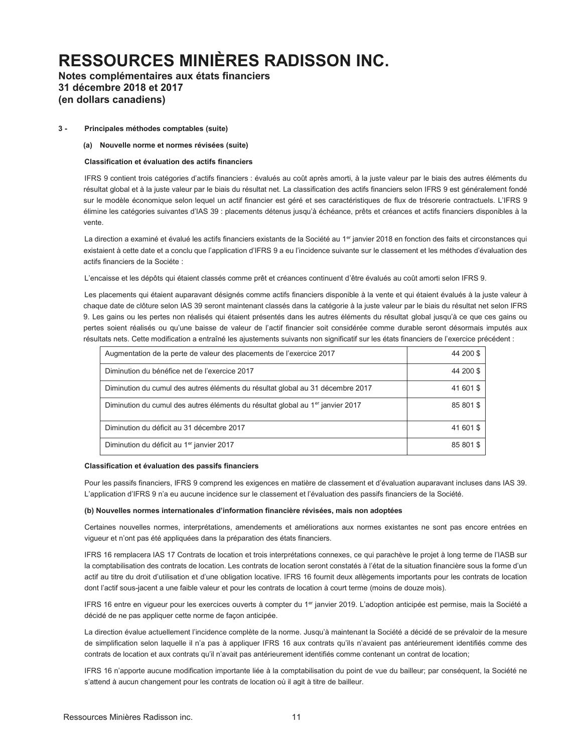# RESSOURCES MINIÈRES RADISSON INC.

**Notes complémentaires aux états financiers**
**31 décembre 2018 et 2017**
**(en dollars canadiens)**

**3 - Principales méthodes comptables (suite)**

**(a) Nouvelle norme et normes révisées (suite)**

**Classification et évaluation des actifs financiers**

IFRS 9 contient trois catégories d'actifs financiers : évalués au coût après amorti, à la juste valeur par le biais des autres éléments du résultat global et à la juste valeur par le biais du résultat net. La classification des actifs financiers selon IFRS 9 est généralement fondé sur le modèle économique selon lequel un actif financier est géré et ses caractéristiques de flux de trésorerie contractuels. L'IFRS 9 élimine les catégories suivantes d'IAS 39 : placements détenus jusqu'à échéance, prêts et créances et actifs financiers disponibles à la vente.

La direction a examiné et évalué les actifs financiers existants de la Société au 1er janvier 2018 en fonction des faits et circonstances qui existaient à cette date et a conclu que l'application d'IFRS 9 a eu l'incidence suivante sur le classement et les méthodes d'évaluation des actifs financiers de la Société :

L'encaisse et les dépôts qui étaient classés comme prêt et créances continuent d'être évalués au coût amorti selon IFRS 9.

Les placements qui étaient auparavant désignés comme actifs financiers disponible à la vente et qui étaient évalués à la juste valeur à chaque date de clôture selon IAS 39 seront maintenant classés dans la catégorie à la juste valeur par le biais du résultat net selon IFRS 9. Les gains ou les pertes non réalisés qui étaient présentés dans les autres éléments du résultat global jusqu'à ce que ces gains ou pertes soient réalisés ou qu'une baisse de valeur de l'actif financier soit considérée comme durable seront désormais imputés aux résultats nets. Cette modification a entraîné les ajustements suivants non significatif sur les états financiers de l'exercice précédent :

| | |
|---|---|
| Augmentation de la perte de valeur des placements de l'exercice 2017 | 44 200 $ |
| Diminution du bénéfice net de l'exercice 2017 | 44 200 $ |
| Diminution du cumul des autres éléments du résultat global au 31 décembre 2017 | 41 601 $ |
| Diminution du cumul des autres éléments du résultat global au 1er janvier 2017 | 85 801 $ |
| Diminution du déficit au 31 décembre 2017 | 41 601 $ |
| Diminution du déficit au 1er janvier 2017 | 85 801 $ |

**Classification et évaluation des passifs financiers**

Pour les passifs financiers, IFRS 9 comprend les exigences en matière de classement et d'évaluation auparavant incluses dans IAS 39. L'application d'IFRS 9 n'a eu aucune incidence sur le classement et l'évaluation des passifs financiers de la Société.

**(b) Nouvelles normes internationales d'information financière révisées, mais non adoptées**

Certaines nouvelles normes, interprétations, amendements et améliorations aux normes existantes ne sont pas encore entrées en vigueur et n'ont pas été appliquées dans la préparation des états financiers.

IFRS 16 remplacera IAS 17 Contrats de location et trois interprétations connexes, ce qui parachève le projet à long terme de l'IASB sur la comptabilisation des contrats de location. Les contrats de location seront constatés à l'état de la situation financière sous la forme d'un actif au titre du droit d'utilisation et d'une obligation locative. IFRS 16 fournit deux allègements importants pour les contrats de location dont l'actif sous-jacent a une faible valeur et pour les contrats de location à court terme (moins de douze mois).

IFRS 16 entre en vigueur pour les exercices ouverts à compter du 1er janvier 2019. L'adoption anticipée est permise, mais la Société a décidé de ne pas appliquer cette norme de façon anticipée.

La direction évalue actuellement l'incidence complète de la norme. Jusqu'à maintenant la Société a décidé de se prévaloir de la mesure de simplification selon laquelle il n'a pas à appliquer IFRS 16 aux contrats qu'ils n'avaient pas antérieurement identifiés comme des contrats de location et aux contrats qu'il n'avait pas antérieurement identifiés comme contenant un contrat de location;

IFRS 16 n'apporte aucune modification importante liée à la comptabilisation du point de vue du bailleur; par conséquent, la Société ne s'attend à aucun changement pour les contrats de location où il agit à titre de bailleur.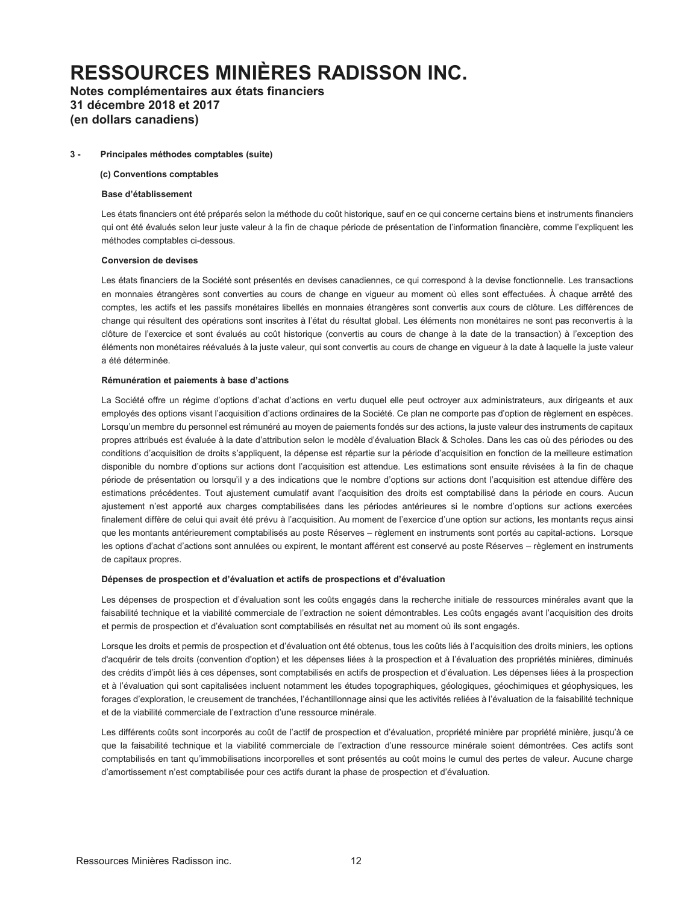# RESSOURCES MINIÈRES RADISSON INC.

**Notes complémentaires aux états financiers**
**31 décembre 2018 et 2017**
**(en dollars canadiens)**

**3 - Principales méthodes comptables (suite)**

**(c) Conventions comptables**

**Base d'établissement**

Les états financiers ont été préparés selon la méthode du coût historique, sauf en ce qui concerne certains biens et instruments financiers qui ont été évalués selon leur juste valeur à la fin de chaque période de présentation de l'information financière, comme l'expliquent les méthodes comptables ci-dessous.

**Conversion de devises**

Les états financiers de la Société sont présentés en devises canadiennes, ce qui correspond à la devise fonctionnelle. Les transactions en monnaies étrangères sont converties au cours de change en vigueur au moment où elles sont effectuées. À chaque arrêté des comptes, les actifs et les passifs monétaires libellés en monnaies étrangères sont convertis aux cours de clôture. Les différences de change qui résultent des opérations sont inscrites à l'état du résultat global. Les éléments non monétaires ne sont pas reconvertis à la clôture de l'exercice et sont évalués au coût historique (convertis au cours de change à la date de la transaction) à l'exception des éléments non monétaires réévalués à la juste valeur, qui sont convertis au cours de change en vigueur à la date à laquelle la juste valeur a été déterminée.

**Rémunération et paiements à base d'actions**

La Société offre un régime d'options d'achat d'actions en vertu duquel elle peut octroyer aux administrateurs, aux dirigeants et aux employés des options visant l'acquisition d'actions ordinaires de la Société. Ce plan ne comporte pas d'option de règlement en espèces. Lorsqu'un membre du personnel est rémunéré au moyen de paiements fondés sur des actions, la juste valeur des instruments de capitaux propres attribués est évaluée à la date d'attribution selon le modèle d'évaluation Black & Scholes. Dans les cas où des périodes ou des conditions d'acquisition de droits s'appliquent, la dépense est répartie sur la période d'acquisition en fonction de la meilleure estimation disponible du nombre d'options sur actions dont l'acquisition est attendue. Les estimations sont ensuite révisées à la fin de chaque période de présentation ou lorsqu'il y a des indications que le nombre d'options sur actions dont l'acquisition est attendue diffère des estimations précédentes. Tout ajustement cumulatif avant l'acquisition des droits est comptabilisé dans la période en cours. Aucun ajustement n'est apporté aux charges comptabilisées dans les périodes antérieures si le nombre d'options sur actions exercées finalement diffère de celui qui avait été prévu à l'acquisition. Au moment de l'exercice d'une option sur actions, les montants reçus ainsi que les montants antérieurement comptabilisés au poste Réserves – règlement en instruments sont portés au capital-actions. Lorsque les options d'achat d'actions sont annulées ou expirent, le montant afférent est conservé au poste Réserves – règlement en instruments de capitaux propres.

**Dépenses de prospection et d'évaluation et actifs de prospections et d'évaluation**

Les dépenses de prospection et d'évaluation sont les coûts engagés dans la recherche initiale de ressources minérales avant que la faisabilité technique et la viabilité commerciale de l'extraction ne soient démontrables. Les coûts engagés avant l'acquisition des droits et permis de prospection et d'évaluation sont comptabilisés en résultat net au moment où ils sont engagés.

Lorsque les droits et permis de prospection et d'évaluation ont été obtenus, tous les coûts liés à l'acquisition des droits miniers, les options d'acquérir de tels droits (convention d'option) et les dépenses liées à la prospection et à l'évaluation des propriétés minières, diminués des crédits d'impôt liés à ces dépenses, sont comptabilisés en actifs de prospection et d'évaluation. Les dépenses liées à la prospection et à l'évaluation qui sont capitalisées incluent notamment les études topographiques, géologiques, géochimiques et géophysiques, les forages d'exploration, le creusement de tranchées, l'échantillonnage ainsi que les activités reliées à l'évaluation de la faisabilité technique et de la viabilité commerciale de l'extraction d'une ressource minérale.

Les différents coûts sont incorporés au coût de l'actif de prospection et d'évaluation, propriété minière par propriété minière, jusqu'à ce que la faisabilité technique et la viabilité commerciale de l'extraction d'une ressource minérale soient démontrées. Ces actifs sont comptabilisés en tant qu'immobilisations incorporelles et sont présentés au coût moins le cumul des pertes de valeur. Aucune charge d'amortissement n'est comptabilisée pour ces actifs durant la phase de prospection et d'évaluation.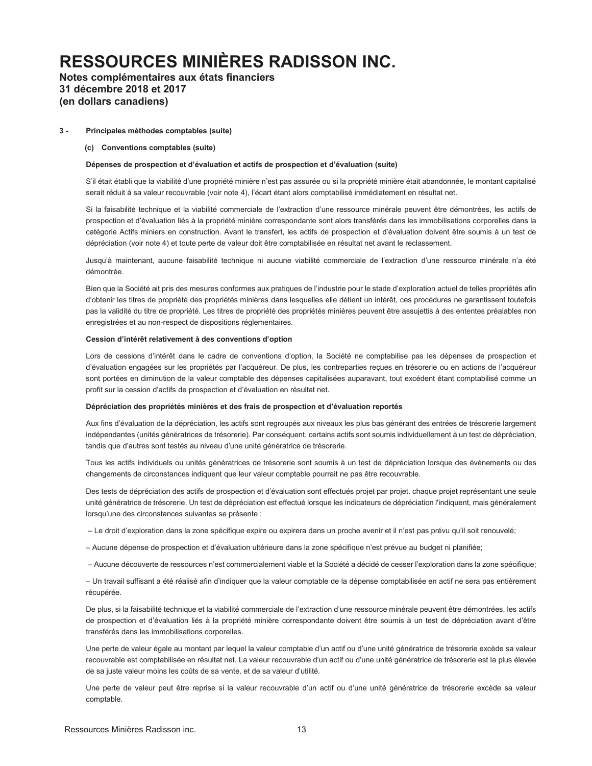# RESSOURCES MINIÈRES RADISSON INC.

**Notes complémentaires aux états financiers**
**31 décembre 2018 et 2017**
**(en dollars canadiens)**

**3 - Principales méthodes comptables (suite)**

**(c) Conventions comptables (suite)**

**Dépenses de prospection et d'évaluation et actifs de prospection et d'évaluation (suite)**

S'il était établi que la viabilité d'une propriété minière n'est pas assurée ou si la propriété minière était abandonnée, le montant capitalisé serait réduit à sa valeur recouvrable (voir note 4), l'écart étant alors comptabilisé immédiatement en résultat net.

Si la faisabilité technique et la viabilité commerciale de l'extraction d'une ressource minérale peuvent être démontrées, les actifs de prospection et d'évaluation liés à la propriété minière correspondante sont alors transférés dans les immobilisations corporelles dans la catégorie Actifs miniers en construction. Avant le transfert, les actifs de prospection et d'évaluation doivent être soumis à un test de dépréciation (voir note 4) et toute perte de valeur doit être comptabilisée en résultat net avant le reclassement.

Jusqu'à maintenant, aucune faisabilité technique ni aucune viabilité commerciale de l'extraction d'une ressource minérale n'a été démontrée.

Bien que la Société ait pris des mesures conformes aux pratiques de l'industrie pour le stade d'exploration actuel de telles propriétés afin d'obtenir les titres de propriété des propriétés minières dans lesquelles elle détient un intérêt, ces procédures ne garantissent toutefois pas la validité du titre de propriété. Les titres de propriété des propriétés minières peuvent être assujettis à des ententes préalables non enregistrées et au non-respect de dispositions réglementaires.

**Cession d'intérêt relativement à des conventions d'option**

Lors de cessions d'intérêt dans le cadre de conventions d'option, la Société ne comptabilise pas les dépenses de prospection et d'évaluation engagées sur les propriétés par l'acquéreur. De plus, les contreparties reçues en trésorerie ou en actions de l'acquéreur sont portées en diminution de la valeur comptable des dépenses capitalisées auparavant, tout excédent étant comptabilisé comme un profit sur la cession d'actifs de prospection et d'évaluation en résultat net.

**Dépréciation des propriétés minières et des frais de prospection et d'évaluation reportés**

Aux fins d'évaluation de la dépréciation, les actifs sont regroupés aux niveaux les plus bas générant des entrées de trésorerie largement indépendantes (unités génératrices de trésorerie). Par conséquent, certains actifs sont soumis individuellement à un test de dépréciation, tandis que d'autres sont testés au niveau d'une unité génératrice de trésorerie.

Tous les actifs individuels ou unités génératrices de trésorerie sont soumis à un test de dépréciation lorsque des événements ou des changements de circonstances indiquent que leur valeur comptable pourrait ne pas être recouvrable.

Des tests de dépréciation des actifs de prospection et d'évaluation sont effectués projet par projet, chaque projet représentant une seule unité génératrice de trésorerie. Un test de dépréciation est effectué lorsque les indicateurs de dépréciation l'indiquent, mais généralement lorsqu'une des circonstances suivantes se présente :

– Le droit d'exploration dans la zone spécifique expire ou expirera dans un proche avenir et il n'est pas prévu qu'il soit renouvelé;

– Aucune dépense de prospection et d'évaluation ultérieure dans la zone spécifique n'est prévue au budget ni planifiée;

– Aucune découverte de ressources n'est commercialement viable et la Société a décidé de cesser l'exploration dans la zone spécifique;

– Un travail suffisant a été réalisé afin d'indiquer que la valeur comptable de la dépense comptabilisée en actif ne sera pas entièrement récupérée.

De plus, si la faisabilité technique et la viabilité commerciale de l'extraction d'une ressource minérale peuvent être démontrées, les actifs de prospection et d'évaluation liés à la propriété minière correspondante doivent être soumis à un test de dépréciation avant d'être transférés dans les immobilisations corporelles.

Une perte de valeur égale au montant par lequel la valeur comptable d'un actif ou d'une unité génératrice de trésorerie excède sa valeur recouvrable est comptabilisée en résultat net. La valeur recouvrable d'un actif ou d'une unité génératrice de trésorerie est la plus élevée de sa juste valeur moins les coûts de sa vente, et de sa valeur d'utilité.

Une perte de valeur peut être reprise si la valeur recouvrable d'un actif ou d'une unité génératrice de trésorerie excède sa valeur comptable.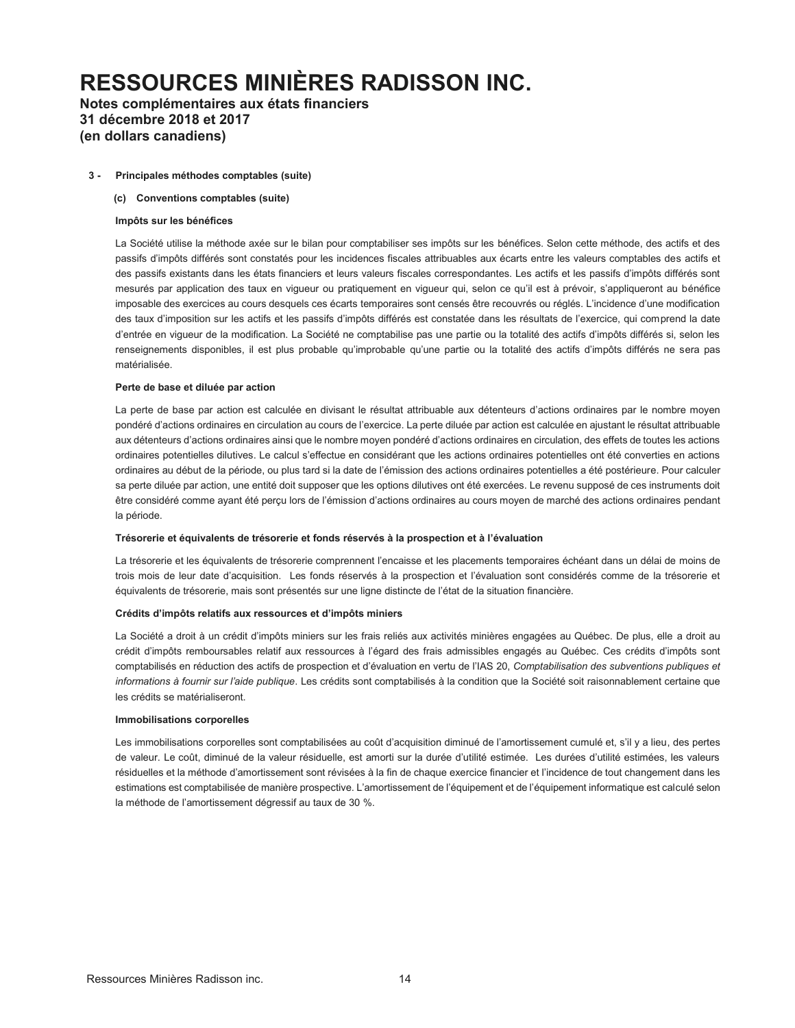# RESSOURCES MINIÈRES RADISSON INC.

**Notes complémentaires aux états financiers**
**31 décembre 2018 et 2017**
**(en dollars canadiens)**

**3 - Principales méthodes comptables (suite)**

**(c) Conventions comptables (suite)**

**Impôts sur les bénéfices**

La Société utilise la méthode axée sur le bilan pour comptabiliser ses impôts sur les bénéfices. Selon cette méthode, des actifs et des passifs d'impôts différés sont constatés pour les incidences fiscales attribuables aux écarts entre les valeurs comptables des actifs et des passifs existants dans les états financiers et leurs valeurs fiscales correspondantes. Les actifs et les passifs d'impôts différés sont mesurés par application des taux en vigueur ou pratiquement en vigueur qui, selon ce qu'il est à prévoir, s'appliqueront au bénéfice imposable des exercices au cours desquels ces écarts temporaires sont censés être recouvrés ou réglés. L'incidence d'une modification des taux d'imposition sur les actifs et les passifs d'impôts différés est constatée dans les résultats de l'exercice, qui comprend la date d'entrée en vigueur de la modification. La Société ne comptabilise pas une partie ou la totalité des actifs d'impôts différés si, selon les renseignements disponibles, il est plus probable qu'improbable qu'une partie ou la totalité des actifs d'impôts différés ne sera pas matérialisée.

**Perte de base et diluée par action**

La perte de base par action est calculée en divisant le résultat attribuable aux détenteurs d'actions ordinaires par le nombre moyen pondéré d'actions ordinaires en circulation au cours de l'exercice. La perte diluée par action est calculée en ajustant le résultat attribuable aux détenteurs d'actions ordinaires ainsi que le nombre moyen pondéré d'actions ordinaires en circulation, des effets de toutes les actions ordinaires potentielles dilutives. Le calcul s'effectue en considérant que les actions ordinaires potentielles ont été converties en actions ordinaires au début de la période, ou plus tard si la date de l'émission des actions ordinaires potentielles a été postérieure. Pour calculer sa perte diluée par action, une entité doit supposer que les options dilutives ont été exercées. Le revenu supposé de ces instruments doit être considéré comme ayant été perçu lors de l'émission d'actions ordinaires au cours moyen de marché des actions ordinaires pendant la période.

**Trésorerie et équivalents de trésorerie et fonds réservés à la prospection et à l'évaluation**

La trésorerie et les équivalents de trésorerie comprennent l'encaisse et les placements temporaires échéant dans un délai de moins de trois mois de leur date d'acquisition. Les fonds réservés à la prospection et l'évaluation sont considérés comme de la trésorerie et équivalents de trésorerie, mais sont présentés sur une ligne distincte de l'état de la situation financière.

**Crédits d'impôts relatifs aux ressources et d'impôts miniers**

La Société a droit à un crédit d'impôts miniers sur les frais reliés aux activités minières engagées au Québec. De plus, elle a droit au crédit d'impôts remboursables relatif aux ressources à l'égard des frais admissibles engagés au Québec. Ces crédits d'impôts sont comptabilisés en réduction des actifs de prospection et d'évaluation en vertu de l'IAS 20, *Comptabilisation des subventions publiques et informations à fournir sur l'aide publique*. Les crédits sont comptabilisés à la condition que la Société soit raisonnablement certaine que les crédits se matérialiseront.

**Immobilisations corporelles**

Les immobilisations corporelles sont comptabilisées au coût d'acquisition diminué de l'amortissement cumulé et, s'il y a lieu, des pertes de valeur. Le coût, diminué de la valeur résiduelle, est amorti sur la durée d'utilité estimée. Les durées d'utilité estimées, les valeurs résiduelles et la méthode d'amortissement sont révisées à la fin de chaque exercice financier et l'incidence de tout changement dans les estimations est comptabilisée de manière prospective. L'amortissement de l'équipement et de l'équipement informatique est calculé selon la méthode de l'amortissement dégressif au taux de 30 %.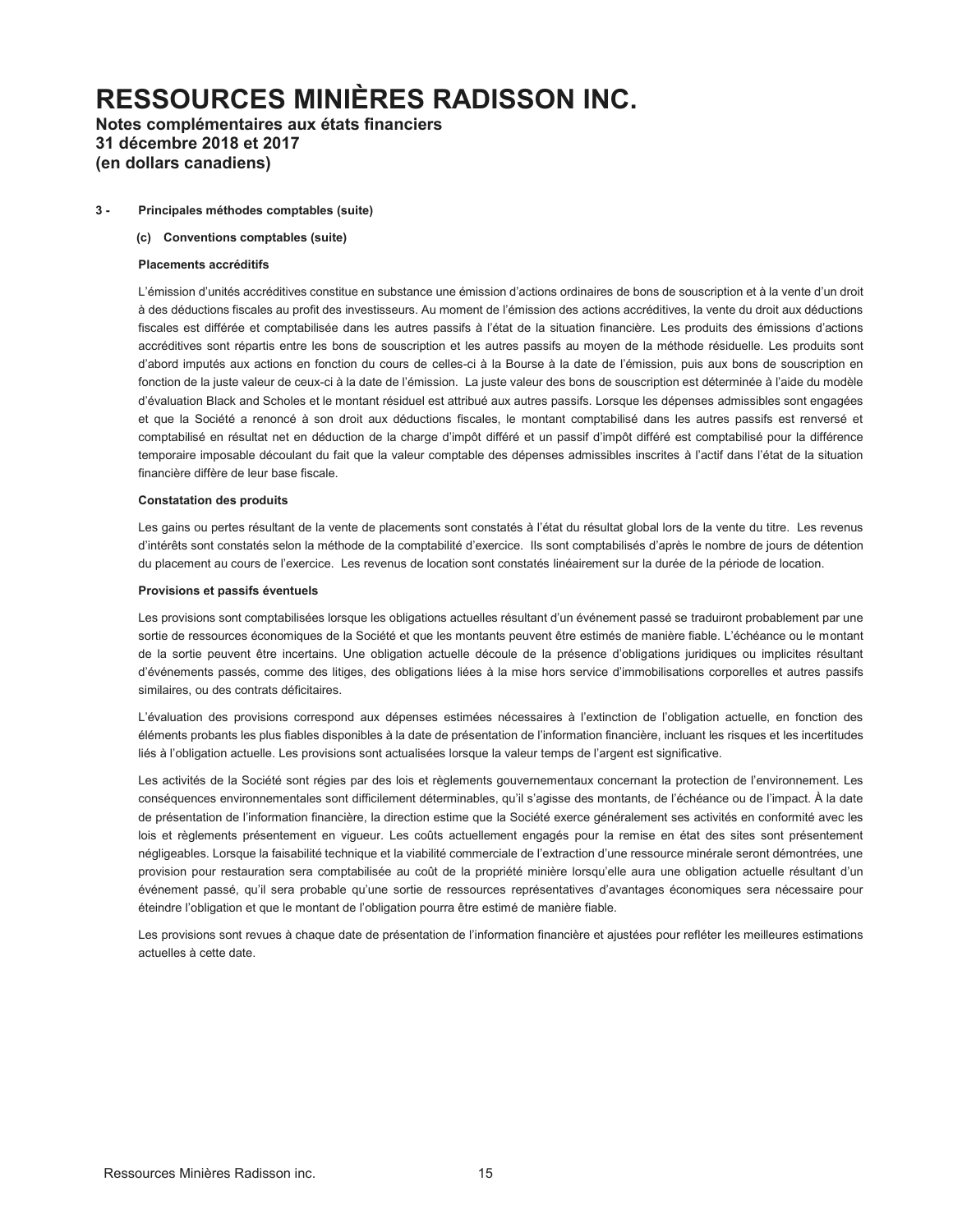# RESSOURCES MINIÈRES RADISSON INC.

**Notes complémentaires aux états financiers**
**31 décembre 2018 et 2017**
**(en dollars canadiens)**

**3 - Principales méthodes comptables (suite)**

**(c) Conventions comptables (suite)**

**Placements accréditifs**

L'émission d'unités accréditives constitue en substance une émission d'actions ordinaires de bons de souscription et à la vente d'un droit à des déductions fiscales au profit des investisseurs. Au moment de l'émission des actions accréditives, la vente du droit aux déductions fiscales est différée et comptabilisée dans les autres passifs à l'état de la situation financière. Les produits des émissions d'actions accréditives sont répartis entre les bons de souscription et les autres passifs au moyen de la méthode résiduelle. Les produits sont d'abord imputés aux actions en fonction du cours de celles-ci à la Bourse à la date de l'émission, puis aux bons de souscription en fonction de la juste valeur de ceux-ci à la date de l'émission. La juste valeur des bons de souscription est déterminée à l'aide du modèle d'évaluation Black and Scholes et le montant résiduel est attribué aux autres passifs. Lorsque les dépenses admissibles sont engagées et que la Société a renoncé à son droit aux déductions fiscales, le montant comptabilisé dans les autres passifs est renversé et comptabilisé en résultat net en déduction de la charge d'impôt différé et un passif d'impôt différé est comptabilisé pour la différence temporaire imposable découlant du fait que la valeur comptable des dépenses admissibles inscrites à l'actif dans l'état de la situation financière diffère de leur base fiscale.

**Constatation des produits**

Les gains ou pertes résultant de la vente de placements sont constatés à l'état du résultat global lors de la vente du titre. Les revenus d'intérêts sont constatés selon la méthode de la comptabilité d'exercice. Ils sont comptabilisés d'après le nombre de jours de détention du placement au cours de l'exercice. Les revenus de location sont constatés linéairement sur la durée de la période de location.

**Provisions et passifs éventuels**

Les provisions sont comptabilisées lorsque les obligations actuelles résultant d'un événement passé se traduiront probablement par une sortie de ressources économiques de la Société et que les montants peuvent être estimés de manière fiable. L'échéance ou le montant de la sortie peuvent être incertains. Une obligation actuelle découle de la présence d'obligations juridiques ou implicites résultant d'événements passés, comme des litiges, des obligations liées à la mise hors service d'immobilisations corporelles et autres passifs similaires, ou des contrats déficitaires.

L'évaluation des provisions correspond aux dépenses estimées nécessaires à l'extinction de l'obligation actuelle, en fonction des éléments probants les plus fiables disponibles à la date de présentation de l'information financière, incluant les risques et les incertitudes liés à l'obligation actuelle. Les provisions sont actualisées lorsque la valeur temps de l'argent est significative.

Les activités de la Société sont régies par des lois et règlements gouvernementaux concernant la protection de l'environnement. Les conséquences environnementales sont difficilement déterminables, qu'il s'agisse des montants, de l'échéance ou de l'impact. À la date de présentation de l'information financière, la direction estime que la Société exerce généralement ses activités en conformité avec les lois et règlements présentement en vigueur. Les coûts actuellement engagés pour la remise en état des sites sont présentement négligeables. Lorsque la faisabilité technique et la viabilité commerciale de l'extraction d'une ressource minérale seront démontrées, une provision pour restauration sera comptabilisée au coût de la propriété minière lorsqu'elle aura une obligation actuelle résultant d'un événement passé, qu'il sera probable qu'une sortie de ressources représentatives d'avantages économiques sera nécessaire pour éteindre l'obligation et que le montant de l'obligation pourra être estimé de manière fiable.

Les provisions sont revues à chaque date de présentation de l'information financière et ajustées pour refléter les meilleures estimations actuelles à cette date.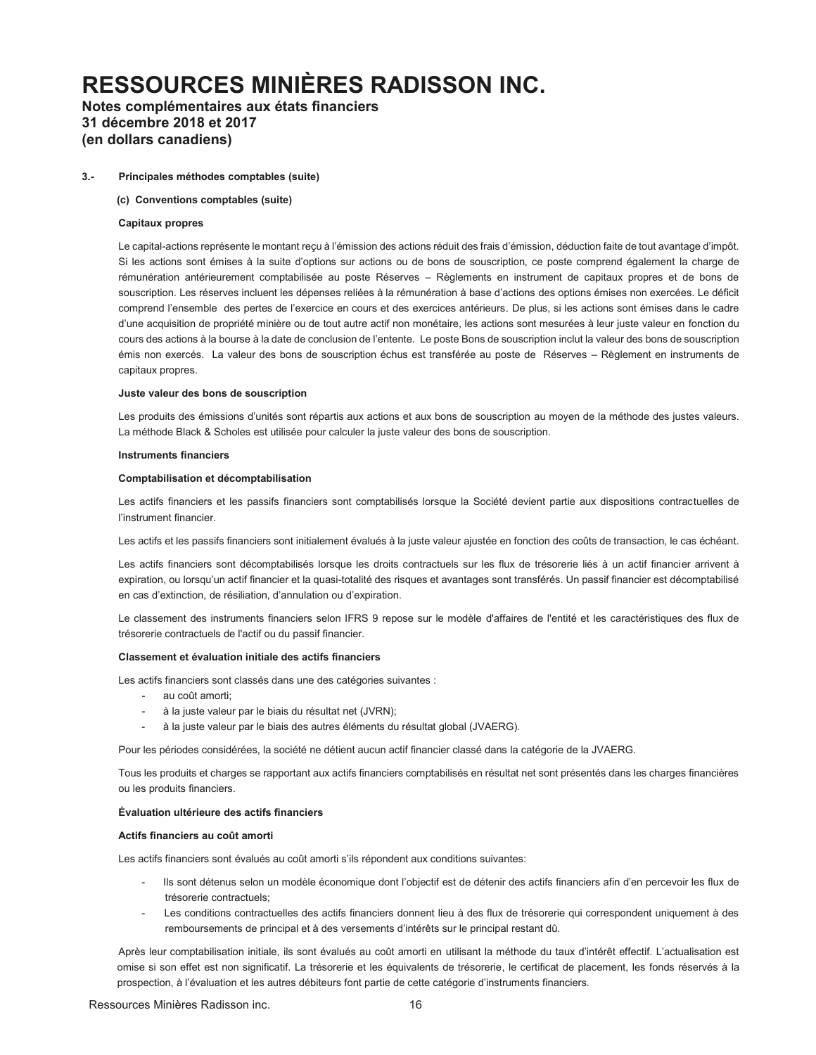# RESSOURCES MINIÈRES RADISSON INC.

**Notes complémentaires aux états financiers**
**31 décembre 2018 et 2017**
**(en dollars canadiens)**

**3.- Principales méthodes comptables (suite)**

**(c) Conventions comptables (suite)**

**Capitaux propres**

Le capital-actions représente le montant reçu à l'émission des actions réduit des frais d'émission, déduction faite de tout avantage d'impôt. Si les actions sont émises à la suite d'options sur actions ou de bons de souscription, ce poste comprend également la charge de rémunération antérieurement comptabilisée au poste Réserves – Règlements en instrument de capitaux propres et de bons de souscription. Les réserves incluent les dépenses reliées à la rémunération à base d'actions des options émises non exercées. Le déficit comprend l'ensemble des pertes de l'exercice en cours et des exercices antérieurs. De plus, si les actions sont émises dans le cadre d'une acquisition de propriété minière ou de tout autre actif non monétaire, les actions sont mesurées à leur juste valeur en fonction du cours des actions à la bourse à la date de conclusion de l'entente. Le poste Bons de souscription inclut la valeur des bons de souscription émis non exercés. La valeur des bons de souscription échus est transférée au poste de Réserves – Règlement en instruments de capitaux propres.

**Juste valeur des bons de souscription**

Les produits des émissions d'unités sont répartis aux actions et aux bons de souscription au moyen de la méthode des justes valeurs. La méthode Black & Scholes est utilisée pour calculer la juste valeur des bons de souscription.

**Instruments financiers**

**Comptabilisation et décomptabilisation**

Les actifs financiers et les passifs financiers sont comptabilisés lorsque la Société devient partie aux dispositions contractuelles de l'instrument financier.

Les actifs et les passifs financiers sont initialement évalués à la juste valeur ajustée en fonction des coûts de transaction, le cas échéant.

Les actifs financiers sont décomptabilisés lorsque les droits contractuels sur les flux de trésorerie liés à un actif financier arrivent à expiration, ou lorsqu'un actif financier et la quasi-totalité des risques et avantages sont transférés. Un passif financier est décomptabilisé en cas d'extinction, de résiliation, d'annulation ou d'expiration.

Le classement des instruments financiers selon IFRS 9 repose sur le modèle d'affaires de l'entité et les caractéristiques des flux de trésorerie contractuels de l'actif ou du passif financier.

**Classement et évaluation initiale des actifs financiers**

Les actifs financiers sont classés dans une des catégories suivantes :

- au coût amorti;
- à la juste valeur par le biais du résultat net (JVRN);
- à la juste valeur par le biais des autres éléments du résultat global (JVAERG).

Pour les périodes considérées, la société ne détient aucun actif financier classé dans la catégorie de la JVAERG.

Tous les produits et charges se rapportant aux actifs financiers comptabilisés en résultat net sont présentés dans les charges financières ou les produits financiers.

**Évaluation ultérieure des actifs financiers**

**Actifs financiers au coût amorti**

Les actifs financiers sont évalués au coût amorti s'ils répondent aux conditions suivantes:

- Ils sont détenus selon un modèle économique dont l'objectif est de détenir des actifs financiers afin d'en percevoir les flux de trésorerie contractuels;
- Les conditions contractuelles des actifs financiers donnent lieu à des flux de trésorerie qui correspondent uniquement à des remboursements de principal et à des versements d'intérêts sur le principal restant dû.

Après leur comptabilisation initiale, ils sont évalués au coût amorti en utilisant la méthode du taux d'intérêt effectif. L'actualisation est omise si son effet est non significatif. La trésorerie et les équivalents de trésorerie, le certificat de placement, les fonds réservés à la prospection, à l'évaluation et les autres débiteurs font partie de cette catégorie d'instruments financiers.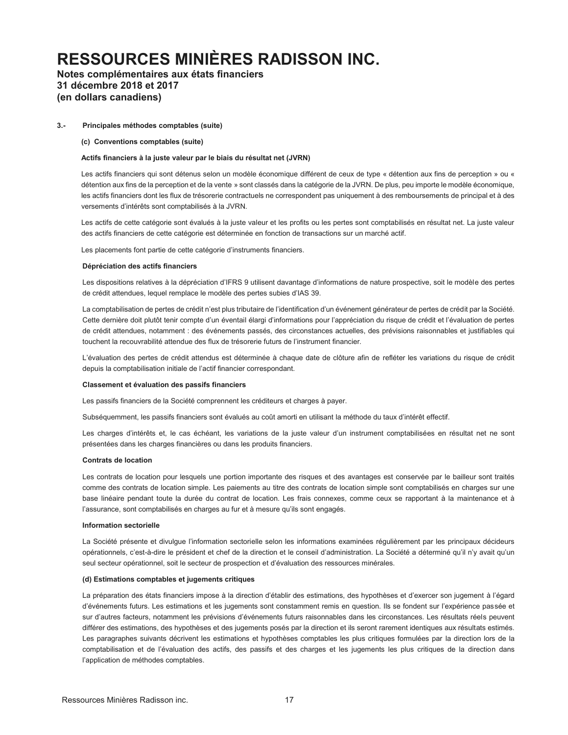# RESSOURCES MINIÈRES RADISSON INC.

**Notes complémentaires aux états financiers**
**31 décembre 2018 et 2017**
**(en dollars canadiens)**

**3.- Principales méthodes comptables (suite)**

**(c) Conventions comptables (suite)**

**Actifs financiers à la juste valeur par le biais du résultat net (JVRN)**

Les actifs financiers qui sont détenus selon un modèle économique différent de ceux de type « détention aux fins de perception » ou « détention aux fins de la perception et de la vente » sont classés dans la catégorie de la JVRN. De plus, peu importe le modèle économique, les actifs financiers dont les flux de trésorerie contractuels ne correspondent pas uniquement à des remboursements de principal et à des versements d'intérêts sont comptabilisés à la JVRN.

Les actifs de cette catégorie sont évalués à la juste valeur et les profits ou les pertes sont comptabilisés en résultat net. La juste valeur des actifs financiers de cette catégorie est déterminée en fonction de transactions sur un marché actif.

Les placements font partie de cette catégorie d'instruments financiers.

**Dépréciation des actifs financiers**

Les dispositions relatives à la dépréciation d'IFRS 9 utilisent davantage d'informations de nature prospective, soit le modèle des pertes de crédit attendues, lequel remplace le modèle des pertes subies d'IAS 39.

La comptabilisation de pertes de crédit n'est plus tributaire de l'identification d'un événement générateur de pertes de crédit par la Société. Cette dernière doit plutôt tenir compte d'un éventail élargi d'informations pour l'appréciation du risque de crédit et l'évaluation de pertes de crédit attendues, notamment : des événements passés, des circonstances actuelles, des prévisions raisonnables et justifiables qui touchent la recouvrabilité attendue des flux de trésorerie futurs de l'instrument financier.

L'évaluation des pertes de crédit attendus est déterminée à chaque date de clôture afin de refléter les variations du risque de crédit depuis la comptabilisation initiale de l'actif financier correspondant.

**Classement et évaluation des passifs financiers**

Les passifs financiers de la Société comprennent les créditeurs et charges à payer.

Subséquemment, les passifs financiers sont évalués au coût amorti en utilisant la méthode du taux d'intérêt effectif.

Les charges d'intérêts et, le cas échéant, les variations de la juste valeur d'un instrument comptabilisées en résultat net ne sont présentées dans les charges financières ou dans les produits financiers.

**Contrats de location**

Les contrats de location pour lesquels une portion importante des risques et des avantages est conservée par le bailleur sont traités comme des contrats de location simple. Les paiements au titre des contrats de location simple sont comptabilisés en charges sur une base linéaire pendant toute la durée du contrat de location. Les frais connexes, comme ceux se rapportant à la maintenance et à l'assurance, sont comptabilisés en charges au fur et à mesure qu'ils sont engagés.

**Information sectorielle**

La Société présente et divulgue l'information sectorielle selon les informations examinées régulièrement par les principaux décideurs opérationnels, c'est-à-dire le président et chef de la direction et le conseil d'administration. La Société a déterminé qu'il n'y avait qu'un seul secteur opérationnel, soit le secteur de prospection et d'évaluation des ressources minérales.

**(d) Estimations comptables et jugements critiques**

La préparation des états financiers impose à la direction d'établir des estimations, des hypothèses et d'exercer son jugement à l'égard d'événements futurs. Les estimations et les jugements sont constamment remis en question. Ils se fondent sur l'expérience passée et sur d'autres facteurs, notamment les prévisions d'événements futurs raisonnables dans les circonstances. Les résultats réels peuvent différer des estimations, des hypothèses et des jugements posés par la direction et ils seront rarement identiques aux résultats estimés. Les paragraphes suivants décrivent les estimations et hypothèses comptables les plus critiques formulées par la direction lors de la comptabilisation et de l'évaluation des actifs, des passifs et des charges et les jugements les plus critiques de la direction dans l'application de méthodes comptables.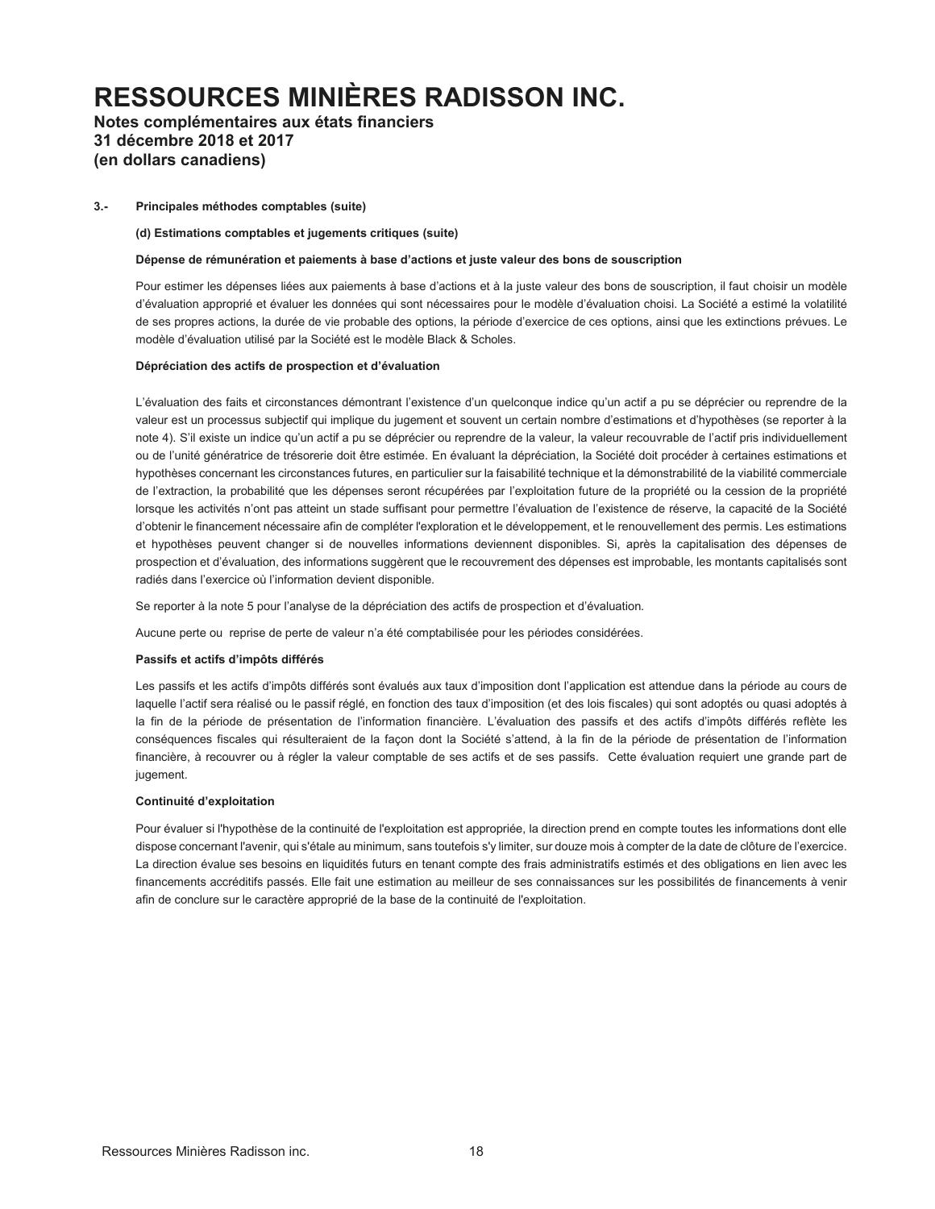# RESSOURCES MINIÈRES RADISSON INC.

**Notes complémentaires aux états financiers**
**31 décembre 2018 et 2017**
**(en dollars canadiens)**

**3.- Principales méthodes comptables (suite)**

**(d) Estimations comptables et jugements critiques (suite)**

**Dépense de rémunération et paiements à base d'actions et juste valeur des bons de souscription**

Pour estimer les dépenses liées aux paiements à base d'actions et à la juste valeur des bons de souscription, il faut choisir un modèle d'évaluation approprié et évaluer les données qui sont nécessaires pour le modèle d'évaluation choisi. La Société a estimé la volatilité de ses propres actions, la durée de vie probable des options, la période d'exercice de ces options, ainsi que les extinctions prévues. Le modèle d'évaluation utilisé par la Société est le modèle Black & Scholes.

**Dépréciation des actifs de prospection et d'évaluation**

L'évaluation des faits et circonstances démontrant l'existence d'un quelconque indice qu'un actif a pu se déprécier ou reprendre de la valeur est un processus subjectif qui implique du jugement et souvent un certain nombre d'estimations et d'hypothèses (se reporter à la note 4). S'il existe un indice qu'un actif a pu se déprécier ou reprendre de la valeur, la valeur recouvrable de l'actif pris individuellement ou de l'unité génératrice de trésorerie doit être estimée. En évaluant la dépréciation, la Société doit procéder à certaines estimations et hypothèses concernant les circonstances futures, en particulier sur la faisabilité technique et la démonstrabilité de la viabilité commerciale de l'extraction, la probabilité que les dépenses seront récupérées par l'exploitation future de la propriété ou la cession de la propriété lorsque les activités n'ont pas atteint un stade suffisant pour permettre l'évaluation de l'existence de réserve, la capacité de la Société d'obtenir le financement nécessaire afin de compléter l'exploration et le développement, et le renouvellement des permis. Les estimations et hypothèses peuvent changer si de nouvelles informations deviennent disponibles. Si, après la capitalisation des dépenses de prospection et d'évaluation, des informations suggèrent que le recouvrement des dépenses est improbable, les montants capitalisés sont radiés dans l'exercice où l'information devient disponible.

Se reporter à la note 5 pour l'analyse de la dépréciation des actifs de prospection et d'évaluation.

Aucune perte ou reprise de perte de valeur n'a été comptabilisée pour les périodes considérées.

**Passifs et actifs d'impôts différés**

Les passifs et les actifs d'impôts différés sont évalués aux taux d'imposition dont l'application est attendue dans la période au cours de laquelle l'actif sera réalisé ou le passif réglé, en fonction des taux d'imposition (et des lois fiscales) qui sont adoptés ou quasi adoptés à la fin de la période de présentation de l'information financière. L'évaluation des passifs et des actifs d'impôts différés reflète les conséquences fiscales qui résulteraient de la façon dont la Société s'attend, à la fin de la période de présentation de l'information financière, à recouvrer ou à régler la valeur comptable de ses actifs et de ses passifs. Cette évaluation requiert une grande part de jugement.

**Continuité d'exploitation**

Pour évaluer si l'hypothèse de la continuité de l'exploitation est appropriée, la direction prend en compte toutes les informations dont elle dispose concernant l'avenir, qui s'étale au minimum, sans toutefois s'y limiter, sur douze mois à compter de la date de clôture de l'exercice. La direction évalue ses besoins en liquidités futurs en tenant compte des frais administratifs estimés et des obligations en lien avec les financements accréditifs passés. Elle fait une estimation au meilleur de ses connaissances sur les possibilités de financements à venir afin de conclure sur le caractère approprié de la base de la continuité de l'exploitation.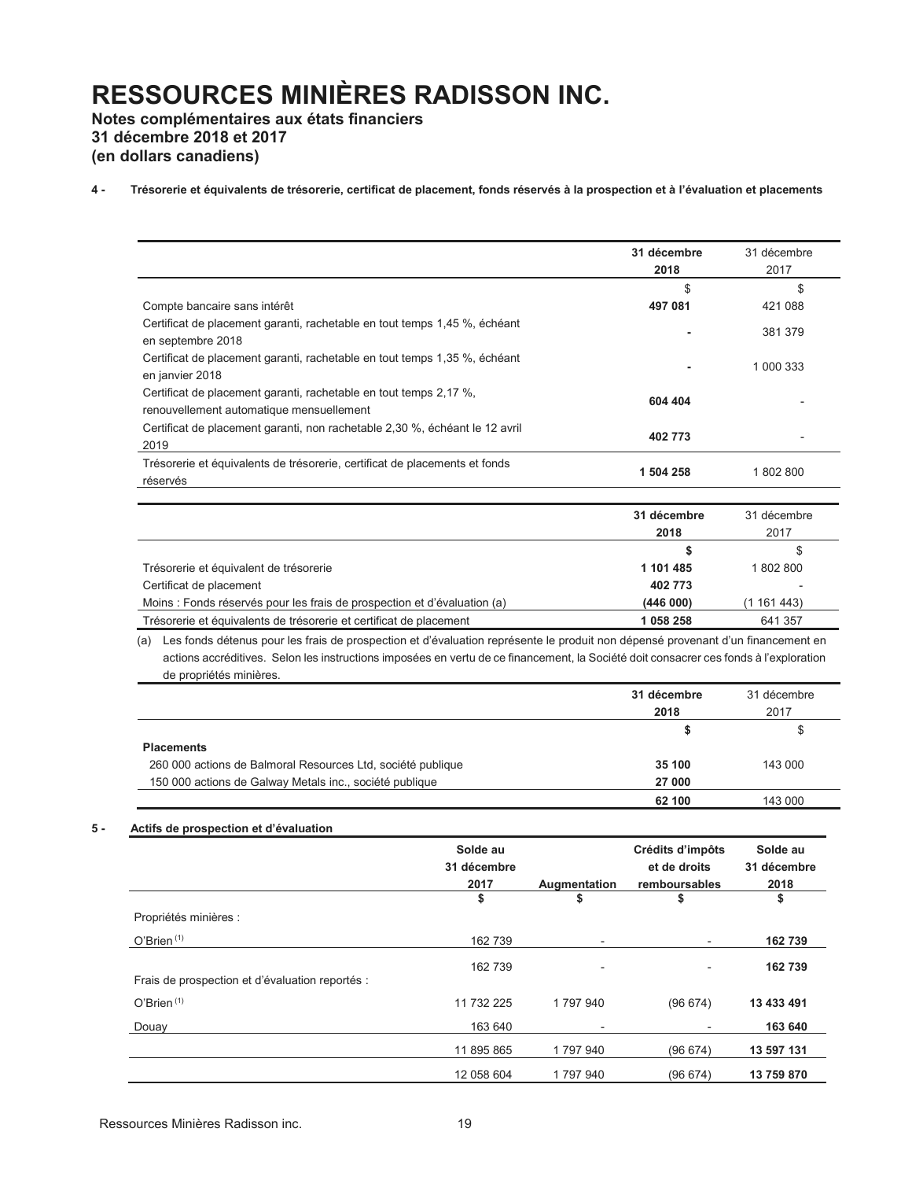# RESSOURCES MINIÈRES RADISSON INC.

**Notes complémentaires aux états financiers**
**31 décembre 2018 et 2017**
**(en dollars canadiens)**

**4 - Trésorerie et équivalents de trésorerie, certificat de placement, fonds réservés à la prospection et à l'évaluation et placements**

| | **31 décembre 2018** | 31 décembre 2017 |
|---|---|---|
| | $ | $ |
| Compte bancaire sans intérêt | **497 081** | 421 088 |
| Certificat de placement garanti, rachetable en tout temps 1,45 %, échéant en septembre 2018 | **-** | 381 379 |
| Certificat de placement garanti, rachetable en tout temps 1,35 %, échéant en janvier 2018 | **-** | 1 000 333 |
| Certificat de placement garanti, rachetable en tout temps 2,17 %, renouvellement automatique mensuellement | **604 404** | - |
| Certificat de placement garanti, non rachetable 2,30 %, échéant le 12 avril 2019 | **402 773** | - |
| Trésorerie et équivalents de trésorerie, certificat de placements et fonds réservés | **1 504 258** | 1 802 800 |

| | **31 décembre 2018** | 31 décembre 2017 |
|---|---|---|
| | **$** | $ |
| Trésorerie et équivalent de trésorerie | **1 101 485** | 1 802 800 |
| Certificat de placement | **402 773** | - |
| Moins : Fonds réservés pour les frais de prospection et d'évaluation (a) | **(446 000)** | (1 161 443) |
| Trésorerie et équivalents de trésorerie et certificat de placement | **1 058 258** | 641 357 |

(a) Les fonds détenus pour les frais de prospection et d'évaluation représente le produit non dépensé provenant d'un financement en actions accréditives. Selon les instructions imposées en vertu de ce financement, la Société doit consacrer ces fonds à l'exploration de propriétés minières.

| | **31 décembre 2018** | 31 décembre 2017 |
|---|---|---|
| | **$** | $ |
| **Placements** | | |
| 260 000 actions de Balmoral Resources Ltd, société publique | **35 100** | 143 000 |
| 150 000 actions de Galway Metals inc., société publique | **27 000** | |
| | **62 100** | 143 000 |

**5 - Actifs de prospection et d'évaluation**

| | **Solde au 31 décembre 2017** | **Augmentation** | **Crédits d'impôts et de droits remboursables** | **Solde au 31 décembre 2018** |
|---|---|---|---|---|
| | **$** | **$** | **$** | **$** |
| Propriétés minières : | | | | |
| O'Brien [(1)] | 162 739 | - | - | **162 739** |
| | 162 739 | - | - | **162 739** |
| Frais de prospection et d'évaluation reportés : | | | | |
| O'Brien [(1)] | 11 732 225 | 1 797 940 | (96 674) | **13 433 491** |
| Douay | 163 640 | - | - | **163 640** |
| | 11 895 865 | 1 797 940 | (96 674) | **13 597 131** |
| | 12 058 604 | 1 797 940 | (96 674) | **13 759 870** |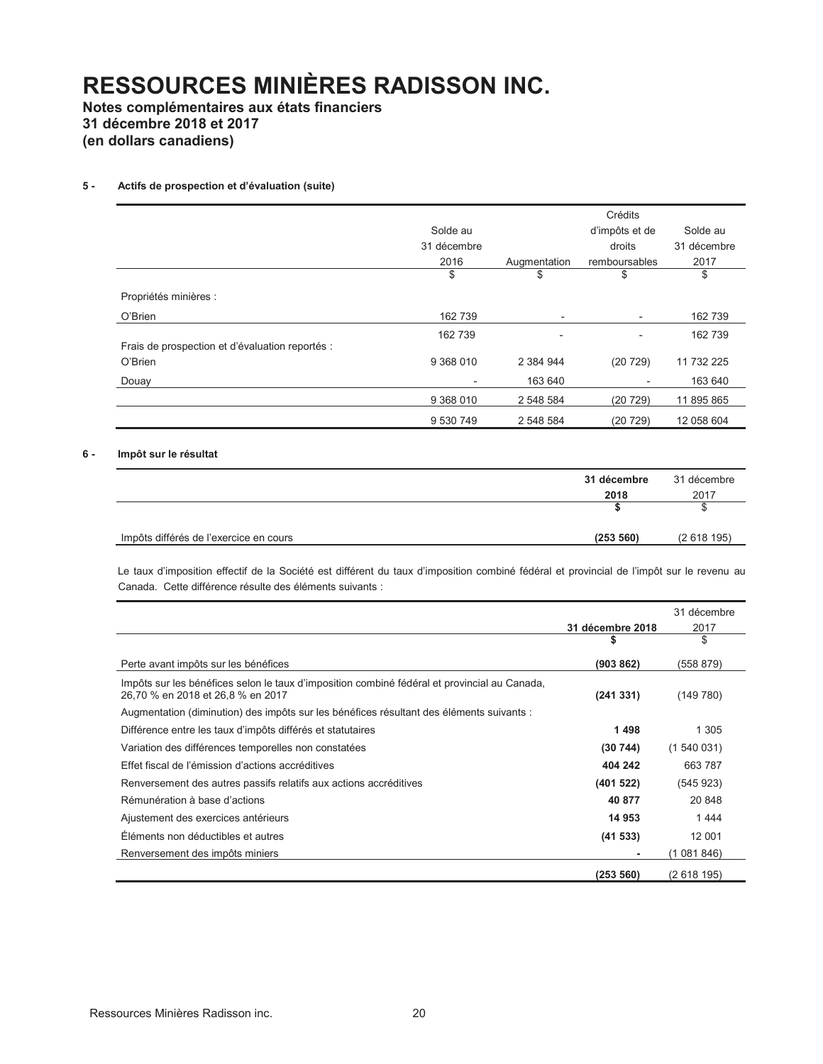# RESSOURCES MINIÈRES RADISSON INC.

**Notes complémentaires aux états financiers**
**31 décembre 2018 et 2017**
**(en dollars canadiens)**

**5 - Actifs de prospection et d'évaluation (suite)**

| | Solde au 31 décembre 2016 | Augmentation | Crédits d'impôts et de droits remboursables | Solde au 31 décembre 2017 |
|---|---|---|---|---|
| | $ | $ | $ | $ |
| Propriétés minières : | | | | |
| O'Brien | 162 739 | - | - | 162 739 |
| | 162 739 | - | - | 162 739 |
| Frais de prospection et d'évaluation reportés : | | | | |
| O'Brien | 9 368 010 | 2 384 944 | (20 729) | 11 732 225 |
| Douay | - | 163 640 | - | 163 640 |
| | 9 368 010 | 2 548 584 | (20 729) | 11 895 865 |
| | 9 530 749 | 2 548 584 | (20 729) | 12 058 604 |

**6 - Impôt sur le résultat**

| | **31 décembre 2018** | 31 décembre 2017 |
|---|---|---|
| | **$** | $ |
| Impôts différés de l'exercice en cours | **(253 560)** | (2 618 195) |

Le taux d'imposition effectif de la Société est différent du taux d'imposition combiné fédéral et provincial de l'impôt sur le revenu au Canada. Cette différence résulte des éléments suivants :

| | **31 décembre 2018** | 31 décembre 2017 |
|---|---|---|
| | **$** | $ |
| Perte avant impôts sur les bénéfices | **(903 862)** | (558 879) |
| Impôts sur les bénéfices selon le taux d'imposition combiné fédéral et provincial au Canada, 26,70 % en 2018 et 26,8 % en 2017 | **(241 331)** | (149 780) |
| Augmentation (diminution) des impôts sur les bénéfices résultant des éléments suivants : | | |
| Différence entre les taux d'impôts différés et statutaires | **1 498** | 1 305 |
| Variation des différences temporelles non constatées | **(30 744)** | (1 540 031) |
| Effet fiscal de l'émission d'actions accréditives | **404 242** | 663 787 |
| Renversement des autres passifs relatifs aux actions accréditives | **(401 522)** | (545 923) |
| Rémunération à base d'actions | **40 877** | 20 848 |
| Ajustement des exercices antérieurs | **14 953** | 1 444 |
| Éléments non déductibles et autres | **(41 533)** | 12 001 |
| Renversement des impôts miniers | **-** | (1 081 846) |
| | **(253 560)** | (2 618 195) |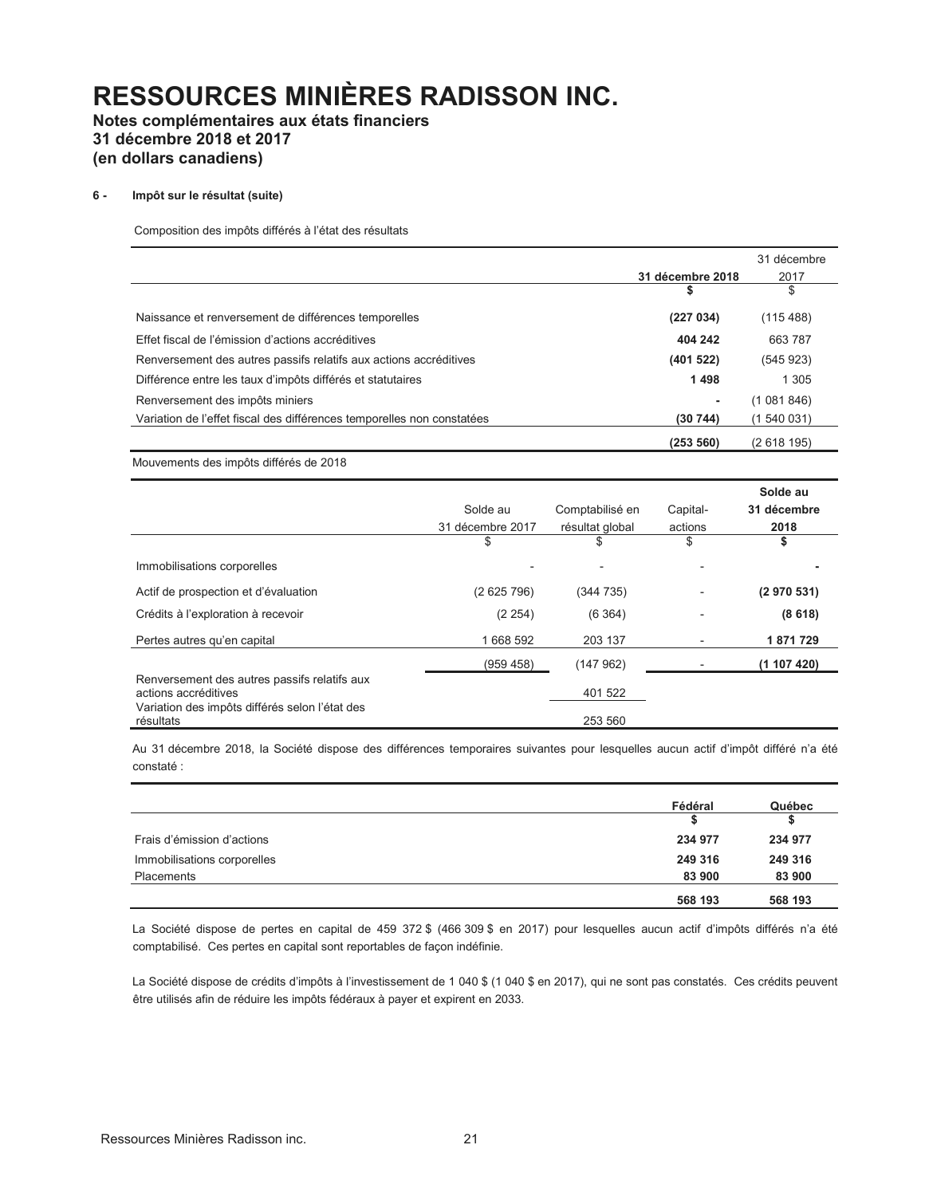# RESSOURCES MINIÈRES RADISSON INC.

**Notes complémentaires aux états financiers**
**31 décembre 2018 et 2017**
**(en dollars canadiens)**

**6 - Impôt sur le résultat (suite)**

Composition des impôts différés à l'état des résultats

| | **31 décembre 2018** | 31 décembre 2017 |
|---|---|---|
| | **$** | $ |
| Naissance et renversement de différences temporelles | **(227 034)** | (115 488) |
| Effet fiscal de l'émission d'actions accréditives | **404 242** | 663 787 |
| Renversement des autres passifs relatifs aux actions accréditives | **(401 522)** | (545 923) |
| Différence entre les taux d'impôts différés et statutaires | **1 498** | 1 305 |
| Renversement des impôts miniers | **-** | (1 081 846) |
| Variation de l'effet fiscal des différences temporelles non constatées | **(30 744)** | (1 540 031) |
| | **(253 560)** | (2 618 195) |

Mouvements des impôts différés de 2018

| | Solde au 31 décembre 2017 | Comptabilisé en résultat global | Capital-actions | **Solde au 31 décembre 2018** |
|---|---|---|---|---|
| | $ | $ | $ | **$** |
| Immobilisations corporelles | - | - | - | **-** |
| Actif de prospection et d'évaluation | (2 625 796) | (344 735) | - | **(2 970 531)** |
| Crédits à l'exploration à recevoir | (2 254) | (6 364) | - | **(8 618)** |
| Pertes autres qu'en capital | 1 668 592 | 203 137 | - | **1 871 729** |
| | (959 458) | (147 962) | - | **(1 107 420)** |
| Renversement des autres passifs relatifs aux actions accréditives | | 401 522 | | |
| Variation des impôts différés selon l'état des résultats | | 253 560 | | |

Au 31 décembre 2018, la Société dispose des différences temporaires suivantes pour lesquelles aucun actif d'impôt différé n'a été constaté :

| | **Fédéral** | **Québec** |
|---|---|---|
| | **$** | **$** |
| Frais d'émission d'actions | **234 977** | **234 977** |
| Immobilisations corporelles | **249 316** | **249 316** |
| Placements | **83 900** | **83 900** |
| | **568 193** | **568 193** |

La Société dispose de pertes en capital de 459 372 $ (466 309 $ en 2017) pour lesquelles aucun actif d'impôts différés n'a été comptabilisé. Ces pertes en capital sont reportables de façon indéfinie.

La Société dispose de crédits d'impôts à l'investissement de 1 040 $ (1 040 $ en 2017), qui ne sont pas constatés. Ces crédits peuvent être utilisés afin de réduire les impôts fédéraux à payer et expirent en 2033.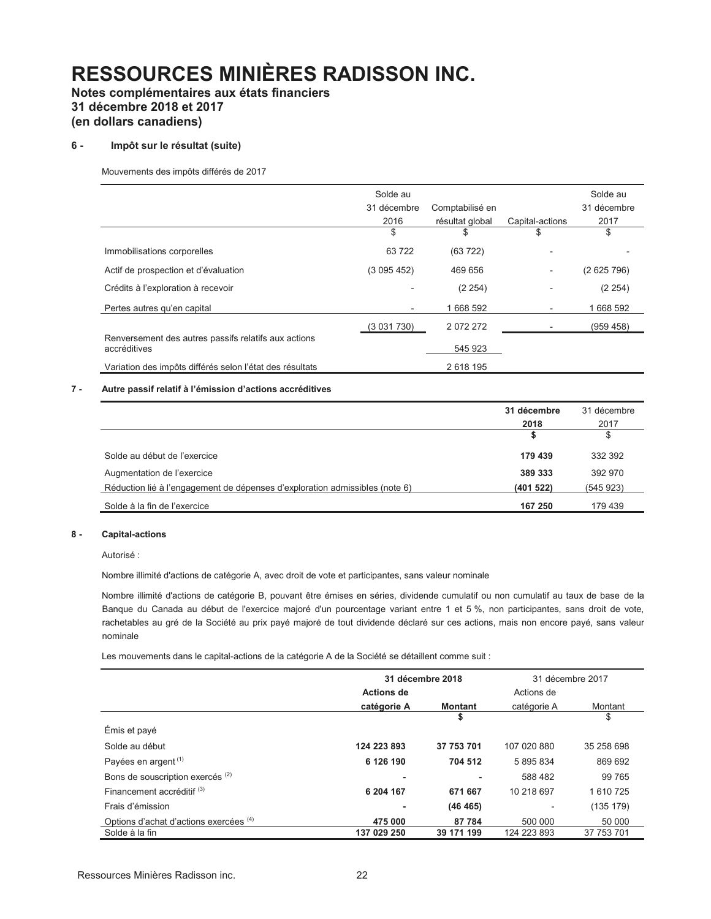# RESSOURCES MINIÈRES RADISSON INC.

**Notes complémentaires aux états financiers**
**31 décembre 2018 et 2017**
**(en dollars canadiens)**

## 6 - Impôt sur le résultat (suite)

Mouvements des impôts différés de 2017

| | Solde au 31 décembre 2016 | Comptabilisé en résultat global | Capital-actions | Solde au 31 décembre 2017 |
|---|---|---|---|---|
| | $ | $ | $ | $ |
| Immobilisations corporelles | 63 722 | (63 722) | - | - |
| Actif de prospection et d'évaluation | (3 095 452) | 469 656 | - | (2 625 796) |
| Crédits à l'exploration à recevoir | - | (2 254) | - | (2 254) |
| Pertes autres qu'en capital | - | 1 668 592 | - | 1 668 592 |
| | (3 031 730) | 2 072 272 | - | (959 458) |
| Renversement des autres passifs relatifs aux actions accréditives | | 545 923 | | |
| Variation des impôts différés selon l'état des résultats | | 2 618 195 | | |

## 7 - Autre passif relatif à l'émission d'actions accréditives

| | **31 décembre 2018** | 31 décembre 2017 |
|---|---|---|
| | **$** | $ |
| Solde au début de l'exercice | **179 439** | 332 392 |
| Augmentation de l'exercice | **389 333** | 392 970 |
| Réduction lié à l'engagement de dépenses d'exploration admissibles (note 6) | **(401 522)** | (545 923) |
| Solde à la fin de l'exercice | **167 250** | 179 439 |

## 8 - Capital-actions

Autorisé :

Nombre illimité d'actions de catégorie A, avec droit de vote et participantes, sans valeur nominale

Nombre illimité d'actions de catégorie B, pouvant être émises en séries, dividende cumulatif ou non cumulatif au taux de base de la Banque du Canada au début de l'exercice majoré d'un pourcentage variant entre 1 et 5 %, non participantes, sans droit de vote, rachetables au gré de la Société au prix payé majoré de tout dividende déclaré sur ces actions, mais non encore payé, sans valeur nominale

Les mouvements dans le capital-actions de la catégorie A de la Société se détaillent comme suit :

| | **31 décembre 2018** | | 31 décembre 2017 | |
|---|---|---|---|---|
| | **Actions de catégorie A** | **Montant** | Actions de catégorie A | Montant |
| | | **$** | | $ |
| Émis et payé | | | | |
| Solde au début | **124 223 893** | **37 753 701** | 107 020 880 | 35 258 698 |
| Payées en argent [(1)] | **6 126 190** | **704 512** | 5 895 834 | 869 692 |
| Bons de souscription exercés [(2)] | **-** | **-** | 588 482 | 99 765 |
| Financement accréditif [(3)] | **6 204 167** | **671 667** | 10 218 697 | 1 610 725 |
| Frais d'émission | **-** | **(46 465)** | - | (135 179) |
| Options d'achat d'actions exercées [(4)] | **475 000** | **87 784** | 500 000 | 50 000 |
| Solde à la fin | **137 029 250** | **39 171 199** | 124 223 893 | 37 753 701 |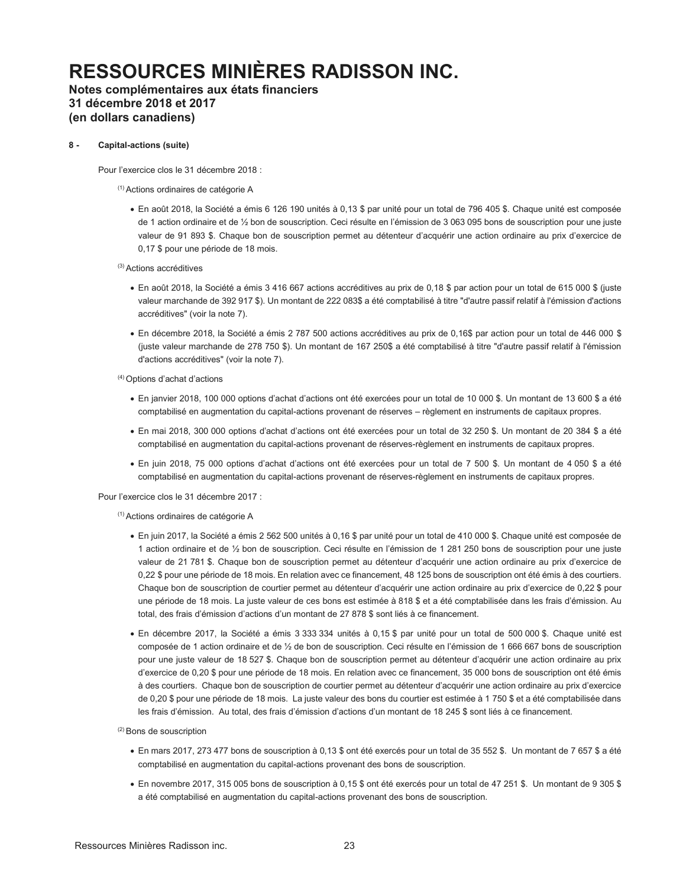# RESSOURCES MINIÈRES RADISSON INC.

**Notes complémentaires aux états financiers**
**31 décembre 2018 et 2017**
**(en dollars canadiens)**

**8 - Capital-actions (suite)**

Pour l'exercice clos le 31 décembre 2018 :

[1] Actions ordinaires de catégorie A

- En août 2018, la Société a émis 6 126 190 unités à 0,13 $ par unité pour un total de 796 405 $. Chaque unité est composée de 1 action ordinaire et de ½ bon de souscription. Ceci résulte en l'émission de 3 063 095 bons de souscription pour une juste valeur de 91 893 $. Chaque bon de souscription permet au détenteur d'acquérir une action ordinaire au prix d'exercice de 0,17 $ pour une période de 18 mois.

[3] Actions accréditives

- En août 2018, la Société a émis 3 416 667 actions accréditives au prix de 0,18 $ par action pour un total de 615 000 $ (juste valeur marchande de 392 917 $). Un montant de 222 083$ a été comptabilisé à titre "d'autre passif relatif à l'émission d'actions accréditives" (voir la note 7).
- En décembre 2018, la Société a émis 2 787 500 actions accréditives au prix de 0,16$ par action pour un total de 446 000 $ (juste valeur marchande de 278 750 $). Un montant de 167 250$ a été comptabilisé à titre "d'autre passif relatif à l'émission d'actions accréditives" (voir la note 7).

[4] Options d'achat d'actions

- En janvier 2018, 100 000 options d'achat d'actions ont été exercées pour un total de 10 000 $. Un montant de 13 600 $ a été comptabilisé en augmentation du capital-actions provenant de réserves – règlement en instruments de capitaux propres.
- En mai 2018, 300 000 options d'achat d'actions ont été exercées pour un total de 32 250 $. Un montant de 20 384 $ a été comptabilisé en augmentation du capital-actions provenant de réserves-règlement en instruments de capitaux propres.
- En juin 2018, 75 000 options d'achat d'actions ont été exercées pour un total de 7 500 $. Un montant de 4 050 $ a été comptabilisé en augmentation du capital-actions provenant de réserves-règlement en instruments de capitaux propres.

Pour l'exercice clos le 31 décembre 2017 :

[1] Actions ordinaires de catégorie A

- En juin 2017, la Société a émis 2 562 500 unités à 0,16 $ par unité pour un total de 410 000 $. Chaque unité est composée de 1 action ordinaire et de ½ bon de souscription. Ceci résulte en l'émission de 1 281 250 bons de souscription pour une juste valeur de 21 781 $. Chaque bon de souscription permet au détenteur d'acquérir une action ordinaire au prix d'exercice de 0,22 $ pour une période de 18 mois. En relation avec ce financement, 48 125 bons de souscription ont été émis à des courtiers. Chaque bon de souscription de courtier permet au détenteur d'acquérir une action ordinaire au prix d'exercice de 0,22 $ pour une période de 18 mois. La juste valeur de ces bons est estimée à 818 $ et a été comptabilisée dans les frais d'émission. Au total, des frais d'émission d'actions d'un montant de 27 878 $ sont liés à ce financement.
- En décembre 2017, la Société a émis 3 333 334 unités à 0,15 $ par unité pour un total de 500 000 $. Chaque unité est composée de 1 action ordinaire et de ½ de bon de souscription. Ceci résulte en l'émission de 1 666 667 bons de souscription pour une juste valeur de 18 527 $. Chaque bon de souscription permet au détenteur d'acquérir une action ordinaire au prix d'exercice de 0,20 $ pour une période de 18 mois. En relation avec ce financement, 35 000 bons de souscription ont été émis à des courtiers. Chaque bon de souscription de courtier permet au détenteur d'acquérir une action ordinaire au prix d'exercice de 0,20 $ pour une période de 18 mois. La juste valeur des bons du courtier est estimée à 1 750 $ et a été comptabilisée dans les frais d'émission. Au total, des frais d'émission d'actions d'un montant de 18 245 $ sont liés à ce financement.

[2] Bons de souscription

- En mars 2017, 273 477 bons de souscription à 0,13 $ ont été exercés pour un total de 35 552 $. Un montant de 7 657 $ a été comptabilisé en augmentation du capital-actions provenant des bons de souscription.
- En novembre 2017, 315 005 bons de souscription à 0,15 $ ont été exercés pour un total de 47 251 $. Un montant de 9 305 $ a été comptabilisé en augmentation du capital-actions provenant des bons de souscription.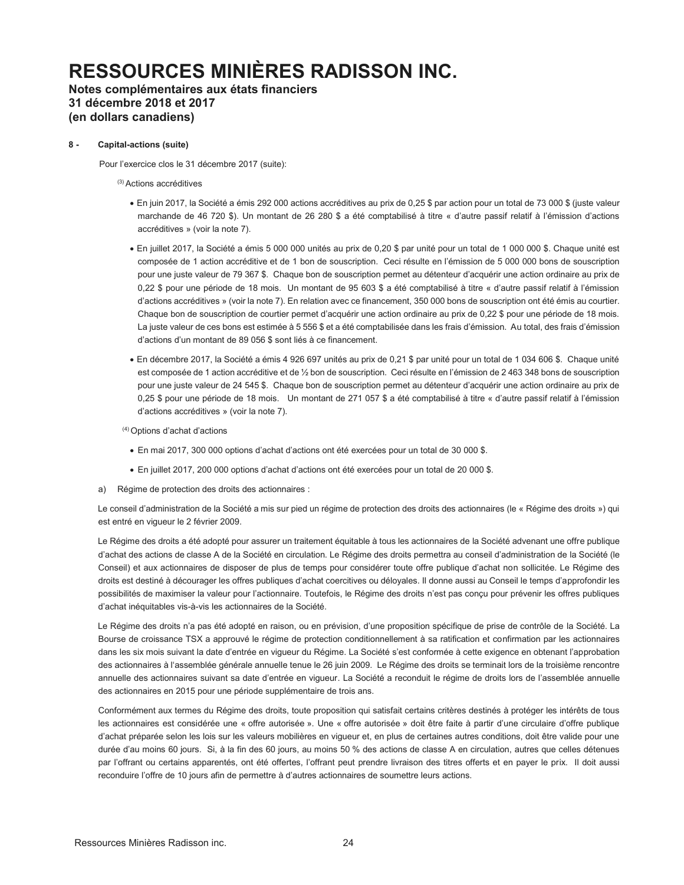# RESSOURCES MINIÈRES RADISSON INC.

**Notes complémentaires aux états financiers**
**31 décembre 2018 et 2017**
**(en dollars canadiens)**

**8 - Capital-actions (suite)**

Pour l'exercice clos le 31 décembre 2017 (suite):

(3) Actions accréditives

- En juin 2017, la Société a émis 292 000 actions accréditives au prix de 0,25 $ par action pour un total de 73 000 $ (juste valeur marchande de 46 720 $). Un montant de 26 280 $ a été comptabilisé à titre « d'autre passif relatif à l'émission d'actions accréditives » (voir la note 7).
- En juillet 2017, la Société a émis 5 000 000 unités au prix de 0,20 $ par unité pour un total de 1 000 000 $. Chaque unité est composée de 1 action accréditive et de 1 bon de souscription. Ceci résulte en l'émission de 5 000 000 bons de souscription pour une juste valeur de 79 367 $. Chaque bon de souscription permet au détenteur d'acquérir une action ordinaire au prix de 0,22 $ pour une période de 18 mois. Un montant de 95 603 $ a été comptabilisé à titre « d'autre passif relatif à l'émission d'actions accréditives » (voir la note 7). En relation avec ce financement, 350 000 bons de souscription ont été émis au courtier. Chaque bon de souscription de courtier permet d'acquérir une action ordinaire au prix de 0,22 $ pour une période de 18 mois. La juste valeur de ces bons est estimée à 5 556 $ et a été comptabilisée dans les frais d'émission. Au total, des frais d'émission d'actions d'un montant de 89 056 $ sont liés à ce financement.
- En décembre 2017, la Société a émis 4 926 697 unités au prix de 0,21 $ par unité pour un total de 1 034 606 $. Chaque unité est composée de 1 action accréditive et de ½ bon de souscription. Ceci résulte en l'émission de 2 463 348 bons de souscription pour une juste valeur de 24 545 $. Chaque bon de souscription permet au détenteur d'acquérir une action ordinaire au prix de 0,25 $ pour une période de 18 mois. Un montant de 271 057 $ a été comptabilisé à titre « d'autre passif relatif à l'émission d'actions accréditives » (voir la note 7).

(4) Options d'achat d'actions

- En mai 2017, 300 000 options d'achat d'actions ont été exercées pour un total de 30 000 $.
- En juillet 2017, 200 000 options d'achat d'actions ont été exercées pour un total de 20 000 $.

a) Régime de protection des droits des actionnaires :

Le conseil d'administration de la Société a mis sur pied un régime de protection des droits des actionnaires (le « Régime des droits ») qui est entré en vigueur le 2 février 2009.

Le Régime des droits a été adopté pour assurer un traitement équitable à tous les actionnaires de la Société advenant une offre publique d'achat des actions de classe A de la Société en circulation. Le Régime des droits permettra au conseil d'administration de la Société (le Conseil) et aux actionnaires de disposer de plus de temps pour considérer toute offre publique d'achat non sollicitée. Le Régime des droits est destiné à décourager les offres publiques d'achat coercitives ou déloyales. Il donne aussi au Conseil le temps d'approfondir les possibilités de maximiser la valeur pour l'actionnaire. Toutefois, le Régime des droits n'est pas conçu pour prévenir les offres publiques d'achat inéquitables vis-à-vis les actionnaires de la Société.

Le Régime des droits n'a pas été adopté en raison, ou en prévision, d'une proposition spécifique de prise de contrôle de la Société. La Bourse de croissance TSX a approuvé le régime de protection conditionnellement à sa ratification et confirmation par les actionnaires dans les six mois suivant la date d'entrée en vigueur du Régime. La Société s'est conformée à cette exigence en obtenant l'approbation des actionnaires à l'assemblée générale annuelle tenue le 26 juin 2009. Le Régime des droits se terminait lors de la troisième rencontre annuelle des actionnaires suivant sa date d'entrée en vigueur. La Société a reconduit le régime de droits lors de l'assemblée annuelle des actionnaires en 2015 pour une période supplémentaire de trois ans.

Conformément aux termes du Régime des droits, toute proposition qui satisfait certains critères destinés à protéger les intérêts de tous les actionnaires est considérée une « offre autorisée ». Une « offre autorisée » doit être faite à partir d'une circulaire d'offre publique d'achat préparée selon les lois sur les valeurs mobilières en vigueur et, en plus de certaines autres conditions, doit être valide pour une durée d'au moins 60 jours. Si, à la fin des 60 jours, au moins 50 % des actions de classe A en circulation, autres que celles détenues par l'offrant ou certains apparentés, ont été offertes, l'offrant peut prendre livraison des titres offerts et en payer le prix. Il doit aussi reconduire l'offre de 10 jours afin de permettre à d'autres actionnaires de soumettre leurs actions.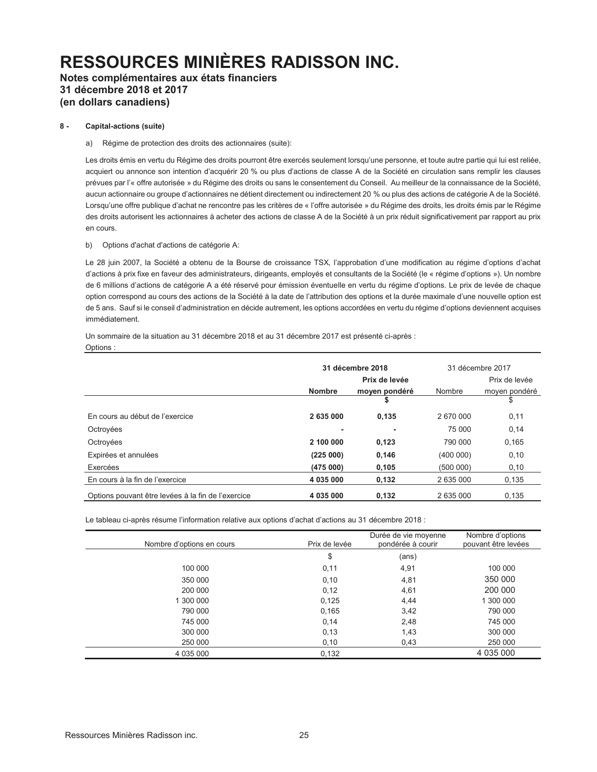# RESSOURCES MINIÈRES RADISSON INC.

**Notes complémentaires aux états financiers**
**31 décembre 2018 et 2017**
**(en dollars canadiens)**

**8 - Capital-actions (suite)**

a) Régime de protection des droits des actionnaires (suite):

Les droits émis en vertu du Régime des droits pourront être exercés seulement lorsqu'une personne, et toute autre partie qui lui est reliée, acquiert ou annonce son intention d'acquérir 20 % ou plus d'actions de classe A de la Société en circulation sans remplir les clauses prévues par l'« offre autorisée » du Régime des droits ou sans le consentement du Conseil. Au meilleur de la connaissance de la Société, aucun actionnaire ou groupe d'actionnaires ne détient directement ou indirectement 20 % ou plus des actions de catégorie A de la Société. Lorsqu'une offre publique d'achat ne rencontre pas les critères de « l'offre autorisée » du Régime des droits, les droits émis par le Régime des droits autorisent les actionnaires à acheter des actions de classe A de la Société à un prix réduit significativement par rapport au prix en cours.

b) Options d'achat d'actions de catégorie A:

Le 28 juin 2007, la Société a obtenu de la Bourse de croissance TSX, l'approbation d'une modification au régime d'options d'achat d'actions à prix fixe en faveur des administrateurs, dirigeants, employés et consultants de la Société (le « régime d'options »). Un nombre de 6 millions d'actions de catégorie A a été réservé pour émission éventuelle en vertu du régime d'options. Le prix de levée de chaque option correspond au cours des actions de la Société à la date de l'attribution des options et la durée maximale d'une nouvelle option est de 5 ans. Sauf si le conseil d'administration en décide autrement, les options accordées en vertu du régime d'options deviennent acquises immédiatement.

Un sommaire de la situation au 31 décembre 2018 et au 31 décembre 2017 est présenté ci-après :

Options :

| | **31 décembre 2018** | | 31 décembre 2017 | |
|---|---|---|---|---|
| | **Nombre** | **Prix de levée moyen pondéré** | Nombre | Prix de levée moyen pondéré |
| | | **$** | | $ |
| En cours au début de l'exercice | **2 635 000** | **0,135** | 2 670 000 | 0,11 |
| Octroyées | **-** | **-** | 75 000 | 0,14 |
| Octroyées | **2 100 000** | **0,123** | 790 000 | 0,165 |
| Expirées et annulées | **(225 000)** | **0,146** | (400 000) | 0,10 |
| Exercées | **(475 000)** | **0,105** | (500 000) | 0,10 |
| En cours à la fin de l'exercice | **4 035 000** | **0,132** | 2 635 000 | 0,135 |
| Options pouvant être levées à la fin de l'exercice | **4 035 000** | **0,132** | 2 635 000 | 0,135 |

Le tableau ci-après résume l'information relative aux options d'achat d'actions au 31 décembre 2018 :

| Nombre d'options en cours | Prix de levée | Durée de vie moyenne pondérée à courir | Nombre d'options pouvant être levées |
|---|---|---|---|
| | $ | (ans) | |
| 100 000 | 0,11 | 4,91 | 100 000 |
| 350 000 | 0,10 | 4,81 | 350 000 |
| 200 000 | 0,12 | 4,61 | 200 000 |
| 1 300 000 | 0,125 | 4,44 | 1 300 000 |
| 790 000 | 0,165 | 3,42 | 790 000 |
| 745 000 | 0,14 | 2,48 | 745 000 |
| 300 000 | 0,13 | 1,43 | 300 000 |
| 250 000 | 0,10 | 0,43 | 250 000 |
| 4 035 000 | 0,132 | | 4 035 000 |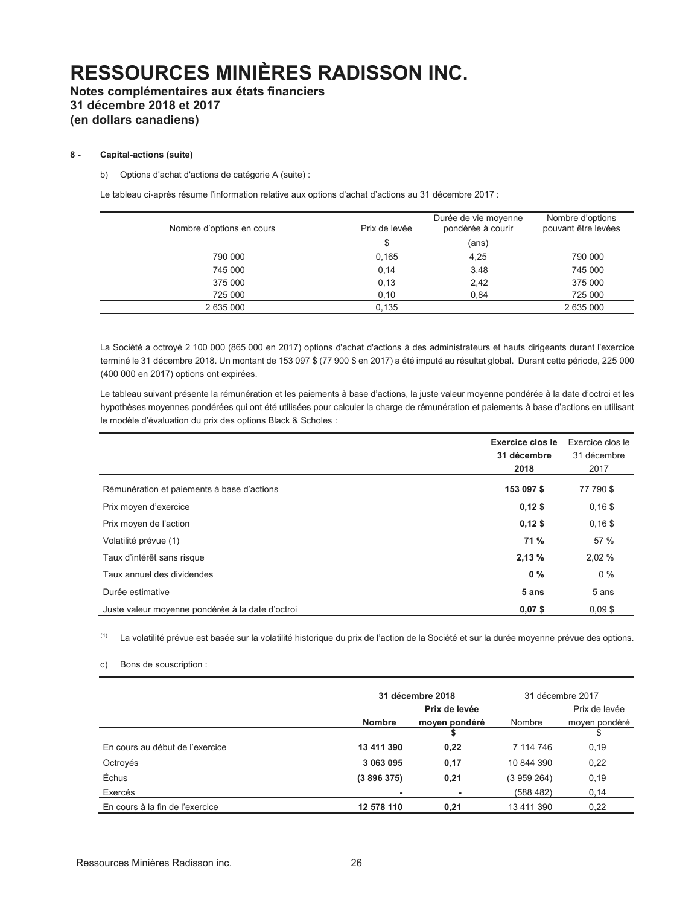# RESSOURCES MINIÈRES RADISSON INC.

**Notes complémentaires aux états financiers**
**31 décembre 2018 et 2017**
**(en dollars canadiens)**

**8 - Capital-actions (suite)**

b) Options d'achat d'actions de catégorie A (suite) :

Le tableau ci-après résume l'information relative aux options d'achat d'actions au 31 décembre 2017 :

| Nombre d'options en cours | Prix de levée | Durée de vie moyenne pondérée à courir | Nombre d'options pouvant être levées |
|---|---|---|---|
| | $ | (ans) | |
| 790 000 | 0,165 | 4,25 | 790 000 |
| 745 000 | 0,14 | 3,48 | 745 000 |
| 375 000 | 0,13 | 2,42 | 375 000 |
| 725 000 | 0,10 | 0,84 | 725 000 |
| 2 635 000 | 0,135 | | 2 635 000 |

La Société a octroyé 2 100 000 (865 000 en 2017) options d'achat d'actions à des administrateurs et hauts dirigeants durant l'exercice terminé le 31 décembre 2018. Un montant de 153 097 $ (77 900 $ en 2017) a été imputé au résultat global. Durant cette période, 225 000 (400 000 en 2017) options sont expirées.

Le tableau suivant présente la rémunération et les paiements à base d'actions, la juste valeur moyenne pondérée à la date d'octroi et les hypothèses moyennes pondérées qui ont été utilisées pour calculer la charge de rémunération et paiements à base d'actions en utilisant le modèle d'évaluation du prix des options Black & Scholes :

| | **Exercice clos le 31 décembre 2018** | Exercice clos le 31 décembre 2017 |
|---|---|---|
| Rémunération et paiements à base d'actions | **153 097 $** | 77 790 $ |
| Prix moyen d'exercice | **0,12 $** | 0,16 $ |
| Prix moyen de l'action | **0,12 $** | 0,16 $ |
| Volatilité prévue (1) | **71 %** | 57 % |
| Taux d'intérêt sans risque | **2,13 %** | 2,02 % |
| Taux annuel des dividendes | **0 %** | 0 % |
| Durée estimative | **5 ans** | 5 ans |
| Juste valeur moyenne pondérée à la date d'octroi | **0,07 $** | 0,09 $ |

(1) La volatilité prévue est basée sur la volatilité historique du prix de l'action de la Société et sur la durée moyenne prévue des options.

c) Bons de souscription :

| | **31 décembre 2018** | | 31 décembre 2017 | |
|---|---|---|---|---|
| | **Nombre** | **Prix de levée moyen pondéré** | Nombre | Prix de levée moyen pondéré |
| | | **$** | | $ |
| En cours au début de l'exercice | **13 411 390** | **0,22** | 7 114 746 | 0,19 |
| Octroyés | **3 063 095** | **0,17** | 10 844 390 | 0,22 |
| Échus | **(3 896 375)** | **0,21** | (3 959 264) | 0,19 |
| Exercés | **-** | **-** | (588 482) | 0,14 |
| En cours à la fin de l'exercice | **12 578 110** | **0,21** | 13 411 390 | 0,22 |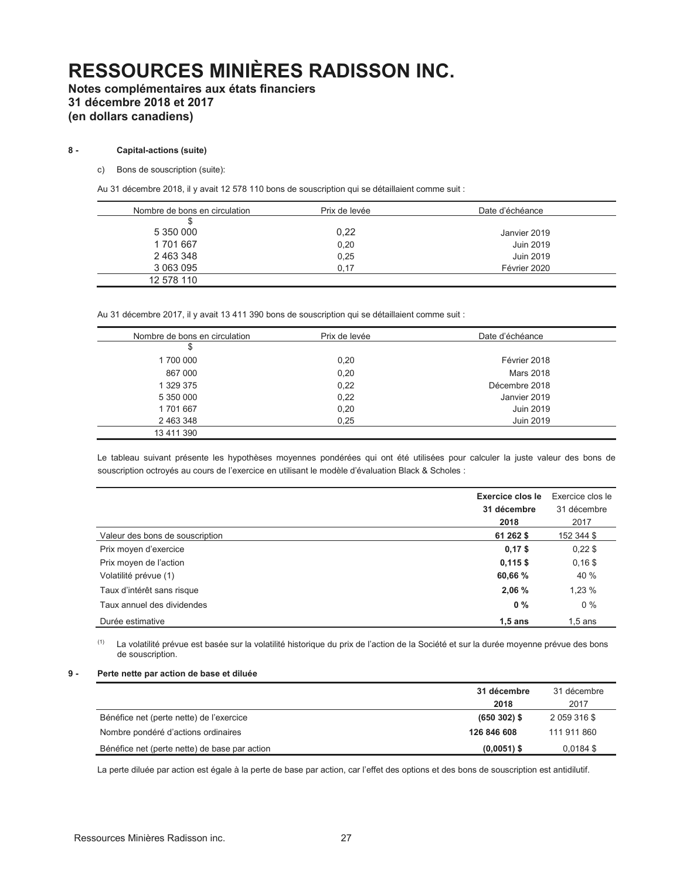# RESSOURCES MINIÈRES RADISSON INC.

**Notes complémentaires aux états financiers**
**31 décembre 2018 et 2017**
**(en dollars canadiens)**

**8 - Capital-actions (suite)**

c) Bons de souscription (suite):

Au 31 décembre 2018, il y avait 12 578 110 bons de souscription qui se détaillaient comme suit :

| Nombre de bons en circulation | Prix de levée | Date d'échéance |
|---|---|---|
| | $ | |
| 5 350 000 | 0,22 | Janvier 2019 |
| 1 701 667 | 0,20 | Juin 2019 |
| 2 463 348 | 0,25 | Juin 2019 |
| 3 063 095 | 0,17 | Février 2020 |
| 12 578 110 | | |

Au 31 décembre 2017, il y avait 13 411 390 bons de souscription qui se détaillaient comme suit :

| Nombre de bons en circulation | Prix de levée | Date d'échéance |
|---|---|---|
| | $ | |
| 1 700 000 | 0,20 | Février 2018 |
| 867 000 | 0,20 | Mars 2018 |
| 1 329 375 | 0,22 | Décembre 2018 |
| 5 350 000 | 0,22 | Janvier 2019 |
| 1 701 667 | 0,20 | Juin 2019 |
| 2 463 348 | 0,25 | Juin 2019 |
| 13 411 390 | | |

Le tableau suivant présente les hypothèses moyennes pondérées qui ont été utilisées pour calculer la juste valeur des bons de souscription octroyés au cours de l'exercice en utilisant le modèle d'évaluation Black & Scholes :

| | **Exercice clos le 31 décembre 2018** | Exercice clos le 31 décembre 2017 |
|---|---|---|
| Valeur des bons de souscription | **61 262 $** | 152 344 $ |
| Prix moyen d'exercice | **0,17 $** | 0,22 $ |
| Prix moyen de l'action | **0,115 $** | 0,16 $ |
| Volatilité prévue (1) | **60,66 %** | 40 % |
| Taux d'intérêt sans risque | **2,06 %** | 1,23 % |
| Taux annuel des dividendes | **0 %** | 0 % |
| Durée estimative | **1,5 ans** | 1,5 ans |

(1) La volatilité prévue est basée sur la volatilité historique du prix de l'action de la Société et sur la durée moyenne prévue des bons de souscription.

**9 - Perte nette par action de base et diluée**

| | **31 décembre 2018** | 31 décembre 2017 |
|---|---|---|
| Bénéfice net (perte nette) de l'exercice | **(650 302) $** | 2 059 316 $ |
| Nombre pondéré d'actions ordinaires | **126 846 608** | 111 911 860 |
| Bénéfice net (perte nette) de base par action | **(0,0051) $** | 0,0184 $ |

La perte diluée par action est égale à la perte de base par action, car l'effet des options et des bons de souscription est antidilutif.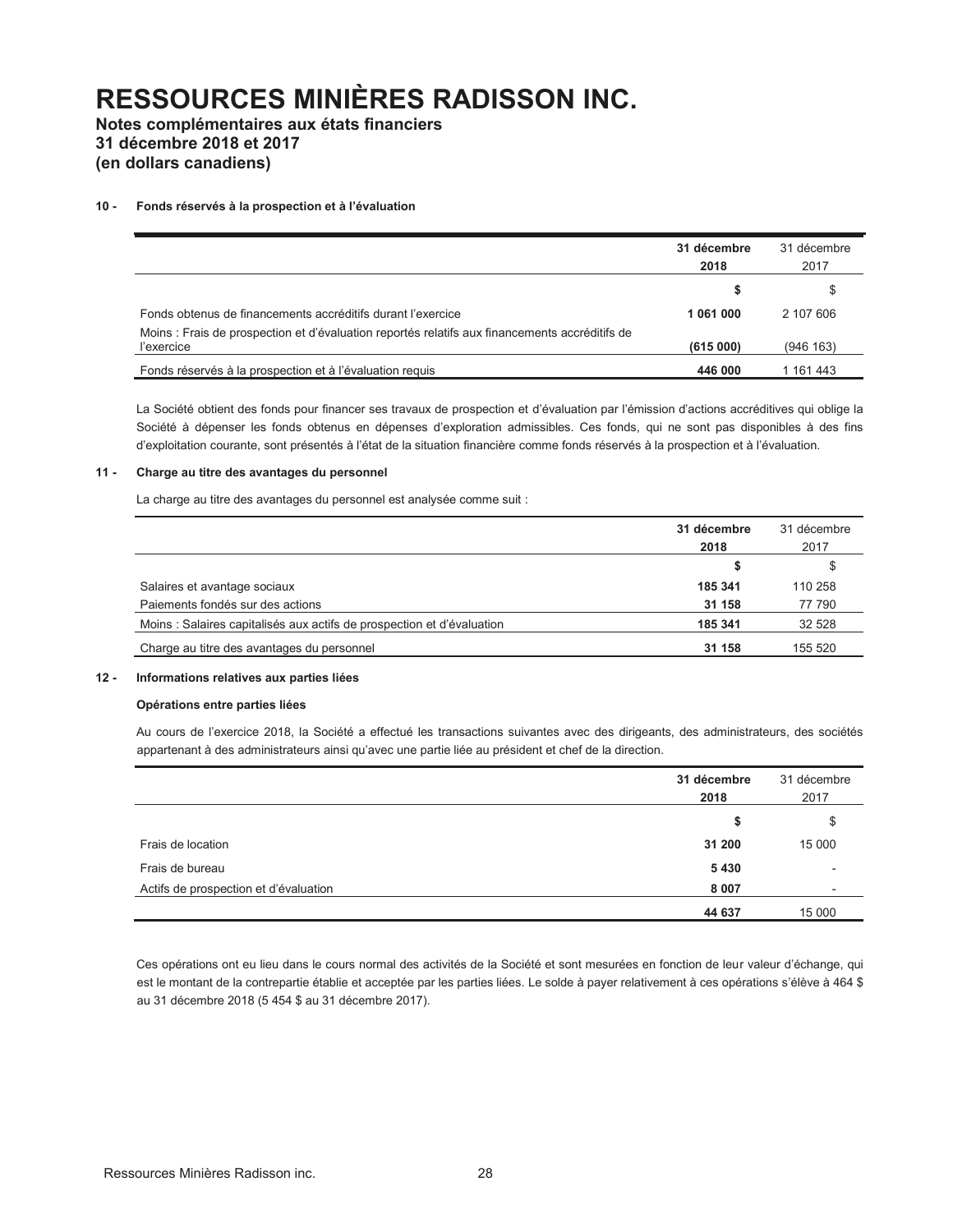# RESSOURCES MINIÈRES RADISSON INC.

**Notes complémentaires aux états financiers**
**31 décembre 2018 et 2017**
**(en dollars canadiens)**

#### 10 - Fonds réservés à la prospection et à l'évaluation

| | **31 décembre 2018** | 31 décembre 2017 |
|---|---|---|
| | **$** | $ |
| Fonds obtenus de financements accréditifs durant l'exercice | **1 061 000** | 2 107 606 |
| Moins : Frais de prospection et d'évaluation reportés relatifs aux financements accréditifs de l'exercice | **(615 000)** | (946 163) |
| Fonds réservés à la prospection et à l'évaluation requis | **446 000** | 1 161 443 |

La Société obtient des fonds pour financer ses travaux de prospection et d'évaluation par l'émission d'actions accréditives qui oblige la Société à dépenser les fonds obtenus en dépenses d'exploration admissibles. Ces fonds, qui ne sont pas disponibles à des fins d'exploitation courante, sont présentés à l'état de la situation financière comme fonds réservés à la prospection et à l'évaluation.

#### 11 - Charge au titre des avantages du personnel

La charge au titre des avantages du personnel est analysée comme suit :

| | **31 décembre 2018** | 31 décembre 2017 |
|---|---|---|
| | **$** | $ |
| Salaires et avantage sociaux | **185 341** | 110 258 |
| Paiements fondés sur des actions | **31 158** | 77 790 |
| Moins : Salaires capitalisés aux actifs de prospection et d'évaluation | **185 341** | 32 528 |
| Charge au titre des avantages du personnel | **31 158** | 155 520 |

#### 12 - Informations relatives aux parties liées

**Opérations entre parties liées**

Au cours de l'exercice 2018, la Société a effectué les transactions suivantes avec des dirigeants, des administrateurs, des sociétés appartenant à des administrateurs ainsi qu'avec une partie liée au président et chef de la direction.

| | **31 décembre 2018** | 31 décembre 2017 |
|---|---|---|
| | **$** | $ |
| Frais de location | **31 200** | 15 000 |
| Frais de bureau | **5 430** | - |
| Actifs de prospection et d'évaluation | **8 007** | - |
| | **44 637** | 15 000 |

Ces opérations ont eu lieu dans le cours normal des activités de la Société et sont mesurées en fonction de leur valeur d'échange, qui est le montant de la contrepartie établie et acceptée par les parties liées. Le solde à payer relativement à ces opérations s'élève à 464 $ au 31 décembre 2018 (5 454 $ au 31 décembre 2017).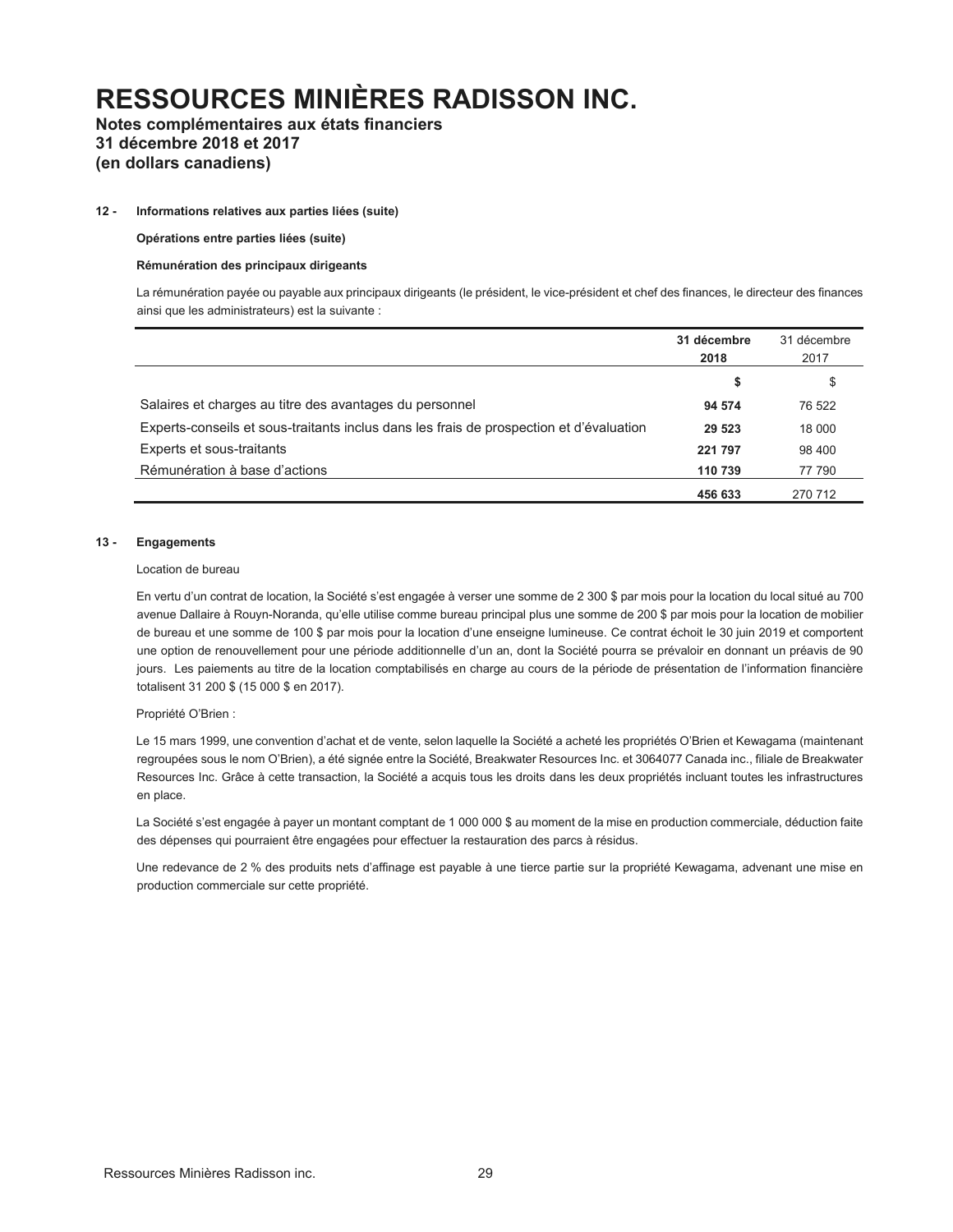# RESSOURCES MINIÈRES RADISSON INC.

**Notes complémentaires aux états financiers**
**31 décembre 2018 et 2017**
**(en dollars canadiens)**

**12 - Informations relatives aux parties liées (suite)**

**Opérations entre parties liées (suite)**

**Rémunération des principaux dirigeants**

La rémunération payée ou payable aux principaux dirigeants (le président, le vice-président et chef des finances, le directeur des finances ainsi que les administrateurs) est la suivante :

| | **31 décembre 2018** | 31 décembre 2017 |
|---|---|---|
| | **$** | $ |
| Salaires et charges au titre des avantages du personnel | **94 574** | 76 522 |
| Experts-conseils et sous-traitants inclus dans les frais de prospection et d'évaluation | **29 523** | 18 000 |
| Experts et sous-traitants | **221 797** | 98 400 |
| Rémunération à base d'actions | **110 739** | 77 790 |
| | **456 633** | 270 712 |

**13 - Engagements**

Location de bureau

En vertu d'un contrat de location, la Société s'est engagée à verser une somme de 2 300 $ par mois pour la location du local situé au 700 avenue Dallaire à Rouyn-Noranda, qu'elle utilise comme bureau principal plus une somme de 200 $ par mois pour la location de mobilier de bureau et une somme de 100 $ par mois pour la location d'une enseigne lumineuse. Ce contrat échoit le 30 juin 2019 et comportent une option de renouvellement pour une période additionnelle d'un an, dont la Société pourra se prévaloir en donnant un préavis de 90 jours. Les paiements au titre de la location comptabilisés en charge au cours de la période de présentation de l'information financière totalisent 31 200 $ (15 000 $ en 2017).

Propriété O'Brien :

Le 15 mars 1999, une convention d'achat et de vente, selon laquelle la Société a acheté les propriétés O'Brien et Kewagama (maintenant regroupées sous le nom O'Brien), a été signée entre la Société, Breakwater Resources Inc. et 3064077 Canada inc., filiale de Breakwater Resources Inc. Grâce à cette transaction, la Société a acquis tous les droits dans les deux propriétés incluant toutes les infrastructures en place.

La Société s'est engagée à payer un montant comptant de 1 000 000 $ au moment de la mise en production commerciale, déduction faite des dépenses qui pourraient être engagées pour effectuer la restauration des parcs à résidus.

Une redevance de 2 % des produits nets d'affinage est payable à une tierce partie sur la propriété Kewagama, advenant une mise en production commerciale sur cette propriété.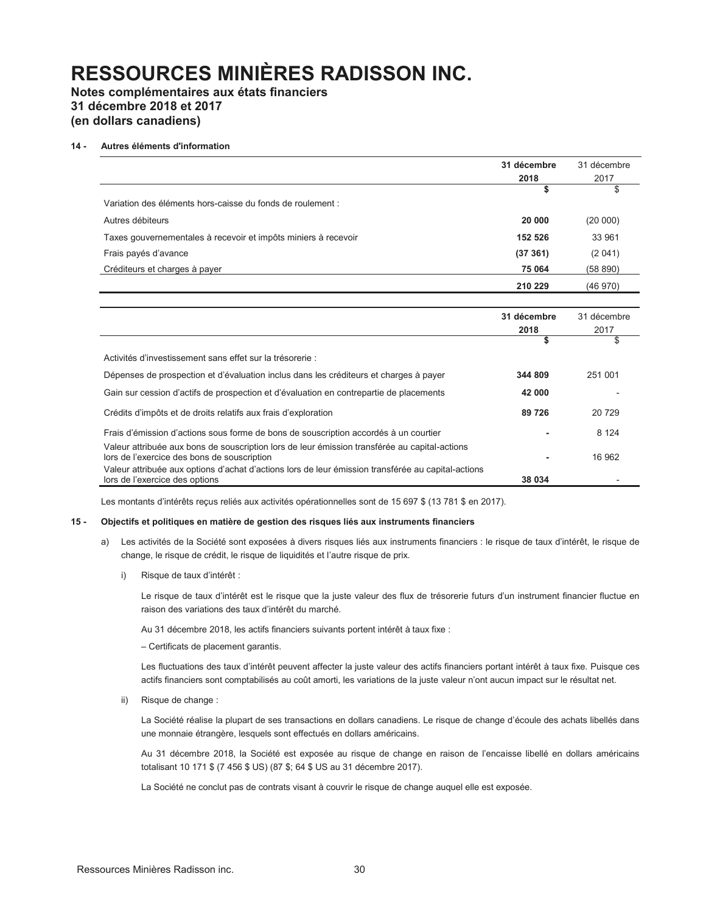# RESSOURCES MINIÈRES RADISSON INC.

**Notes complémentaires aux états financiers**
**31 décembre 2018 et 2017**
**(en dollars canadiens)**

### 14 - Autres éléments d'information

| | 31 décembre 2018 | 31 décembre 2017 |
|---|---|---|
| | **$** | $ |
| Variation des éléments hors-caisse du fonds de roulement : | | |
| Autres débiteurs | **20 000** | (20 000) |
| Taxes gouvernementales à recevoir et impôts miniers à recevoir | **152 526** | 33 961 |
| Frais payés d'avance | **(37 361)** | (2 041) |
| Créditeurs et charges à payer | **75 064** | (58 890) |
| | **210 229** | (46 970) |

| | 31 décembre 2018 | 31 décembre 2017 |
|---|---|---|
| | **$** | $ |
| Activités d'investissement sans effet sur la trésorerie : | | |
| Dépenses de prospection et d'évaluation inclus dans les créditeurs et charges à payer | **344 809** | 251 001 |
| Gain sur cession d'actifs de prospection et d'évaluation en contrepartie de placements | **42 000** | - |
| Crédits d'impôts et de droits relatifs aux frais d'exploration | **89 726** | 20 729 |
| Frais d'émission d'actions sous forme de bons de souscription accordés à un courtier | **-** | 8 124 |
| Valeur attribuée aux bons de souscription lors de leur émission transférée au capital-actions lors de l'exercice des bons de souscription | **-** | 16 962 |
| Valeur attribuée aux options d'achat d'actions lors de leur émission transférée au capital-actions lors de l'exercice des options | **38 034** | - |

Les montants d'intérêts reçus reliés aux activités opérationnelles sont de 15 697 $ (13 781 $ en 2017).

### 15 - Objectifs et politiques en matière de gestion des risques liés aux instruments financiers

a) Les activités de la Société sont exposées à divers risques liés aux instruments financiers : le risque de taux d'intérêt, le risque de change, le risque de crédit, le risque de liquidités et l'autre risque de prix.

i) Risque de taux d'intérêt :

Le risque de taux d'intérêt est le risque que la juste valeur des flux de trésorerie futurs d'un instrument financier fluctue en raison des variations des taux d'intérêt du marché.

Au 31 décembre 2018, les actifs financiers suivants portent intérêt à taux fixe :

– Certificats de placement garantis.

Les fluctuations des taux d'intérêt peuvent affecter la juste valeur des actifs financiers portant intérêt à taux fixe. Puisque ces actifs financiers sont comptabilisés au coût amorti, les variations de la juste valeur n'ont aucun impact sur le résultat net.

ii) Risque de change :

La Société réalise la plupart de ses transactions en dollars canadiens. Le risque de change d'écoule des achats libellés dans une monnaie étrangère, lesquels sont effectués en dollars américains.

Au 31 décembre 2018, la Société est exposée au risque de change en raison de l'encaisse libellé en dollars américains totalisant 10 171 $ (7 456 $ US) (87 $; 64 $ US au 31 décembre 2017).

La Société ne conclut pas de contrats visant à couvrir le risque de change auquel elle est exposée.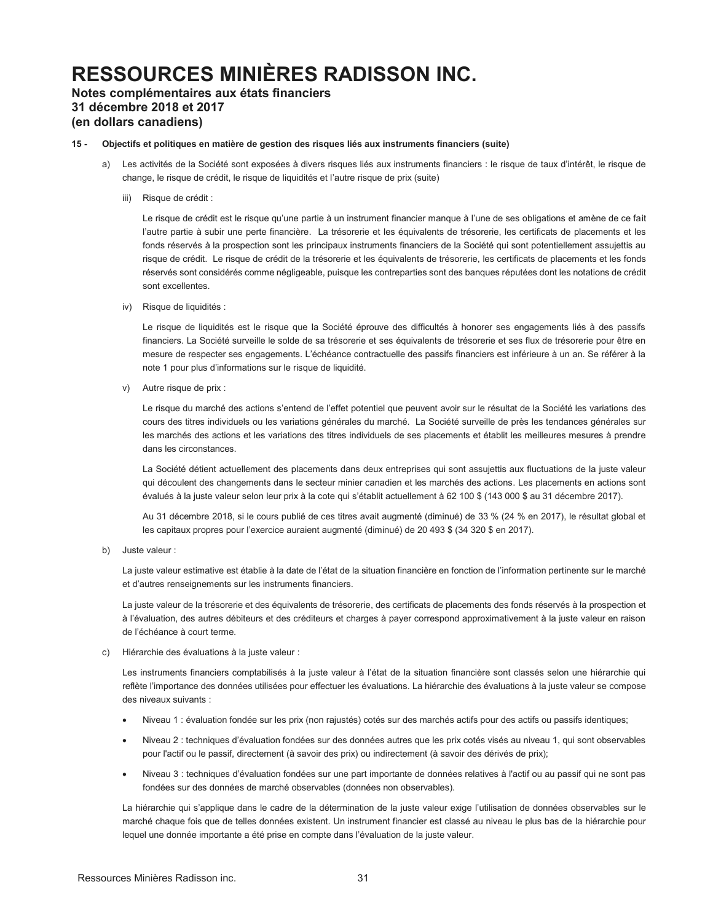# RESSOURCES MINIÈRES RADISSON INC.

**Notes complémentaires aux états financiers**
**31 décembre 2018 et 2017**
**(en dollars canadiens)**

**15 - Objectifs et politiques en matière de gestion des risques liés aux instruments financiers (suite)**

a) Les activités de la Société sont exposées à divers risques liés aux instruments financiers : le risque de taux d'intérêt, le risque de change, le risque de crédit, le risque de liquidités et l'autre risque de prix (suite)

iii) Risque de crédit :

Le risque de crédit est le risque qu'une partie à un instrument financier manque à l'une de ses obligations et amène de ce fait l'autre partie à subir une perte financière. La trésorerie et les équivalents de trésorerie, les certificats de placements et les fonds réservés à la prospection sont les principaux instruments financiers de la Société qui sont potentiellement assujettis au risque de crédit. Le risque de crédit de la trésorerie et les équivalents de trésorerie, les certificats de placements et les fonds réservés sont considérés comme négligeable, puisque les contreparties sont des banques réputées dont les notations de crédit sont excellentes.

iv) Risque de liquidités :

Le risque de liquidités est le risque que la Société éprouve des difficultés à honorer ses engagements liés à des passifs financiers. La Société surveille le solde de sa trésorerie et ses équivalents de trésorerie et ses flux de trésorerie pour être en mesure de respecter ses engagements. L'échéance contractuelle des passifs financiers est inférieure à un an. Se référer à la note 1 pour plus d'informations sur le risque de liquidité.

v) Autre risque de prix :

Le risque du marché des actions s'entend de l'effet potentiel que peuvent avoir sur le résultat de la Société les variations des cours des titres individuels ou les variations générales du marché. La Société surveille de près les tendances générales sur les marchés des actions et les variations des titres individuels de ses placements et établit les meilleures mesures à prendre dans les circonstances.

La Société détient actuellement des placements dans deux entreprises qui sont assujettis aux fluctuations de la juste valeur qui découlent des changements dans le secteur minier canadien et les marchés des actions. Les placements en actions sont évalués à la juste valeur selon leur prix à la cote qui s'établit actuellement à 62 100 $ (143 000 $ au 31 décembre 2017).

Au 31 décembre 2018, si le cours publié de ces titres avait augmenté (diminué) de 33 % (24 % en 2017), le résultat global et les capitaux propres pour l'exercice auraient augmenté (diminué) de 20 493 $ (34 320 $ en 2017).

b) Juste valeur :

La juste valeur estimative est établie à la date de l'état de la situation financière en fonction de l'information pertinente sur le marché et d'autres renseignements sur les instruments financiers.

La juste valeur de la trésorerie et des équivalents de trésorerie, des certificats de placements des fonds réservés à la prospection et à l'évaluation, des autres débiteurs et des créditeurs et charges à payer correspond approximativement à la juste valeur en raison de l'échéance à court terme.

c) Hiérarchie des évaluations à la juste valeur :

Les instruments financiers comptabilisés à la juste valeur à l'état de la situation financière sont classés selon une hiérarchie qui reflète l'importance des données utilisées pour effectuer les évaluations. La hiérarchie des évaluations à la juste valeur se compose des niveaux suivants :

- Niveau 1 : évaluation fondée sur les prix (non rajustés) cotés sur des marchés actifs pour des actifs ou passifs identiques;
- Niveau 2 : techniques d'évaluation fondées sur des données autres que les prix cotés visés au niveau 1, qui sont observables pour l'actif ou le passif, directement (à savoir des prix) ou indirectement (à savoir des dérivés de prix);
- Niveau 3 : techniques d'évaluation fondées sur une part importante de données relatives à l'actif ou au passif qui ne sont pas fondées sur des données de marché observables (données non observables).

La hiérarchie qui s'applique dans le cadre de la détermination de la juste valeur exige l'utilisation de données observables sur le marché chaque fois que de telles données existent. Un instrument financier est classé au niveau le plus bas de la hiérarchie pour lequel une donnée importante a été prise en compte dans l'évaluation de la juste valeur.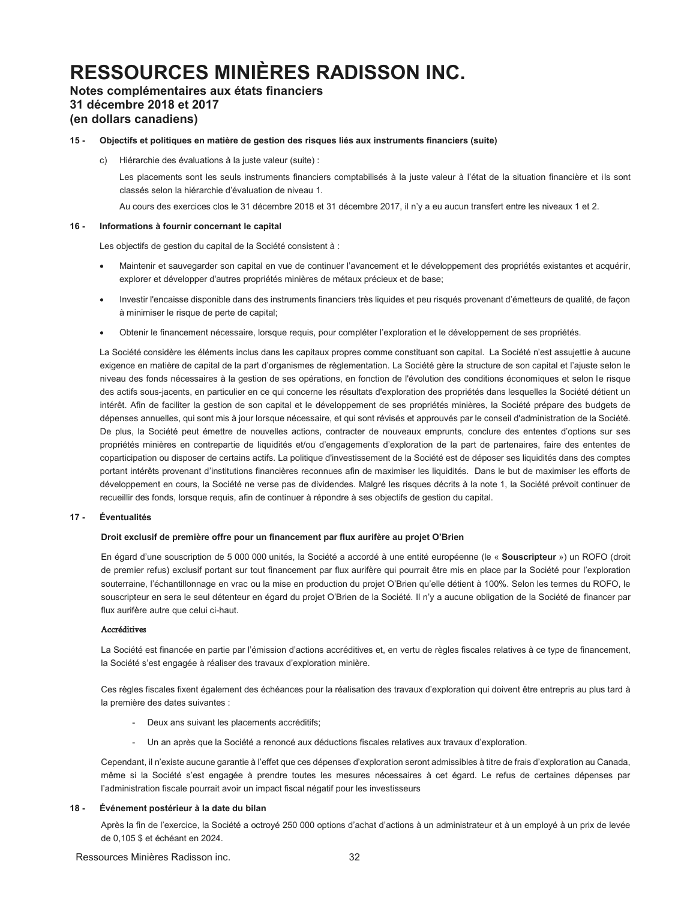# RESSOURCES MINIÈRES RADISSON INC.

**Notes complémentaires aux états financiers**
**31 décembre 2018 et 2017**
**(en dollars canadiens)**

**15 - Objectifs et politiques en matière de gestion des risques liés aux instruments financiers (suite)**

c) Hiérarchie des évaluations à la juste valeur (suite) :

Les placements sont les seuls instruments financiers comptabilisés à la juste valeur à l'état de la situation financière et ils sont classés selon la hiérarchie d'évaluation de niveau 1.

Au cours des exercices clos le 31 décembre 2018 et 31 décembre 2017, il n'y a eu aucun transfert entre les niveaux 1 et 2.

**16 - Informations à fournir concernant le capital**

Les objectifs de gestion du capital de la Société consistent à :

- Maintenir et sauvegarder son capital en vue de continuer l'avancement et le développement des propriétés existantes et acquérir, explorer et développer d'autres propriétés minières de métaux précieux et de base;
- Investir l'encaisse disponible dans des instruments financiers très liquides et peu risqués provenant d'émetteurs de qualité, de façon à minimiser le risque de perte de capital;
- Obtenir le financement nécessaire, lorsque requis, pour compléter l'exploration et le développement de ses propriétés.

La Société considère les éléments inclus dans les capitaux propres comme constituant son capital. La Société n'est assujettie à aucune exigence en matière de capital de la part d'organismes de règlementation. La Société gère la structure de son capital et l'ajuste selon le niveau des fonds nécessaires à la gestion de ses opérations, en fonction de l'évolution des conditions économiques et selon le risque des actifs sous-jacents, en particulier en ce qui concerne les résultats d'exploration des propriétés dans lesquelles la Société détient un intérêt. Afin de faciliter la gestion de son capital et le développement de ses propriétés minières, la Société prépare des budgets de dépenses annuelles, qui sont mis à jour lorsque nécessaire, et qui sont révisés et approuvés par le conseil d'administration de la Société. De plus, la Société peut émettre de nouvelles actions, contracter de nouveaux emprunts, conclure des ententes d'options sur ses propriétés minières en contrepartie de liquidités et/ou d'engagements d'exploration de la part de partenaires, faire des ententes de coparticipation ou disposer de certains actifs. La politique d'investissement de la Société est de déposer ses liquidités dans des comptes portant intérêts provenant d'institutions financières reconnues afin de maximiser les liquidités. Dans le but de maximiser les efforts de développement en cours, la Société ne verse pas de dividendes. Malgré les risques décrits à la note 1, la Société prévoit continuer de recueillir des fonds, lorsque requis, afin de continuer à répondre à ses objectifs de gestion du capital.

**17 - Éventualités**

**Droit exclusif de première offre pour un financement par flux aurifère au projet O'Brien**

En égard d'une souscription de 5 000 000 unités, la Société a accordé à une entité européenne (le « **Souscripteur** ») un ROFO (droit de premier refus) exclusif portant sur tout financement par flux aurifère qui pourrait être mis en place par la Société pour l'exploration souterraine, l'échantillonnage en vrac ou la mise en production du projet O'Brien qu'elle détient à 100%. Selon les termes du ROFO, le souscripteur en sera le seul détenteur en égard du projet O'Brien de la Société. Il n'y a aucune obligation de la Société de financer par flux aurifère autre que celui ci-haut.

**Accréditives**

La Société est financée en partie par l'émission d'actions accréditives et, en vertu de règles fiscales relatives à ce type de financement, la Société s'est engagée à réaliser des travaux d'exploration minière.

Ces règles fiscales fixent également des échéances pour la réalisation des travaux d'exploration qui doivent être entrepris au plus tard à la première des dates suivantes :

- Deux ans suivant les placements accréditifs;
- Un an après que la Société a renoncé aux déductions fiscales relatives aux travaux d'exploration.

Cependant, il n'existe aucune garantie à l'effet que ces dépenses d'exploration seront admissibles à titre de frais d'exploration au Canada, même si la Société s'est engagée à prendre toutes les mesures nécessaires à cet égard. Le refus de certaines dépenses par l'administration fiscale pourrait avoir un impact fiscal négatif pour les investisseurs

**18 - Événement postérieur à la date du bilan**

Après la fin de l'exercice, la Société a octroyé 250 000 options d'achat d'actions à un administrateur et à un employé à un prix de levée de 0,105 $ et échéant en 2024.